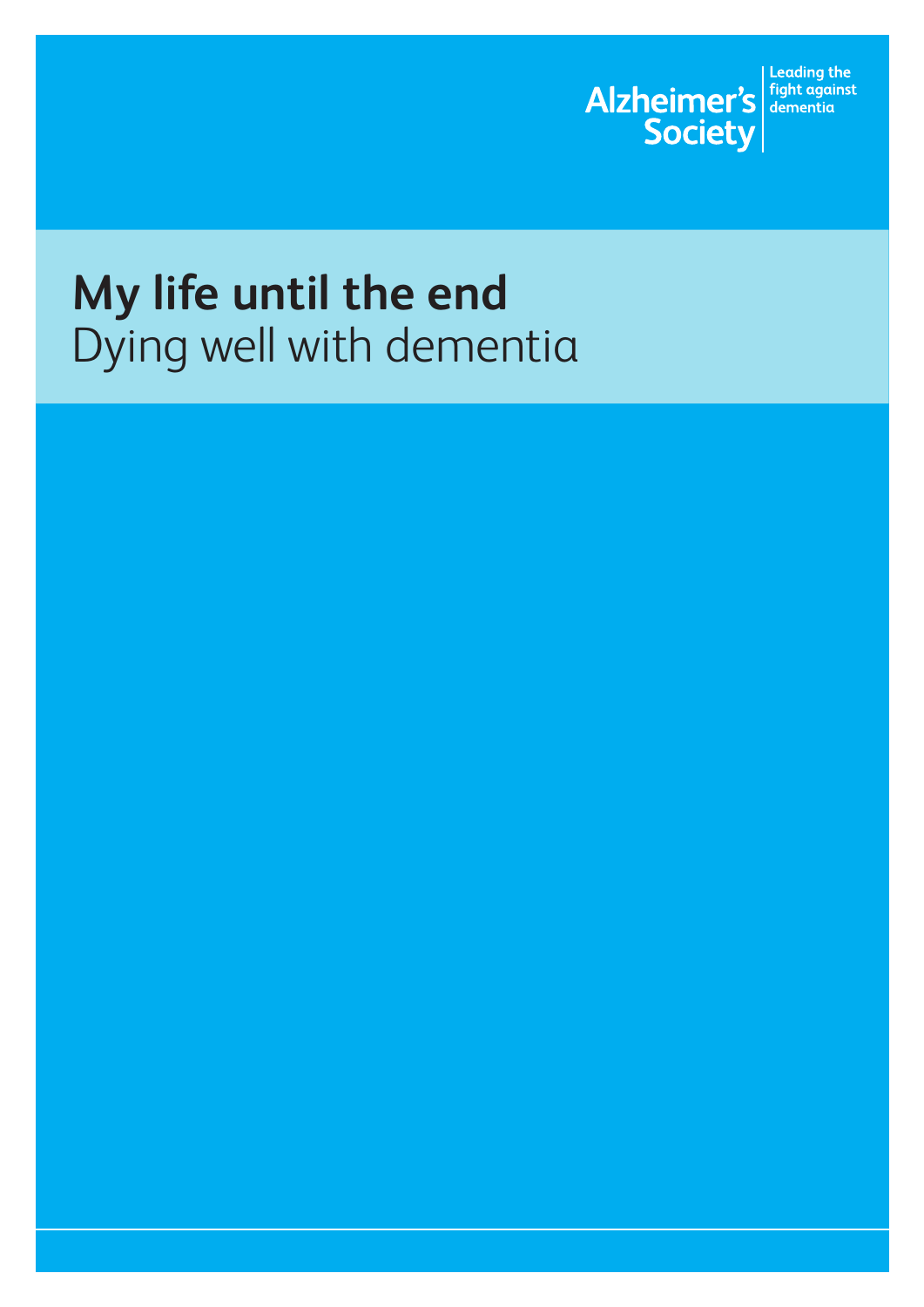Alzheimer's Society

Leading the fight against dementia

# My life until the end

Dying well with dementia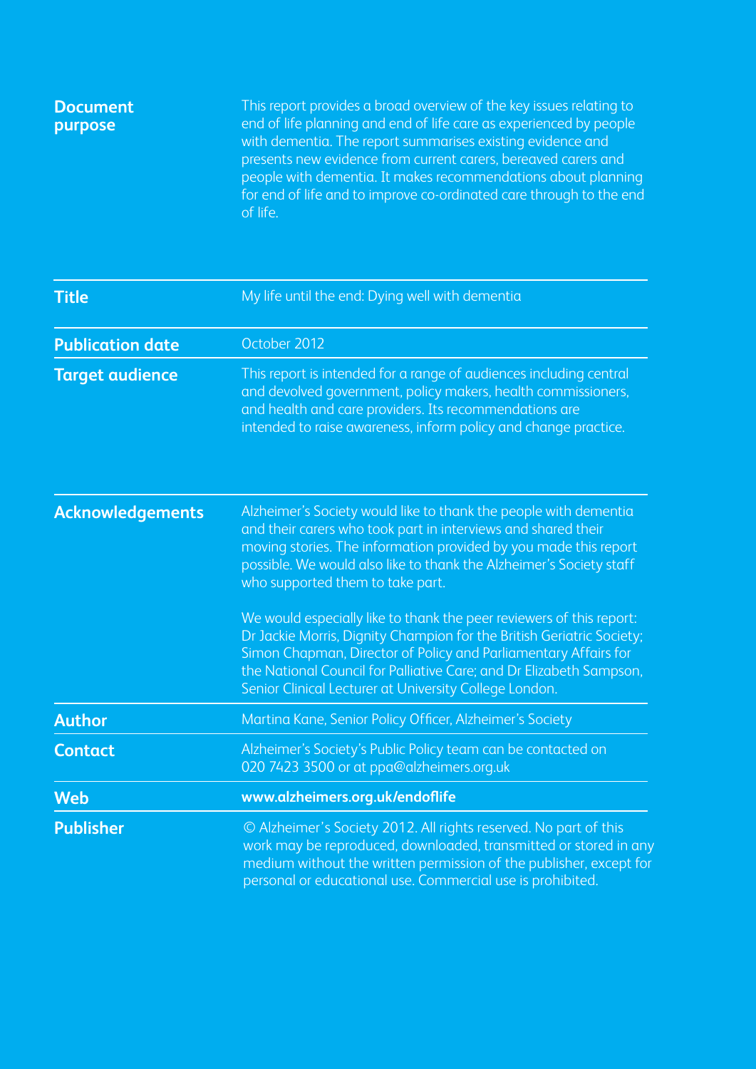| | |
|---|---|
| **Document purpose** | This report provides a broad overview of the key issues relating to end of life planning and end of life care as experienced by people with dementia. The report summarises existing evidence and presents new evidence from current carers, bereaved carers and people with dementia. It makes recommendations about planning for end of life and to improve co-ordinated care through to the end of life. |
| **Title** | My life until the end: Dying well with dementia |
| **Publication date** | October 2012 |
| **Target audience** | This report is intended for a range of audiences including central and devolved government, policy makers, health commissioners, and health and care providers. Its recommendations are intended to raise awareness, inform policy and change practice. |
| **Acknowledgements** | Alzheimer's Society would like to thank the people with dementia and their carers who took part in interviews and shared their moving stories. The information provided by you made this report possible. We would also like to thank the Alzheimer's Society staff who supported them to take part.<br><br>We would especially like to thank the peer reviewers of this report: Dr Jackie Morris, Dignity Champion for the British Geriatric Society; Simon Chapman, Director of Policy and Parliamentary Affairs for the National Council for Palliative Care; and Dr Elizabeth Sampson, Senior Clinical Lecturer at University College London. |
| **Author** | Martina Kane, Senior Policy Officer, Alzheimer's Society |
| **Contact** | Alzheimer's Society's Public Policy team can be contacted on 020 7423 3500 or at ppa@alzheimers.org.uk |
| **Web** | **www.alzheimers.org.uk/endoflife** |
| **Publisher** | © Alzheimer's Society 2012. All rights reserved. No part of this work may be reproduced, downloaded, transmitted or stored in any medium without the written permission of the publisher, except for personal or educational use. Commercial use is prohibited. |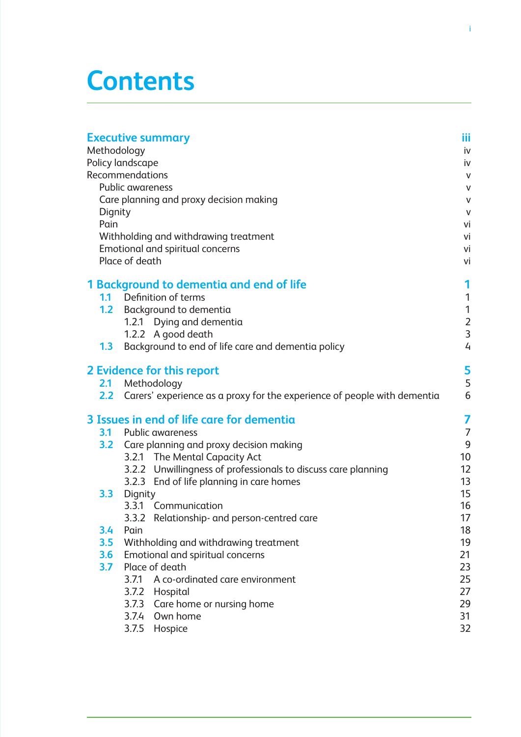# Contents

| | |
|---|---|
| **Executive summary** | **iii** |
| Methodology | iv |
| Policy landscape | iv |
| Recommendations | v |
| Public awareness | v |
| Care planning and proxy decision making | v |
| Dignity | v |
| Pain | vi |
| Withholding and withdrawing treatment | vi |
| Emotional and spiritual concerns | vi |
| Place of death | vi |
| **1 Background to dementia and end of life** | **1** |
| 1.1 Definition of terms | 1 |
| 1.2 Background to dementia | 1 |
| 1.2.1 Dying and dementia | 2 |
| 1.2.2 A good death | 3 |
| 1.3 Background to end of life care and dementia policy | 4 |
| **2 Evidence for this report** | **5** |
| 2.1 Methodology | 5 |
| 2.2 Carers' experience as a proxy for the experience of people with dementia | 6 |
| **3 Issues in end of life care for dementia** | **7** |
| 3.1 Public awareness | 7 |
| 3.2 Care planning and proxy decision making | 9 |
| 3.2.1 The Mental Capacity Act | 10 |
| 3.2.2 Unwillingness of professionals to discuss care planning | 12 |
| 3.2.3 End of life planning in care homes | 13 |
| 3.3 Dignity | 15 |
| 3.3.1 Communication | 16 |
| 3.3.2 Relationship- and person-centred care | 17 |
| 3.4 Pain | 18 |
| 3.5 Withholding and withdrawing treatment | 19 |
| 3.6 Emotional and spiritual concerns | 21 |
| 3.7 Place of death | 23 |
| 3.7.1 A co-ordinated care environment | 25 |
| 3.7.2 Hospital | 27 |
| 3.7.3 Care home or nursing home | 29 |
| 3.7.4 Own home | 31 |
| 3.7.5 Hospice | 32 |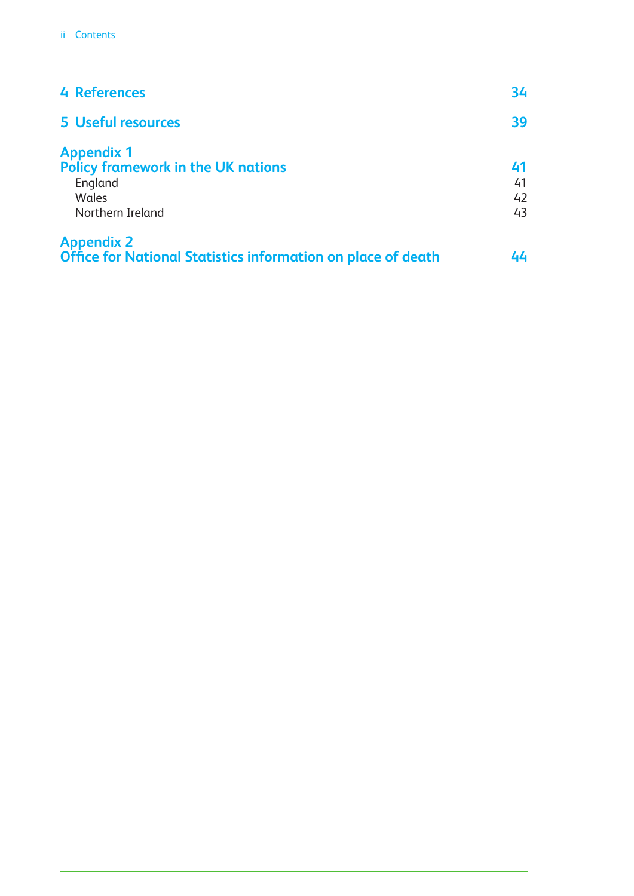| | |
|---|---|
| **4 References** | **34** |
| **5 Useful resources** | **39** |
| **Appendix 1**<br>**Policy framework in the UK nations** | **41** |
| England | 41 |
| Wales | 42 |
| Northern Ireland | 43 |
| **Appendix 2**<br>**Office for National Statistics information on place of death** | **44** |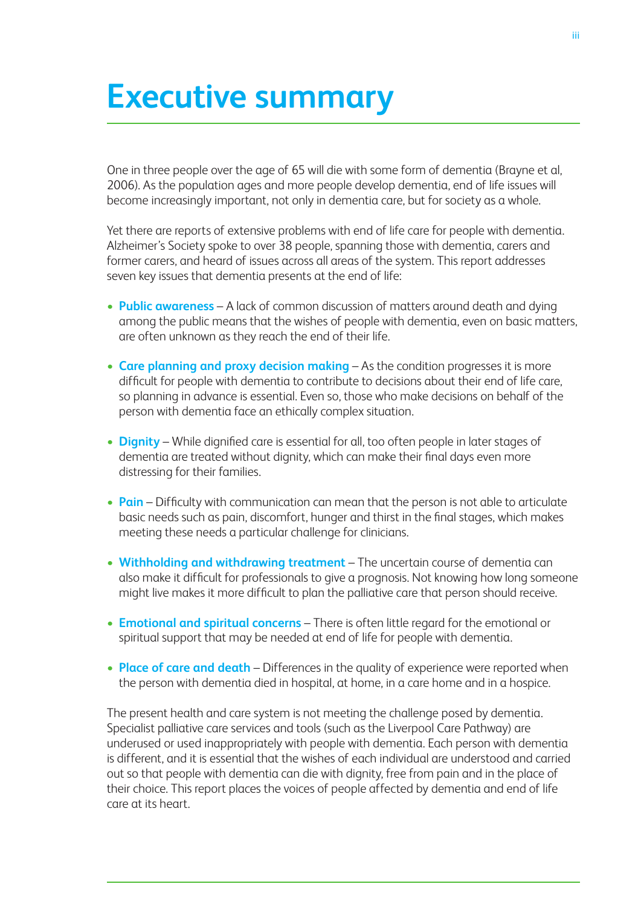# Executive summary

One in three people over the age of 65 will die with some form of dementia (Brayne et al, 2006). As the population ages and more people develop dementia, end of life issues will become increasingly important, not only in dementia care, but for society as a whole.

Yet there are reports of extensive problems with end of life care for people with dementia. Alzheimer's Society spoke to over 38 people, spanning those with dementia, carers and former carers, and heard of issues across all areas of the system. This report addresses seven key issues that dementia presents at the end of life:

- **Public awareness** – A lack of common discussion of matters around death and dying among the public means that the wishes of people with dementia, even on basic matters, are often unknown as they reach the end of their life.
- **Care planning and proxy decision making** – As the condition progresses it is more difficult for people with dementia to contribute to decisions about their end of life care, so planning in advance is essential. Even so, those who make decisions on behalf of the person with dementia face an ethically complex situation.
- **Dignity** – While dignified care is essential for all, too often people in later stages of dementia are treated without dignity, which can make their final days even more distressing for their families.
- **Pain** – Difficulty with communication can mean that the person is not able to articulate basic needs such as pain, discomfort, hunger and thirst in the final stages, which makes meeting these needs a particular challenge for clinicians.
- **Withholding and withdrawing treatment** – The uncertain course of dementia can also make it difficult for professionals to give a prognosis. Not knowing how long someone might live makes it more difficult to plan the palliative care that person should receive.
- **Emotional and spiritual concerns** – There is often little regard for the emotional or spiritual support that may be needed at end of life for people with dementia.
- **Place of care and death** – Differences in the quality of experience were reported when the person with dementia died in hospital, at home, in a care home and in a hospice.

The present health and care system is not meeting the challenge posed by dementia. Specialist palliative care services and tools (such as the Liverpool Care Pathway) are underused or used inappropriately with people with dementia. Each person with dementia is different, and it is essential that the wishes of each individual are understood and carried out so that people with dementia can die with dignity, free from pain and in the place of their choice. This report places the voices of people affected by dementia and end of life care at its heart.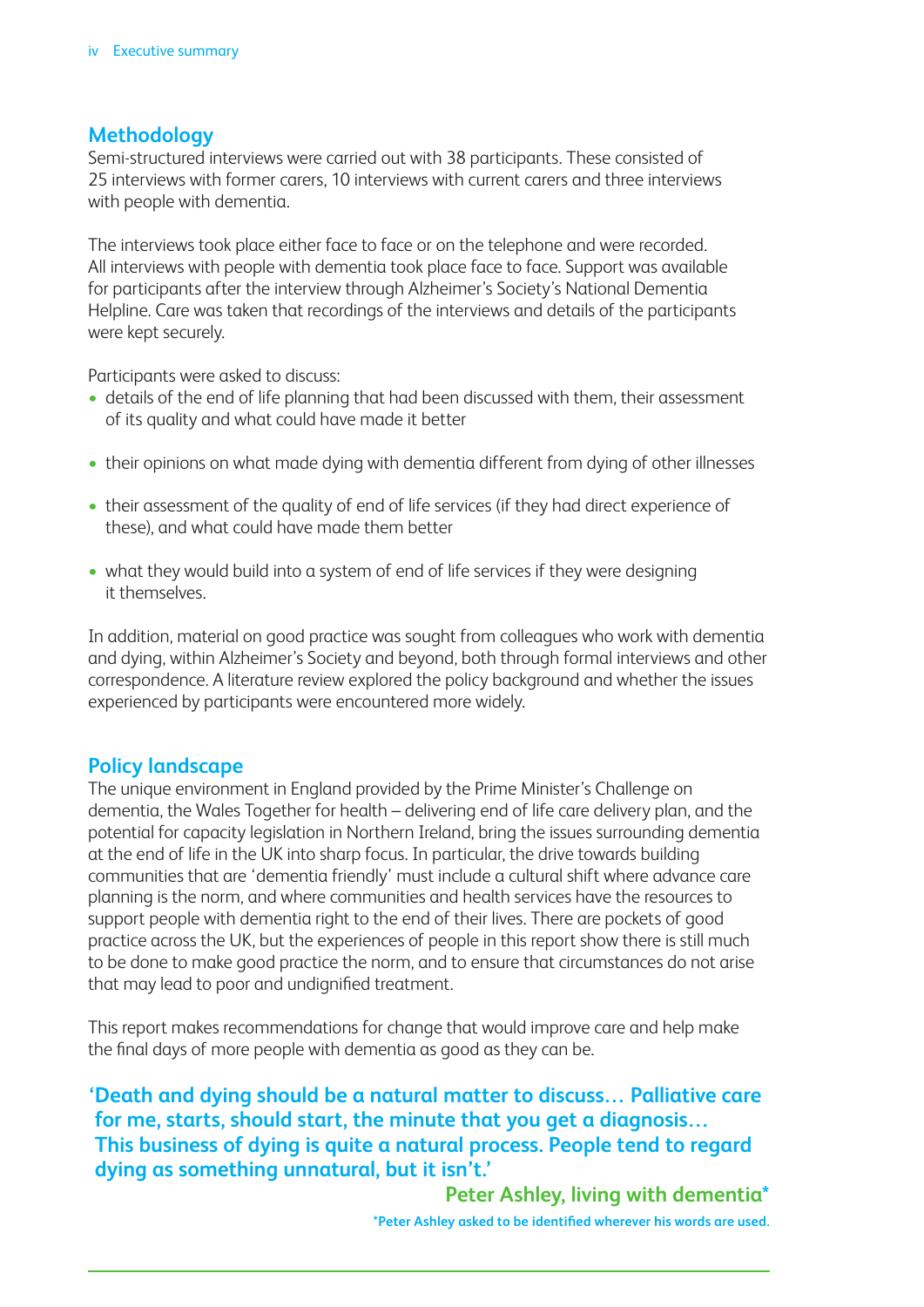## Methodology

Semi-structured interviews were carried out with 38 participants. These consisted of 25 interviews with former carers, 10 interviews with current carers and three interviews with people with dementia.

The interviews took place either face to face or on the telephone and were recorded. All interviews with people with dementia took place face to face. Support was available for participants after the interview through Alzheimer's Society's National Dementia Helpline. Care was taken that recordings of the interviews and details of the participants were kept securely.

Participants were asked to discuss:

- details of the end of life planning that had been discussed with them, their assessment of its quality and what could have made it better
- their opinions on what made dying with dementia different from dying of other illnesses
- their assessment of the quality of end of life services (if they had direct experience of these), and what could have made them better
- what they would build into a system of end of life services if they were designing it themselves.

In addition, material on good practice was sought from colleagues who work with dementia and dying, within Alzheimer's Society and beyond, both through formal interviews and other correspondence. A literature review explored the policy background and whether the issues experienced by participants were encountered more widely.

## Policy landscape

The unique environment in England provided by the Prime Minister's Challenge on dementia, the Wales Together for health – delivering end of life care delivery plan, and the potential for capacity legislation in Northern Ireland, bring the issues surrounding dementia at the end of life in the UK into sharp focus. In particular, the drive towards building communities that are 'dementia friendly' must include a cultural shift where advance care planning is the norm, and where communities and health services have the resources to support people with dementia right to the end of their lives. There are pockets of good practice across the UK, but the experiences of people in this report show there is still much to be done to make good practice the norm, and to ensure that circumstances do not arise that may lead to poor and undignified treatment.

This report makes recommendations for change that would improve care and help make the final days of more people with dementia as good as they can be.

**'Death and dying should be a natural matter to discuss… Palliative care for me, starts, should start, the minute that you get a diagnosis… This business of dying is quite a natural process. People tend to regard dying as something unnatural, but it isn't.'**

**Peter Ashley, living with dementia***

*Peter Ashley asked to be identified wherever his words are used.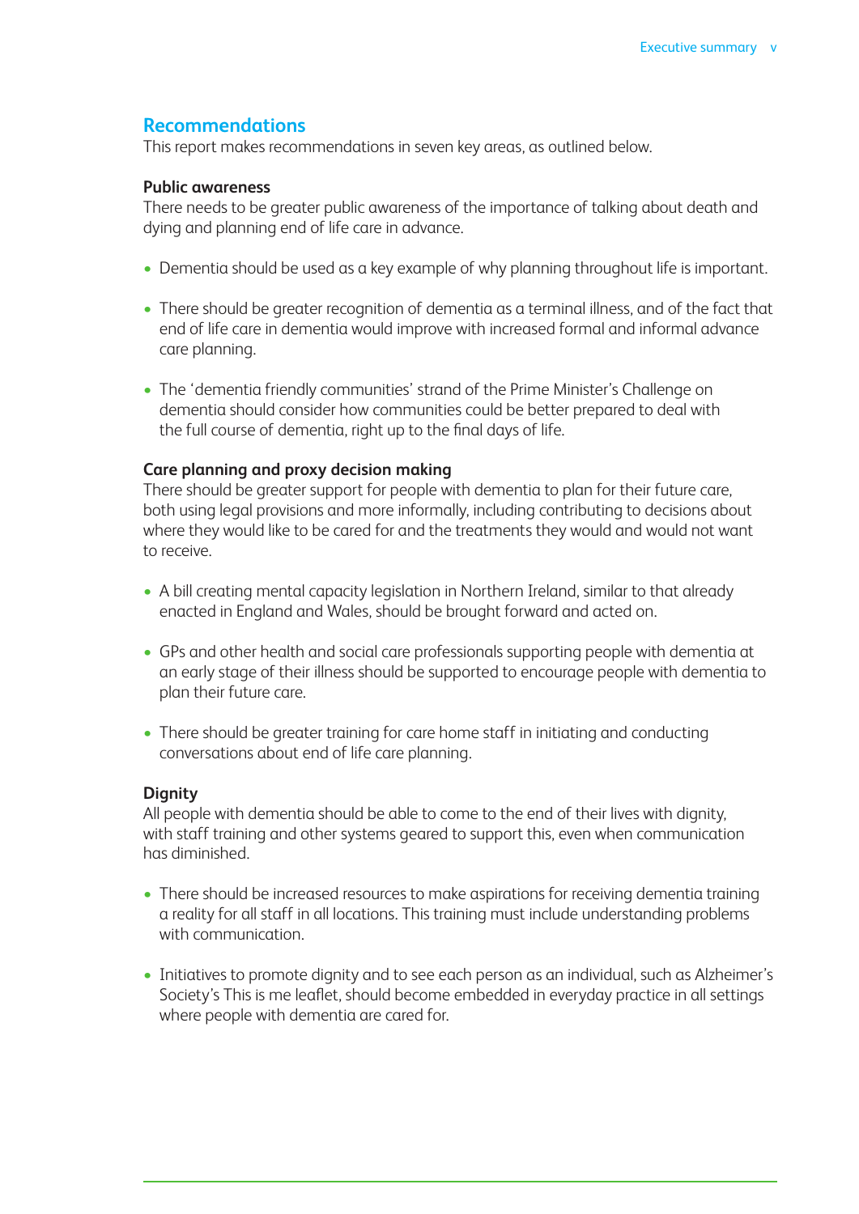## Recommendations

This report makes recommendations in seven key areas, as outlined below.

### Public awareness

There needs to be greater public awareness of the importance of talking about death and dying and planning end of life care in advance.

- Dementia should be used as a key example of why planning throughout life is important.
- There should be greater recognition of dementia as a terminal illness, and of the fact that end of life care in dementia would improve with increased formal and informal advance care planning.
- The 'dementia friendly communities' strand of the Prime Minister's Challenge on dementia should consider how communities could be better prepared to deal with the full course of dementia, right up to the final days of life.

### Care planning and proxy decision making

There should be greater support for people with dementia to plan for their future care, both using legal provisions and more informally, including contributing to decisions about where they would like to be cared for and the treatments they would and would not want to receive.

- A bill creating mental capacity legislation in Northern Ireland, similar to that already enacted in England and Wales, should be brought forward and acted on.
- GPs and other health and social care professionals supporting people with dementia at an early stage of their illness should be supported to encourage people with dementia to plan their future care.
- There should be greater training for care home staff in initiating and conducting conversations about end of life care planning.

### Dignity

All people with dementia should be able to come to the end of their lives with dignity, with staff training and other systems geared to support this, even when communication has diminished.

- There should be increased resources to make aspirations for receiving dementia training a reality for all staff in all locations. This training must include understanding problems with communication.
- Initiatives to promote dignity and to see each person as an individual, such as Alzheimer's Society's This is me leaflet, should become embedded in everyday practice in all settings where people with dementia are cared for.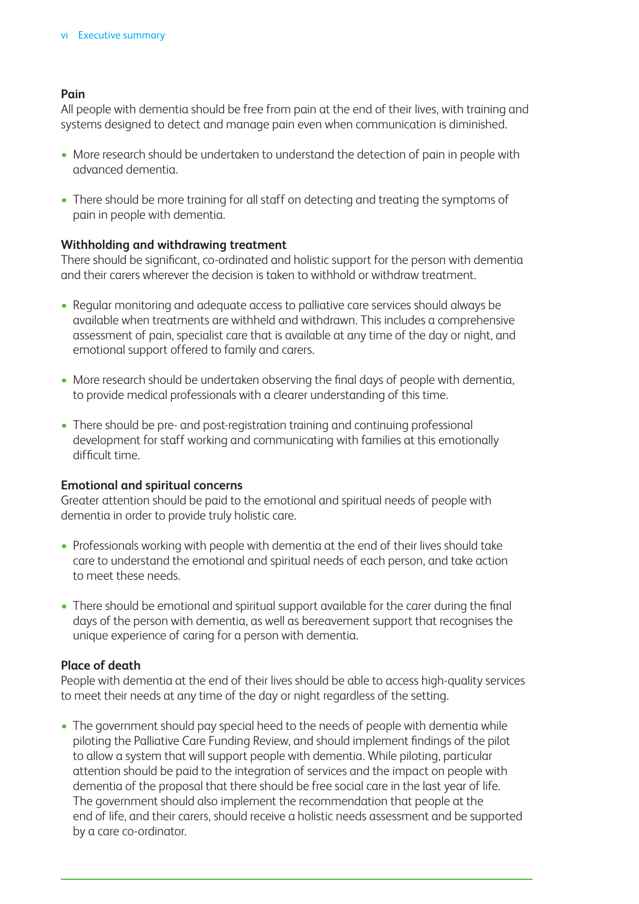### Pain

All people with dementia should be free from pain at the end of their lives, with training and systems designed to detect and manage pain even when communication is diminished.

- More research should be undertaken to understand the detection of pain in people with advanced dementia.
- There should be more training for all staff on detecting and treating the symptoms of pain in people with dementia.

### Withholding and withdrawing treatment

There should be significant, co-ordinated and holistic support for the person with dementia and their carers wherever the decision is taken to withhold or withdraw treatment.

- Regular monitoring and adequate access to palliative care services should always be available when treatments are withheld and withdrawn. This includes a comprehensive assessment of pain, specialist care that is available at any time of the day or night, and emotional support offered to family and carers.
- More research should be undertaken observing the final days of people with dementia, to provide medical professionals with a clearer understanding of this time.
- There should be pre- and post-registration training and continuing professional development for staff working and communicating with families at this emotionally difficult time.

### Emotional and spiritual concerns

Greater attention should be paid to the emotional and spiritual needs of people with dementia in order to provide truly holistic care.

- Professionals working with people with dementia at the end of their lives should take care to understand the emotional and spiritual needs of each person, and take action to meet these needs.
- There should be emotional and spiritual support available for the carer during the final days of the person with dementia, as well as bereavement support that recognises the unique experience of caring for a person with dementia.

### Place of death

People with dementia at the end of their lives should be able to access high-quality services to meet their needs at any time of the day or night regardless of the setting.

- The government should pay special heed to the needs of people with dementia while piloting the Palliative Care Funding Review, and should implement findings of the pilot to allow a system that will support people with dementia. While piloting, particular attention should be paid to the integration of services and the impact on people with dementia of the proposal that there should be free social care in the last year of life. The government should also implement the recommendation that people at the end of life, and their carers, should receive a holistic needs assessment and be supported by a care co-ordinator.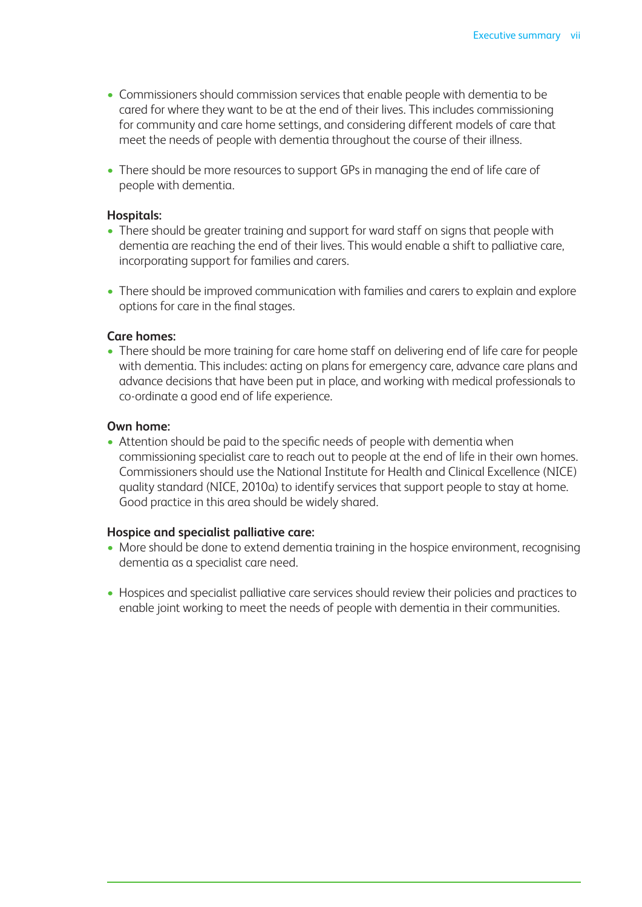- Commissioners should commission services that enable people with dementia to be cared for where they want to be at the end of their lives. This includes commissioning for community and care home settings, and considering different models of care that meet the needs of people with dementia throughout the course of their illness.

- There should be more resources to support GPs in managing the end of life care of people with dementia.

**Hospitals:**

- There should be greater training and support for ward staff on signs that people with dementia are reaching the end of their lives. This would enable a shift to palliative care, incorporating support for families and carers.

- There should be improved communication with families and carers to explain and explore options for care in the final stages.

**Care homes:**

- There should be more training for care home staff on delivering end of life care for people with dementia. This includes: acting on plans for emergency care, advance care plans and advance decisions that have been put in place, and working with medical professionals to co-ordinate a good end of life experience.

**Own home:**

- Attention should be paid to the specific needs of people with dementia when commissioning specialist care to reach out to people at the end of life in their own homes. Commissioners should use the National Institute for Health and Clinical Excellence (NICE) quality standard (NICE, 2010a) to identify services that support people to stay at home. Good practice in this area should be widely shared.

**Hospice and specialist palliative care:**

- More should be done to extend dementia training in the hospice environment, recognising dementia as a specialist care need.

- Hospices and specialist palliative care services should review their policies and practices to enable joint working to meet the needs of people with dementia in their communities.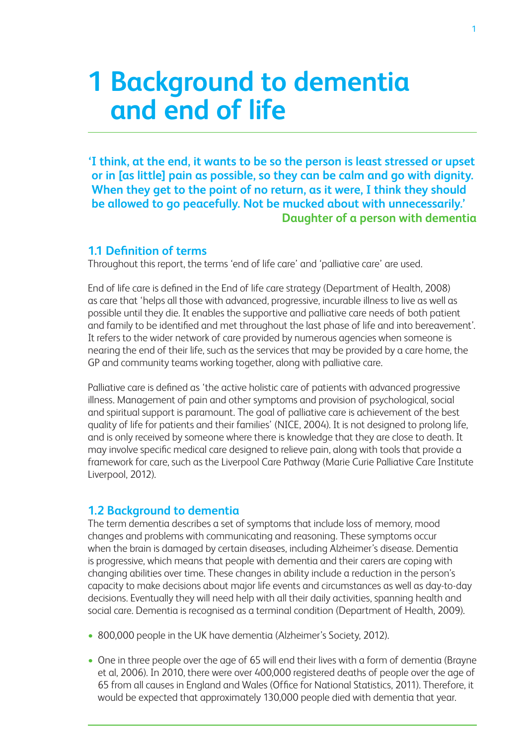# 1 Background to dementia and end of life

**'I think, at the end, it wants to be so the person is least stressed or upset or in [as little] pain as possible, so they can be calm and go with dignity. When they get to the point of no return, as it were, I think they should be allowed to go peacefully. Not be mucked about with unnecessarily.'**
**Daughter of a person with dementia**

## 1.1 Definition of terms

Throughout this report, the terms 'end of life care' and 'palliative care' are used.

End of life care is defined in the End of life care strategy (Department of Health, 2008) as care that 'helps all those with advanced, progressive, incurable illness to live as well as possible until they die. It enables the supportive and palliative care needs of both patient and family to be identified and met throughout the last phase of life and into bereavement'. It refers to the wider network of care provided by numerous agencies when someone is nearing the end of their life, such as the services that may be provided by a care home, the GP and community teams working together, along with palliative care.

Palliative care is defined as 'the active holistic care of patients with advanced progressive illness. Management of pain and other symptoms and provision of psychological, social and spiritual support is paramount. The goal of palliative care is achievement of the best quality of life for patients and their families' (NICE, 2004). It is not designed to prolong life, and is only received by someone where there is knowledge that they are close to death. It may involve specific medical care designed to relieve pain, along with tools that provide a framework for care, such as the Liverpool Care Pathway (Marie Curie Palliative Care Institute Liverpool, 2012).

## 1.2 Background to dementia

The term dementia describes a set of symptoms that include loss of memory, mood changes and problems with communicating and reasoning. These symptoms occur when the brain is damaged by certain diseases, including Alzheimer's disease. Dementia is progressive, which means that people with dementia and their carers are coping with changing abilities over time. These changes in ability include a reduction in the person's capacity to make decisions about major life events and circumstances as well as day-to-day decisions. Eventually they will need help with all their daily activities, spanning health and social care. Dementia is recognised as a terminal condition (Department of Health, 2009).

- 800,000 people in the UK have dementia (Alzheimer's Society, 2012).
- One in three people over the age of 65 will end their lives with a form of dementia (Brayne et al, 2006). In 2010, there were over 400,000 registered deaths of people over the age of 65 from all causes in England and Wales (Office for National Statistics, 2011). Therefore, it would be expected that approximately 130,000 people died with dementia that year.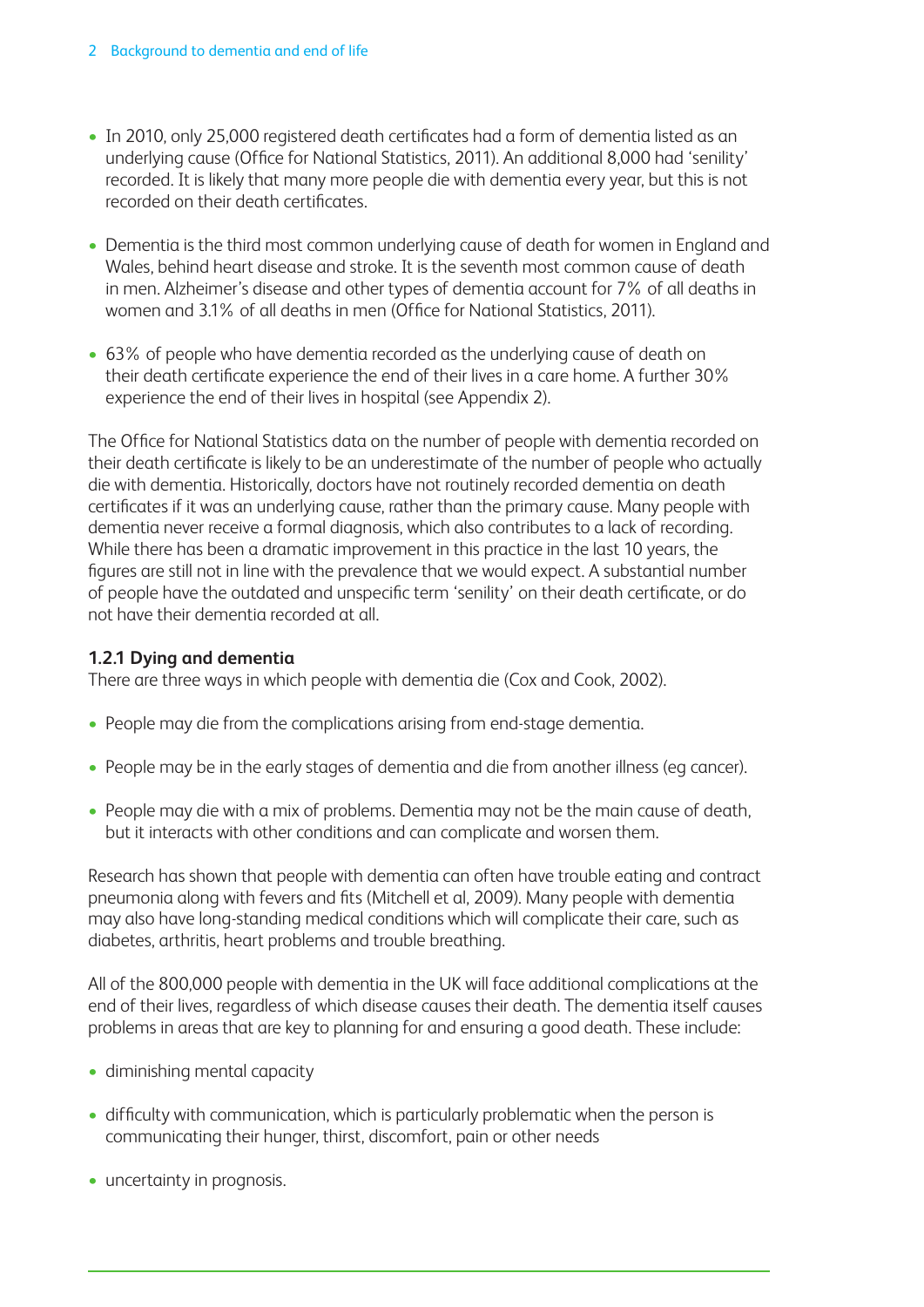- In 2010, only 25,000 registered death certificates had a form of dementia listed as an underlying cause (Office for National Statistics, 2011). An additional 8,000 had 'senility' recorded. It is likely that many more people die with dementia every year, but this is not recorded on their death certificates.

- Dementia is the third most common underlying cause of death for women in England and Wales, behind heart disease and stroke. It is the seventh most common cause of death in men. Alzheimer's disease and other types of dementia account for 7% of all deaths in women and 3.1% of all deaths in men (Office for National Statistics, 2011).

- 63% of people who have dementia recorded as the underlying cause of death on their death certificate experience the end of their lives in a care home. A further 30% experience the end of their lives in hospital (see Appendix 2).

The Office for National Statistics data on the number of people with dementia recorded on their death certificate is likely to be an underestimate of the number of people who actually die with dementia. Historically, doctors have not routinely recorded dementia on death certificates if it was an underlying cause, rather than the primary cause. Many people with dementia never receive a formal diagnosis, which also contributes to a lack of recording. While there has been a dramatic improvement in this practice in the last 10 years, the figures are still not in line with the prevalence that we would expect. A substantial number of people have the outdated and unspecific term 'senility' on their death certificate, or do not have their dementia recorded at all.

### 1.2.1 Dying and dementia

There are three ways in which people with dementia die (Cox and Cook, 2002).

- People may die from the complications arising from end-stage dementia.

- People may be in the early stages of dementia and die from another illness (eg cancer).

- People may die with a mix of problems. Dementia may not be the main cause of death, but it interacts with other conditions and can complicate and worsen them.

Research has shown that people with dementia can often have trouble eating and contract pneumonia along with fevers and fits (Mitchell et al, 2009). Many people with dementia may also have long-standing medical conditions which will complicate their care, such as diabetes, arthritis, heart problems and trouble breathing.

All of the 800,000 people with dementia in the UK will face additional complications at the end of their lives, regardless of which disease causes their death. The dementia itself causes problems in areas that are key to planning for and ensuring a good death. These include:

- diminishing mental capacity

- difficulty with communication, which is particularly problematic when the person is communicating their hunger, thirst, discomfort, pain or other needs

- uncertainty in prognosis.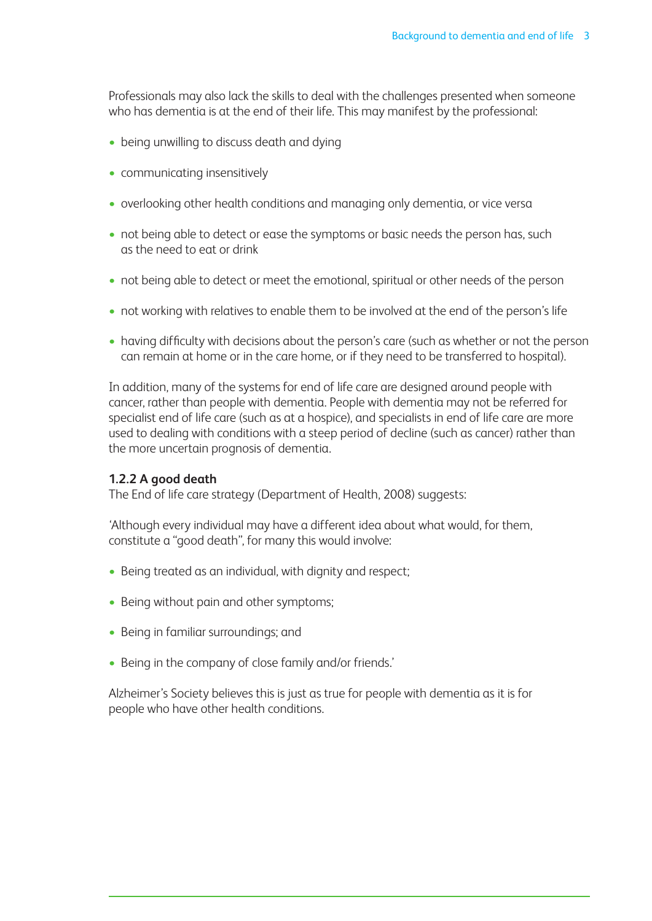Professionals may also lack the skills to deal with the challenges presented when someone who has dementia is at the end of their life. This may manifest by the professional:

- being unwilling to discuss death and dying
- communicating insensitively
- overlooking other health conditions and managing only dementia, or vice versa
- not being able to detect or ease the symptoms or basic needs the person has, such as the need to eat or drink
- not being able to detect or meet the emotional, spiritual or other needs of the person
- not working with relatives to enable them to be involved at the end of the person's life
- having difficulty with decisions about the person's care (such as whether or not the person can remain at home or in the care home, or if they need to be transferred to hospital).

In addition, many of the systems for end of life care are designed around people with cancer, rather than people with dementia. People with dementia may not be referred for specialist end of life care (such as at a hospice), and specialists in end of life care are more used to dealing with conditions with a steep period of decline (such as cancer) rather than the more uncertain prognosis of dementia.

#### 1.2.2 A good death

The End of life care strategy (Department of Health, 2008) suggests:

'Although every individual may have a different idea about what would, for them, constitute a "good death", for many this would involve:

- Being treated as an individual, with dignity and respect;
- Being without pain and other symptoms;
- Being in familiar surroundings; and
- Being in the company of close family and/or friends.'

Alzheimer's Society believes this is just as true for people with dementia as it is for people who have other health conditions.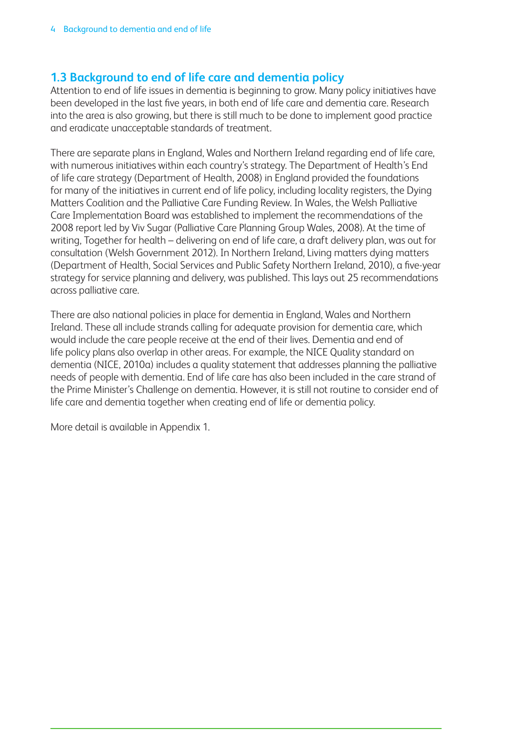## 1.3 Background to end of life care and dementia policy

Attention to end of life issues in dementia is beginning to grow. Many policy initiatives have been developed in the last five years, in both end of life care and dementia care. Research into the area is also growing, but there is still much to be done to implement good practice and eradicate unacceptable standards of treatment.

There are separate plans in England, Wales and Northern Ireland regarding end of life care, with numerous initiatives within each country's strategy. The Department of Health's End of life care strategy (Department of Health, 2008) in England provided the foundations for many of the initiatives in current end of life policy, including locality registers, the Dying Matters Coalition and the Palliative Care Funding Review. In Wales, the Welsh Palliative Care Implementation Board was established to implement the recommendations of the 2008 report led by Viv Sugar (Palliative Care Planning Group Wales, 2008). At the time of writing, Together for health – delivering on end of life care, a draft delivery plan, was out for consultation (Welsh Government 2012). In Northern Ireland, Living matters dying matters (Department of Health, Social Services and Public Safety Northern Ireland, 2010), a five-year strategy for service planning and delivery, was published. This lays out 25 recommendations across palliative care.

There are also national policies in place for dementia in England, Wales and Northern Ireland. These all include strands calling for adequate provision for dementia care, which would include the care people receive at the end of their lives. Dementia and end of life policy plans also overlap in other areas. For example, the NICE Quality standard on dementia (NICE, 2010a) includes a quality statement that addresses planning the palliative needs of people with dementia. End of life care has also been included in the care strand of the Prime Minister's Challenge on dementia. However, it is still not routine to consider end of life care and dementia together when creating end of life or dementia policy.

More detail is available in Appendix 1.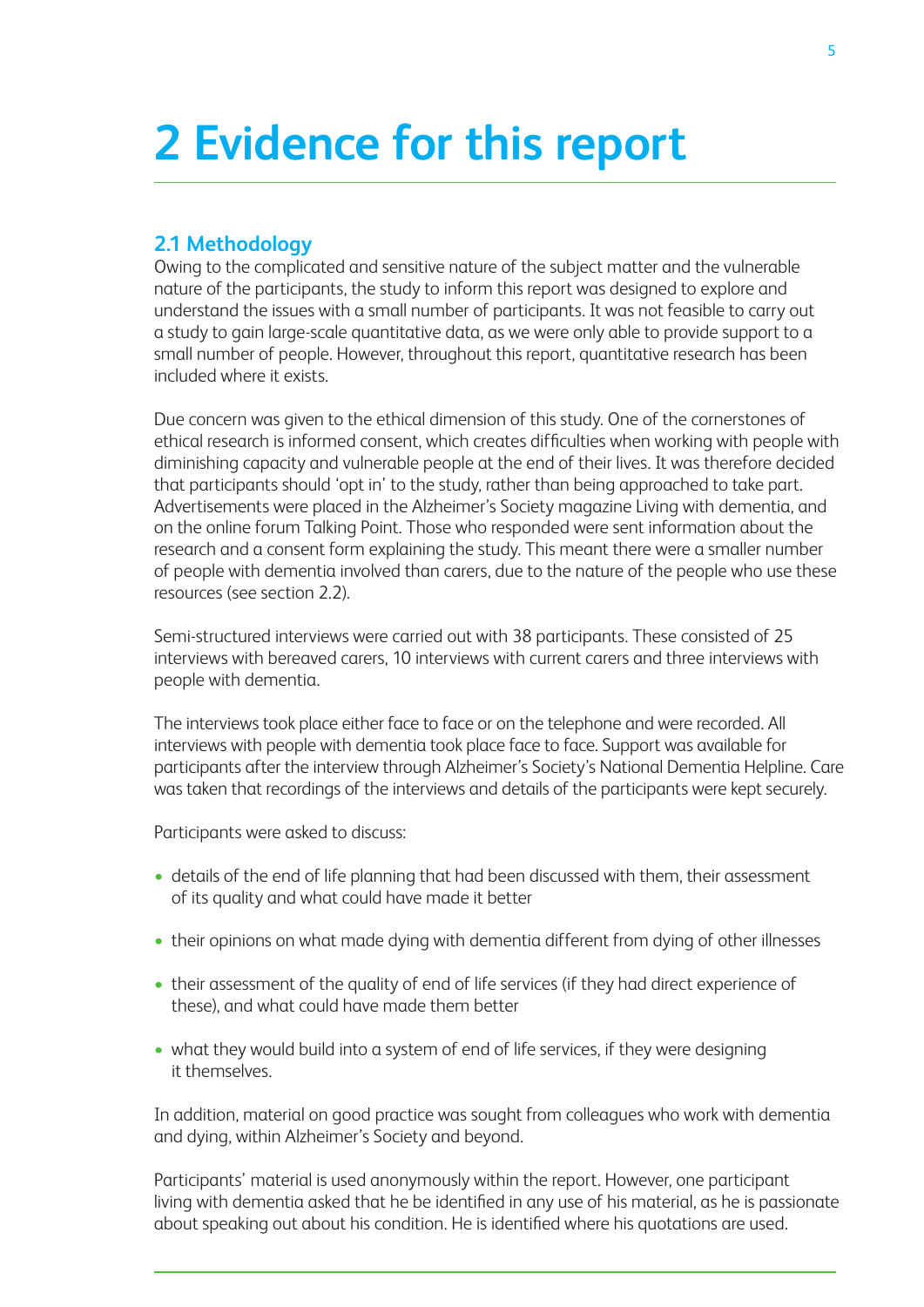# 2 Evidence for this report

## 2.1 Methodology

Owing to the complicated and sensitive nature of the subject matter and the vulnerable nature of the participants, the study to inform this report was designed to explore and understand the issues with a small number of participants. It was not feasible to carry out a study to gain large-scale quantitative data, as we were only able to provide support to a small number of people. However, throughout this report, quantitative research has been included where it exists.

Due concern was given to the ethical dimension of this study. One of the cornerstones of ethical research is informed consent, which creates difficulties when working with people with diminishing capacity and vulnerable people at the end of their lives. It was therefore decided that participants should 'opt in' to the study, rather than being approached to take part. Advertisements were placed in the Alzheimer's Society magazine Living with dementia, and on the online forum Talking Point. Those who responded were sent information about the research and a consent form explaining the study. This meant there were a smaller number of people with dementia involved than carers, due to the nature of the people who use these resources (see section 2.2).

Semi-structured interviews were carried out with 38 participants. These consisted of 25 interviews with bereaved carers, 10 interviews with current carers and three interviews with people with dementia.

The interviews took place either face to face or on the telephone and were recorded. All interviews with people with dementia took place face to face. Support was available for participants after the interview through Alzheimer's Society's National Dementia Helpline. Care was taken that recordings of the interviews and details of the participants were kept securely.

Participants were asked to discuss:

- details of the end of life planning that had been discussed with them, their assessment of its quality and what could have made it better
- their opinions on what made dying with dementia different from dying of other illnesses
- their assessment of the quality of end of life services (if they had direct experience of these), and what could have made them better
- what they would build into a system of end of life services, if they were designing it themselves.

In addition, material on good practice was sought from colleagues who work with dementia and dying, within Alzheimer's Society and beyond.

Participants' material is used anonymously within the report. However, one participant living with dementia asked that he be identified in any use of his material, as he is passionate about speaking out about his condition. He is identified where his quotations are used.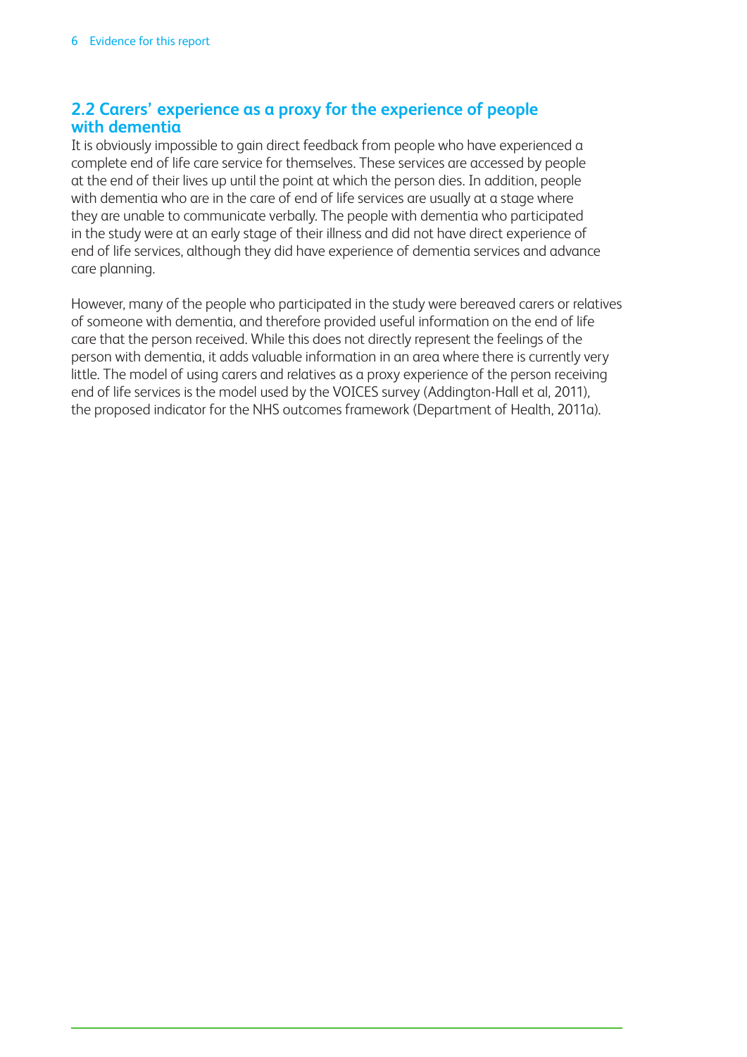## 2.2 Carers' experience as a proxy for the experience of people with dementia

It is obviously impossible to gain direct feedback from people who have experienced a complete end of life care service for themselves. These services are accessed by people at the end of their lives up until the point at which the person dies. In addition, people with dementia who are in the care of end of life services are usually at a stage where they are unable to communicate verbally. The people with dementia who participated in the study were at an early stage of their illness and did not have direct experience of end of life services, although they did have experience of dementia services and advance care planning.

However, many of the people who participated in the study were bereaved carers or relatives of someone with dementia, and therefore provided useful information on the end of life care that the person received. While this does not directly represent the feelings of the person with dementia, it adds valuable information in an area where there is currently very little. The model of using carers and relatives as a proxy experience of the person receiving end of life services is the model used by the VOICES survey (Addington-Hall et al, 2011), the proposed indicator for the NHS outcomes framework (Department of Health, 2011a).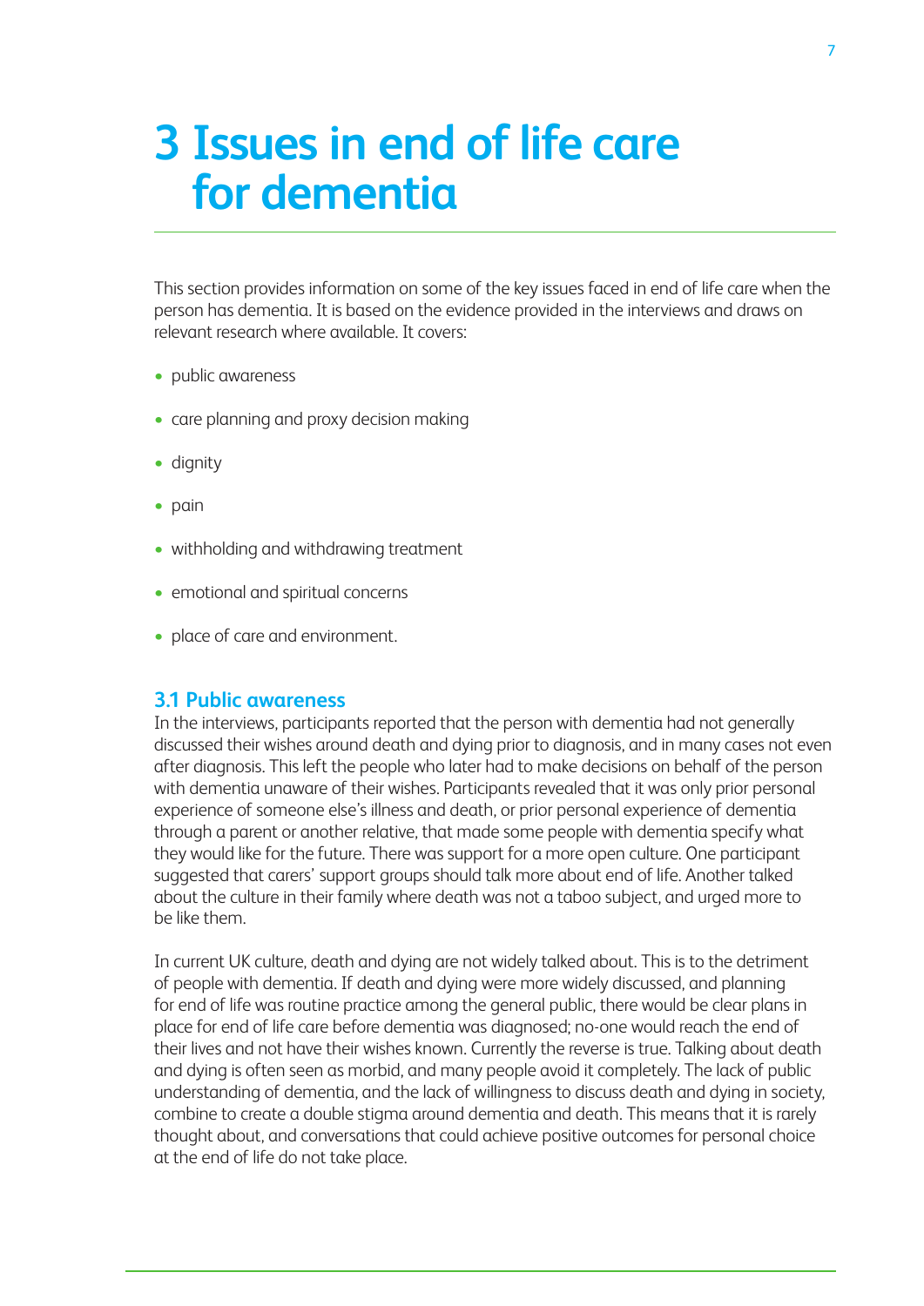# 3 Issues in end of life care for dementia

This section provides information on some of the key issues faced in end of life care when the person has dementia. It is based on the evidence provided in the interviews and draws on relevant research where available. It covers:

- public awareness
- care planning and proxy decision making
- dignity
- pain
- withholding and withdrawing treatment
- emotional and spiritual concerns
- place of care and environment.

### 3.1 Public awareness

In the interviews, participants reported that the person with dementia had not generally discussed their wishes around death and dying prior to diagnosis, and in many cases not even after diagnosis. This left the people who later had to make decisions on behalf of the person with dementia unaware of their wishes. Participants revealed that it was only prior personal experience of someone else's illness and death, or prior personal experience of dementia through a parent or another relative, that made some people with dementia specify what they would like for the future. There was support for a more open culture. One participant suggested that carers' support groups should talk more about end of life. Another talked about the culture in their family where death was not a taboo subject, and urged more to be like them.

In current UK culture, death and dying are not widely talked about. This is to the detriment of people with dementia. If death and dying were more widely discussed, and planning for end of life was routine practice among the general public, there would be clear plans in place for end of life care before dementia was diagnosed; no-one would reach the end of their lives and not have their wishes known. Currently the reverse is true. Talking about death and dying is often seen as morbid, and many people avoid it completely. The lack of public understanding of dementia, and the lack of willingness to discuss death and dying in society, combine to create a double stigma around dementia and death. This means that it is rarely thought about, and conversations that could achieve positive outcomes for personal choice at the end of life do not take place.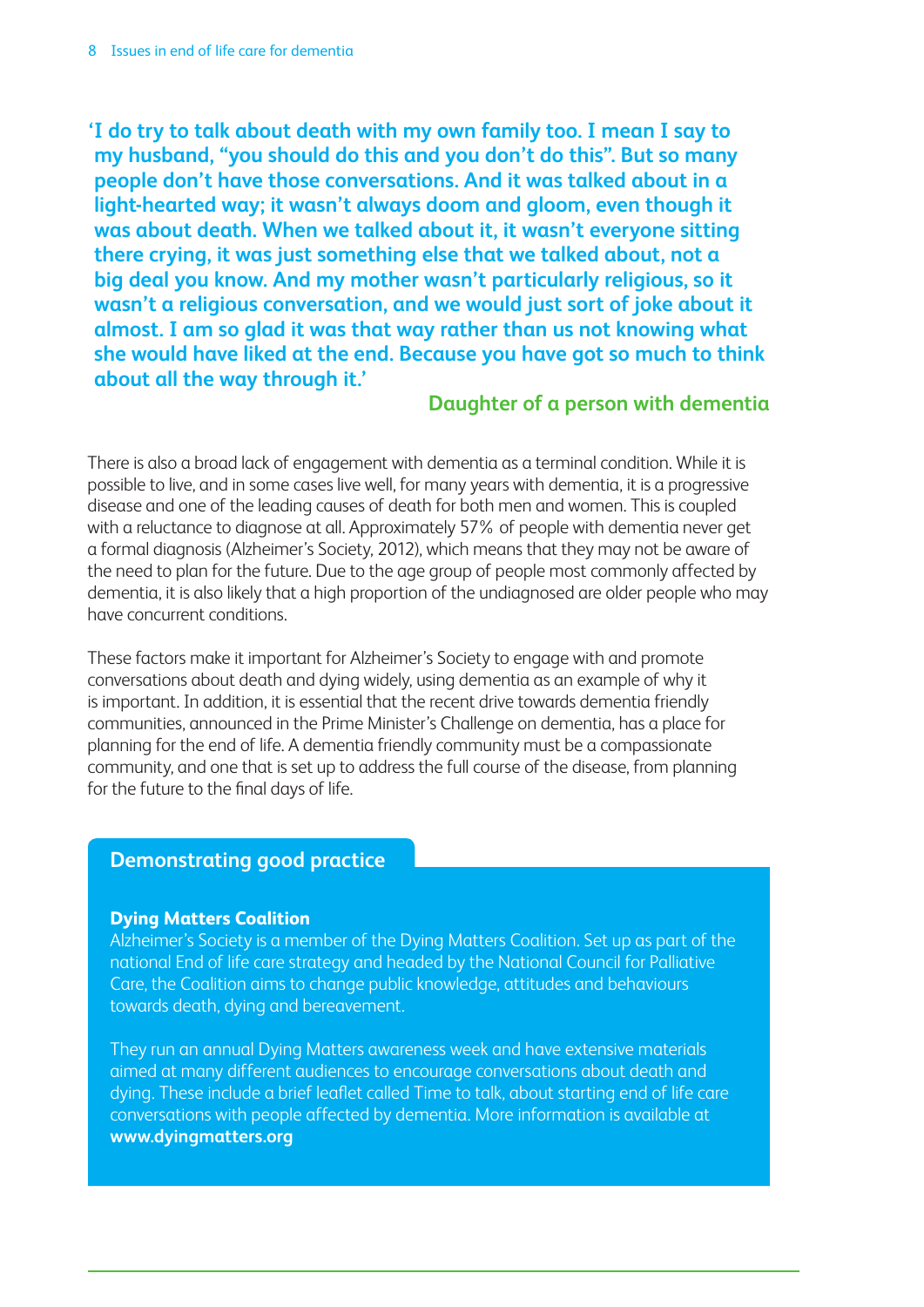**'I do try to talk about death with my own family too. I mean I say to my husband, "you should do this and you don't do this". But so many people don't have those conversations. And it was talked about in a light-hearted way; it wasn't always doom and gloom, even though it was about death. When we talked about it, it wasn't everyone sitting there crying, it was just something else that we talked about, not a big deal you know. And my mother wasn't particularly religious, so it wasn't a religious conversation, and we would just sort of joke about it almost. I am so glad it was that way rather than us not knowing what she would have liked at the end. Because you have got so much to think about all the way through it.'**

**Daughter of a person with dementia**

There is also a broad lack of engagement with dementia as a terminal condition. While it is possible to live, and in some cases live well, for many years with dementia, it is a progressive disease and one of the leading causes of death for both men and women. This is coupled with a reluctance to diagnose at all. Approximately 57% of people with dementia never get a formal diagnosis (Alzheimer's Society, 2012), which means that they may not be aware of the need to plan for the future. Due to the age group of people most commonly affected by dementia, it is also likely that a high proportion of the undiagnosed are older people who may have concurrent conditions.

These factors make it important for Alzheimer's Society to engage with and promote conversations about death and dying widely, using dementia as an example of why it is important. In addition, it is essential that the recent drive towards dementia friendly communities, announced in the Prime Minister's Challenge on dementia, has a place for planning for the end of life. A dementia friendly community must be a compassionate community, and one that is set up to address the full course of the disease, from planning for the future to the final days of life.

## Demonstrating good practice

**Dying Matters Coalition**

Alzheimer's Society is a member of the Dying Matters Coalition. Set up as part of the national End of life care strategy and headed by the National Council for Palliative Care, the Coalition aims to change public knowledge, attitudes and behaviours towards death, dying and bereavement.

They run an annual Dying Matters awareness week and have extensive materials aimed at many different audiences to encourage conversations about death and dying. These include a brief leaflet called Time to talk, about starting end of life care conversations with people affected by dementia. More information is available at **www.dyingmatters.org**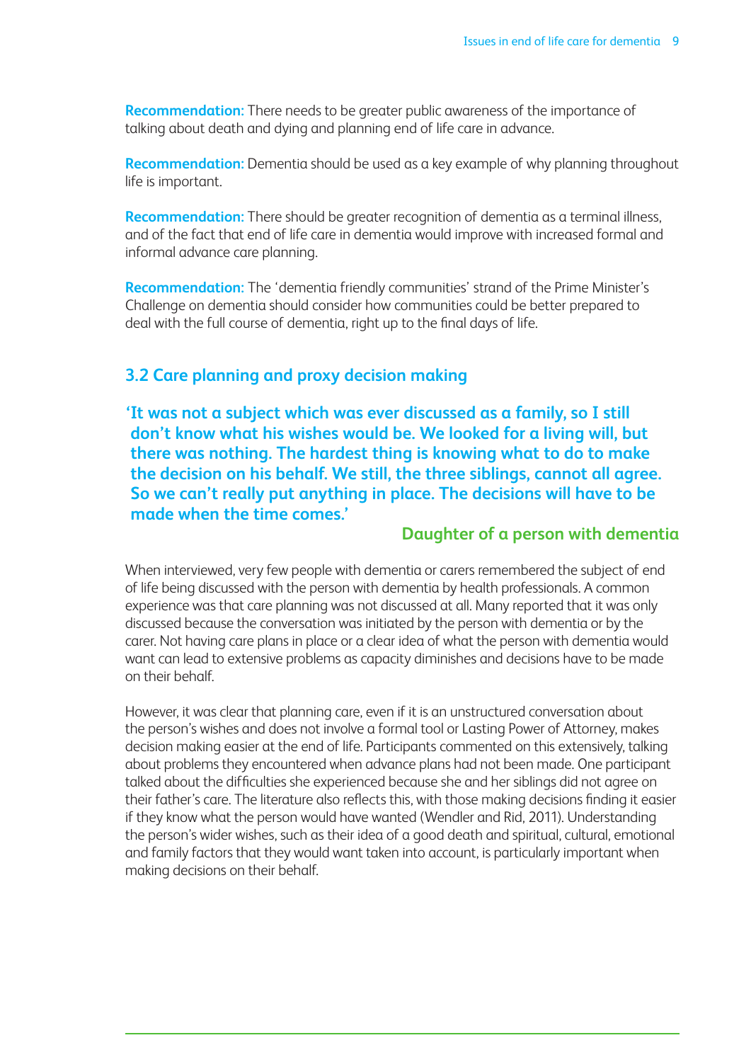**Recommendation:** There needs to be greater public awareness of the importance of talking about death and dying and planning end of life care in advance.

**Recommendation:** Dementia should be used as a key example of why planning throughout life is important.

**Recommendation:** There should be greater recognition of dementia as a terminal illness, and of the fact that end of life care in dementia would improve with increased formal and informal advance care planning.

**Recommendation:** The 'dementia friendly communities' strand of the Prime Minister's Challenge on dementia should consider how communities could be better prepared to deal with the full course of dementia, right up to the final days of life.

## 3.2 Care planning and proxy decision making

> **'It was not a subject which was ever discussed as a family, so I still don't know what his wishes would be. We looked for a living will, but there was nothing. The hardest thing is knowing what to do to make the decision on his behalf. We still, the three siblings, cannot all agree. So we can't really put anything in place. The decisions will have to be made when the time comes.'**
>
> **Daughter of a person with dementia**

When interviewed, very few people with dementia or carers remembered the subject of end of life being discussed with the person with dementia by health professionals. A common experience was that care planning was not discussed at all. Many reported that it was only discussed because the conversation was initiated by the person with dementia or by the carer. Not having care plans in place or a clear idea of what the person with dementia would want can lead to extensive problems as capacity diminishes and decisions have to be made on their behalf.

However, it was clear that planning care, even if it is an unstructured conversation about the person's wishes and does not involve a formal tool or Lasting Power of Attorney, makes decision making easier at the end of life. Participants commented on this extensively, talking about problems they encountered when advance plans had not been made. One participant talked about the difficulties she experienced because she and her siblings did not agree on their father's care. The literature also reflects this, with those making decisions finding it easier if they know what the person would have wanted (Wendler and Rid, 2011). Understanding the person's wider wishes, such as their idea of a good death and spiritual, cultural, emotional and family factors that they would want taken into account, is particularly important when making decisions on their behalf.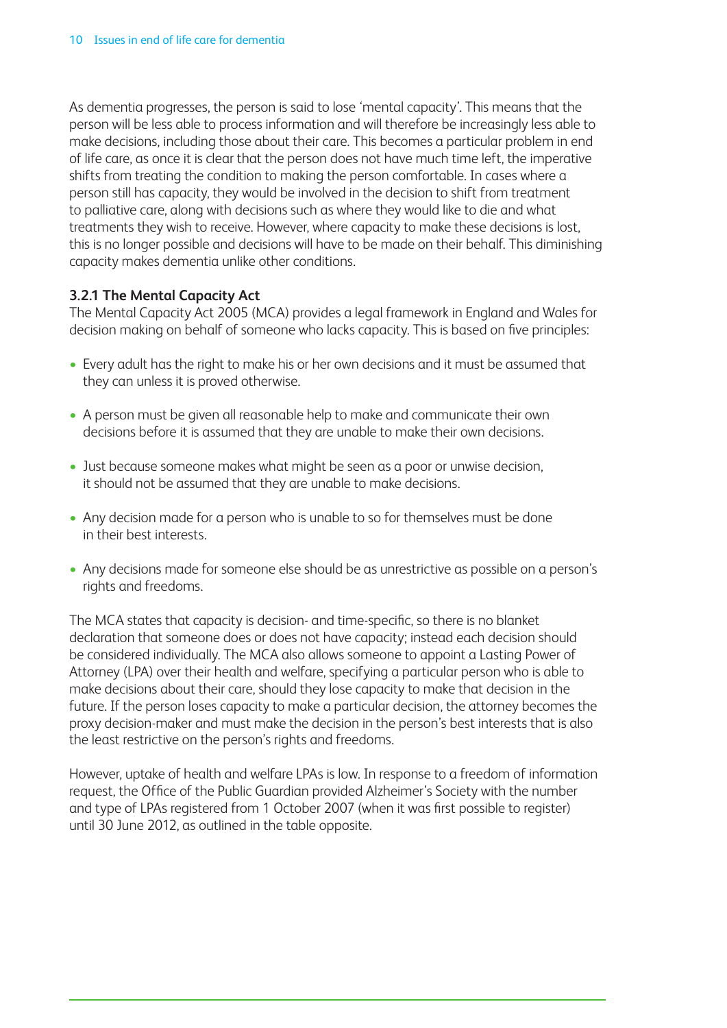As dementia progresses, the person is said to lose 'mental capacity'. This means that the person will be less able to process information and will therefore be increasingly less able to make decisions, including those about their care. This becomes a particular problem in end of life care, as once it is clear that the person does not have much time left, the imperative shifts from treating the condition to making the person comfortable. In cases where a person still has capacity, they would be involved in the decision to shift from treatment to palliative care, along with decisions such as where they would like to die and what treatments they wish to receive. However, where capacity to make these decisions is lost, this is no longer possible and decisions will have to be made on their behalf. This diminishing capacity makes dementia unlike other conditions.

### 3.2.1 The Mental Capacity Act

The Mental Capacity Act 2005 (MCA) provides a legal framework in England and Wales for decision making on behalf of someone who lacks capacity. This is based on five principles:

- Every adult has the right to make his or her own decisions and it must be assumed that they can unless it is proved otherwise.
- A person must be given all reasonable help to make and communicate their own decisions before it is assumed that they are unable to make their own decisions.
- Just because someone makes what might be seen as a poor or unwise decision, it should not be assumed that they are unable to make decisions.
- Any decision made for a person who is unable to so for themselves must be done in their best interests.
- Any decisions made for someone else should be as unrestrictive as possible on a person's rights and freedoms.

The MCA states that capacity is decision- and time-specific, so there is no blanket declaration that someone does or does not have capacity; instead each decision should be considered individually. The MCA also allows someone to appoint a Lasting Power of Attorney (LPA) over their health and welfare, specifying a particular person who is able to make decisions about their care, should they lose capacity to make that decision in the future. If the person loses capacity to make a particular decision, the attorney becomes the proxy decision-maker and must make the decision in the person's best interests that is also the least restrictive on the person's rights and freedoms.

However, uptake of health and welfare LPAs is low. In response to a freedom of information request, the Office of the Public Guardian provided Alzheimer's Society with the number and type of LPAs registered from 1 October 2007 (when it was first possible to register) until 30 June 2012, as outlined in the table opposite.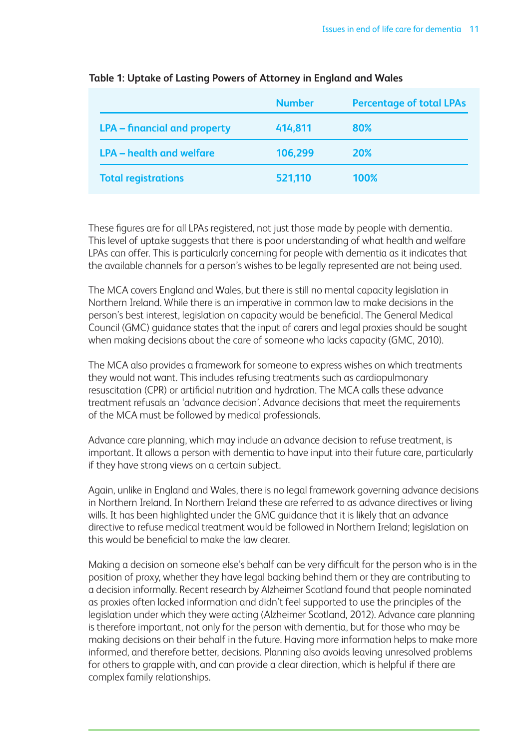**Table 1: Uptake of Lasting Powers of Attorney in England and Wales**

| | Number | Percentage of total LPAs |
|---|---|---|
| LPA – financial and property | 414,811 | 80% |
| LPA – health and welfare | 106,299 | 20% |
| Total registrations | 521,110 | 100% |

These figures are for all LPAs registered, not just those made by people with dementia. This level of uptake suggests that there is poor understanding of what health and welfare LPAs can offer. This is particularly concerning for people with dementia as it indicates that the available channels for a person's wishes to be legally represented are not being used.

The MCA covers England and Wales, but there is still no mental capacity legislation in Northern Ireland. While there is an imperative in common law to make decisions in the person's best interest, legislation on capacity would be beneficial. The General Medical Council (GMC) guidance states that the input of carers and legal proxies should be sought when making decisions about the care of someone who lacks capacity (GMC, 2010).

The MCA also provides a framework for someone to express wishes on which treatments they would not want. This includes refusing treatments such as cardiopulmonary resuscitation (CPR) or artificial nutrition and hydration. The MCA calls these advance treatment refusals an 'advance decision'. Advance decisions that meet the requirements of the MCA must be followed by medical professionals.

Advance care planning, which may include an advance decision to refuse treatment, is important. It allows a person with dementia to have input into their future care, particularly if they have strong views on a certain subject.

Again, unlike in England and Wales, there is no legal framework governing advance decisions in Northern Ireland. In Northern Ireland these are referred to as advance directives or living wills. It has been highlighted under the GMC guidance that it is likely that an advance directive to refuse medical treatment would be followed in Northern Ireland; legislation on this would be beneficial to make the law clearer.

Making a decision on someone else's behalf can be very difficult for the person who is in the position of proxy, whether they have legal backing behind them or they are contributing to a decision informally. Recent research by Alzheimer Scotland found that people nominated as proxies often lacked information and didn't feel supported to use the principles of the legislation under which they were acting (Alzheimer Scotland, 2012). Advance care planning is therefore important, not only for the person with dementia, but for those who may be making decisions on their behalf in the future. Having more information helps to make more informed, and therefore better, decisions. Planning also avoids leaving unresolved problems for others to grapple with, and can provide a clear direction, which is helpful if there are complex family relationships.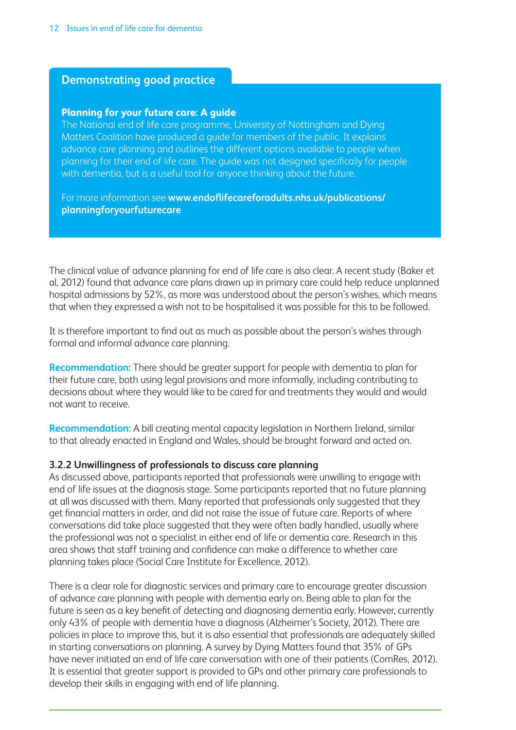## Demonstrating good practice

**Planning for your future care: A guide**
The National end of life care programme, University of Nottingham and Dying Matters Coalition have produced a guide for members of the public. It explains advance care planning and outlines the different options available to people when planning for their end of life care. The guide was not designed specifically for people with dementia, but is a useful tool for anyone thinking about the future.

For more information see **www.endoflifecareforadults.nhs.uk/publications/planningforyourfuturecare**

The clinical value of advance planning for end of life care is also clear. A recent study (Baker et al, 2012) found that advance care plans drawn up in primary care could help reduce unplanned hospital admissions by 52%, as more was understood about the person's wishes, which means that when they expressed a wish not to be hospitalised it was possible for this to be followed.

It is therefore important to find out as much as possible about the person's wishes through formal and informal advance care planning.

**Recommendation:** There should be greater support for people with dementia to plan for their future care, both using legal provisions and more informally, including contributing to decisions about where they would like to be cared for and treatments they would and would not want to receive.

**Recommendation:** A bill creating mental capacity legislation in Northern Ireland, similar to that already enacted in England and Wales, should be brought forward and acted on.

### 3.2.2 Unwillingness of professionals to discuss care planning

As discussed above, participants reported that professionals were unwilling to engage with end of life issues at the diagnosis stage. Some participants reported that no future planning at all was discussed with them. Many reported that professionals only suggested that they get financial matters in order, and did not raise the issue of future care. Reports of where conversations did take place suggested that they were often badly handled, usually where the professional was not a specialist in either end of life or dementia care. Research in this area shows that staff training and confidence can make a difference to whether care planning takes place (Social Care Institute for Excellence, 2012).

There is a clear role for diagnostic services and primary care to encourage greater discussion of advance care planning with people with dementia early on. Being able to plan for the future is seen as a key benefit of detecting and diagnosing dementia early. However, currently only 43% of people with dementia have a diagnosis (Alzheimer's Society, 2012). There are policies in place to improve this, but it is also essential that professionals are adequately skilled in starting conversations on planning. A survey by Dying Matters found that 35% of GPs have never initiated an end of life care conversation with one of their patients (ComRes, 2012). It is essential that greater support is provided to GPs and other primary care professionals to develop their skills in engaging with end of life planning.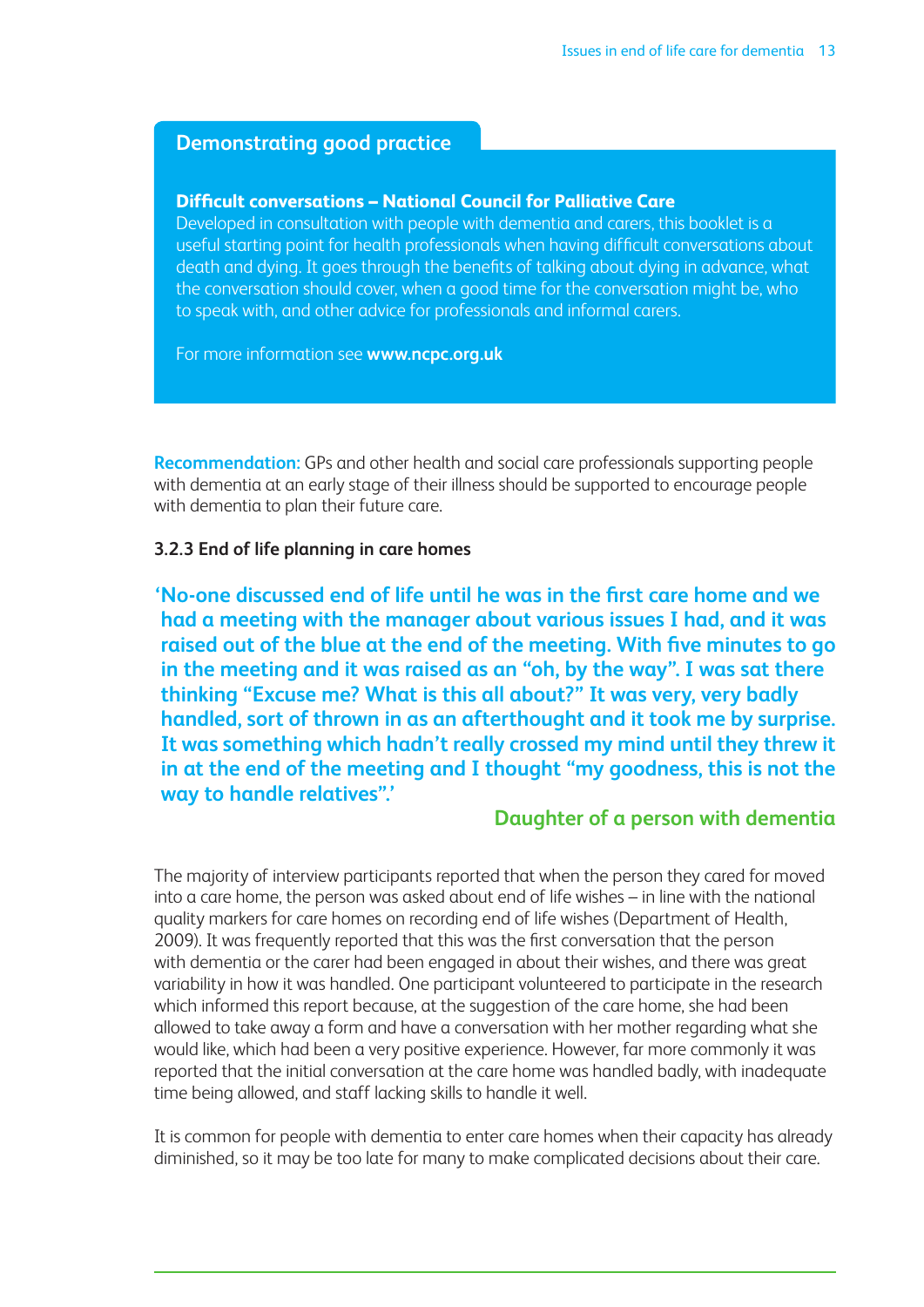## Demonstrating good practice

**Difficult conversations – National Council for Palliative Care**
Developed in consultation with people with dementia and carers, this booklet is a useful starting point for health professionals when having difficult conversations about death and dying. It goes through the benefits of talking about dying in advance, what the conversation should cover, when a good time for the conversation might be, who to speak with, and other advice for professionals and informal carers.

For more information see **www.ncpc.org.uk**

**Recommendation:** GPs and other health and social care professionals supporting people with dementia at an early stage of their illness should be supported to encourage people with dementia to plan their future care.

### 3.2.3 End of life planning in care homes

**'No-one discussed end of life until he was in the first care home and we had a meeting with the manager about various issues I had, and it was raised out of the blue at the end of the meeting. With five minutes to go in the meeting and it was raised as an "oh, by the way". I was sat there thinking "Excuse me? What is this all about?" It was very, very badly handled, sort of thrown in as an afterthought and it took me by surprise. It was something which hadn't really crossed my mind until they threw it in at the end of the meeting and I thought "my goodness, this is not the way to handle relatives".'**

**Daughter of a person with dementia**

The majority of interview participants reported that when the person they cared for moved into a care home, the person was asked about end of life wishes – in line with the national quality markers for care homes on recording end of life wishes (Department of Health, 2009). It was frequently reported that this was the first conversation that the person with dementia or the carer had been engaged in about their wishes, and there was great variability in how it was handled. One participant volunteered to participate in the research which informed this report because, at the suggestion of the care home, she had been allowed to take away a form and have a conversation with her mother regarding what she would like, which had been a very positive experience. However, far more commonly it was reported that the initial conversation at the care home was handled badly, with inadequate time being allowed, and staff lacking skills to handle it well.

It is common for people with dementia to enter care homes when their capacity has already diminished, so it may be too late for many to make complicated decisions about their care.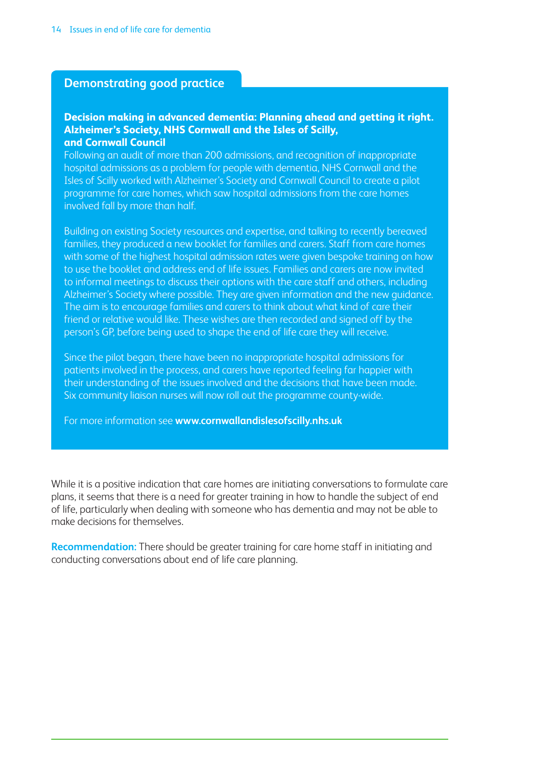## Demonstrating good practice

**Decision making in advanced dementia: Planning ahead and getting it right. Alzheimer's Society, NHS Cornwall and the Isles of Scilly, and Cornwall Council**

Following an audit of more than 200 admissions, and recognition of inappropriate hospital admissions as a problem for people with dementia, NHS Cornwall and the Isles of Scilly worked with Alzheimer's Society and Cornwall Council to create a pilot programme for care homes, which saw hospital admissions from the care homes involved fall by more than half.

Building on existing Society resources and expertise, and talking to recently bereaved families, they produced a new booklet for families and carers. Staff from care homes with some of the highest hospital admission rates were given bespoke training on how to use the booklet and address end of life issues. Families and carers are now invited to informal meetings to discuss their options with the care staff and others, including Alzheimer's Society where possible. They are given information and the new guidance. The aim is to encourage families and carers to think about what kind of care their friend or relative would like. These wishes are then recorded and signed off by the person's GP, before being used to shape the end of life care they will receive.

Since the pilot began, there have been no inappropriate hospital admissions for patients involved in the process, and carers have reported feeling far happier with their understanding of the issues involved and the decisions that have been made. Six community liaison nurses will now roll out the programme county-wide.

For more information see **www.cornwallandislesofscilly.nhs.uk**

While it is a positive indication that care homes are initiating conversations to formulate care plans, it seems that there is a need for greater training in how to handle the subject of end of life, particularly when dealing with someone who has dementia and may not be able to make decisions for themselves.

**Recommendation:** There should be greater training for care home staff in initiating and conducting conversations about end of life care planning.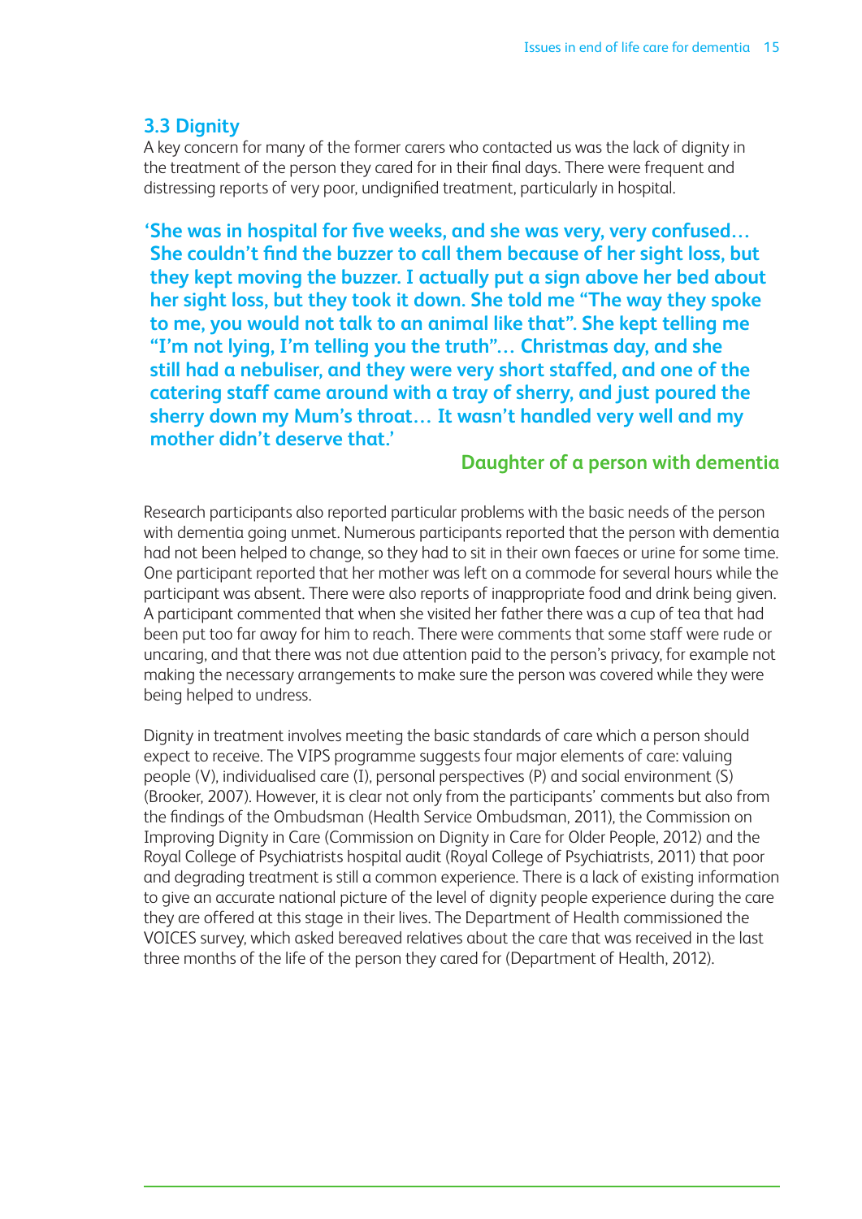### 3.3 Dignity

A key concern for many of the former carers who contacted us was the lack of dignity in the treatment of the person they cared for in their final days. There were frequent and distressing reports of very poor, undignified treatment, particularly in hospital.

> **'She was in hospital for five weeks, and she was very, very confused… She couldn't find the buzzer to call them because of her sight loss, but they kept moving the buzzer. I actually put a sign above her bed about her sight loss, but they took it down. She told me "The way they spoke to me, you would not talk to an animal like that". She kept telling me "I'm not lying, I'm telling you the truth"… Christmas day, and she still had a nebuliser, and they were very short staffed, and one of the catering staff came around with a tray of sherry, and just poured the sherry down my Mum's throat… It wasn't handled very well and my mother didn't deserve that.'**
>
> **Daughter of a person with dementia**

Research participants also reported particular problems with the basic needs of the person with dementia going unmet. Numerous participants reported that the person with dementia had not been helped to change, so they had to sit in their own faeces or urine for some time. One participant reported that her mother was left on a commode for several hours while the participant was absent. There were also reports of inappropriate food and drink being given. A participant commented that when she visited her father there was a cup of tea that had been put too far away for him to reach. There were comments that some staff were rude or uncaring, and that there was not due attention paid to the person's privacy, for example not making the necessary arrangements to make sure the person was covered while they were being helped to undress.

Dignity in treatment involves meeting the basic standards of care which a person should expect to receive. The VIPS programme suggests four major elements of care: valuing people (V), individualised care (I), personal perspectives (P) and social environment (S) (Brooker, 2007). However, it is clear not only from the participants' comments but also from the findings of the Ombudsman (Health Service Ombudsman, 2011), the Commission on Improving Dignity in Care (Commission on Dignity in Care for Older People, 2012) and the Royal College of Psychiatrists hospital audit (Royal College of Psychiatrists, 2011) that poor and degrading treatment is still a common experience. There is a lack of existing information to give an accurate national picture of the level of dignity people experience during the care they are offered at this stage in their lives. The Department of Health commissioned the VOICES survey, which asked bereaved relatives about the care that was received in the last three months of the life of the person they cared for (Department of Health, 2012).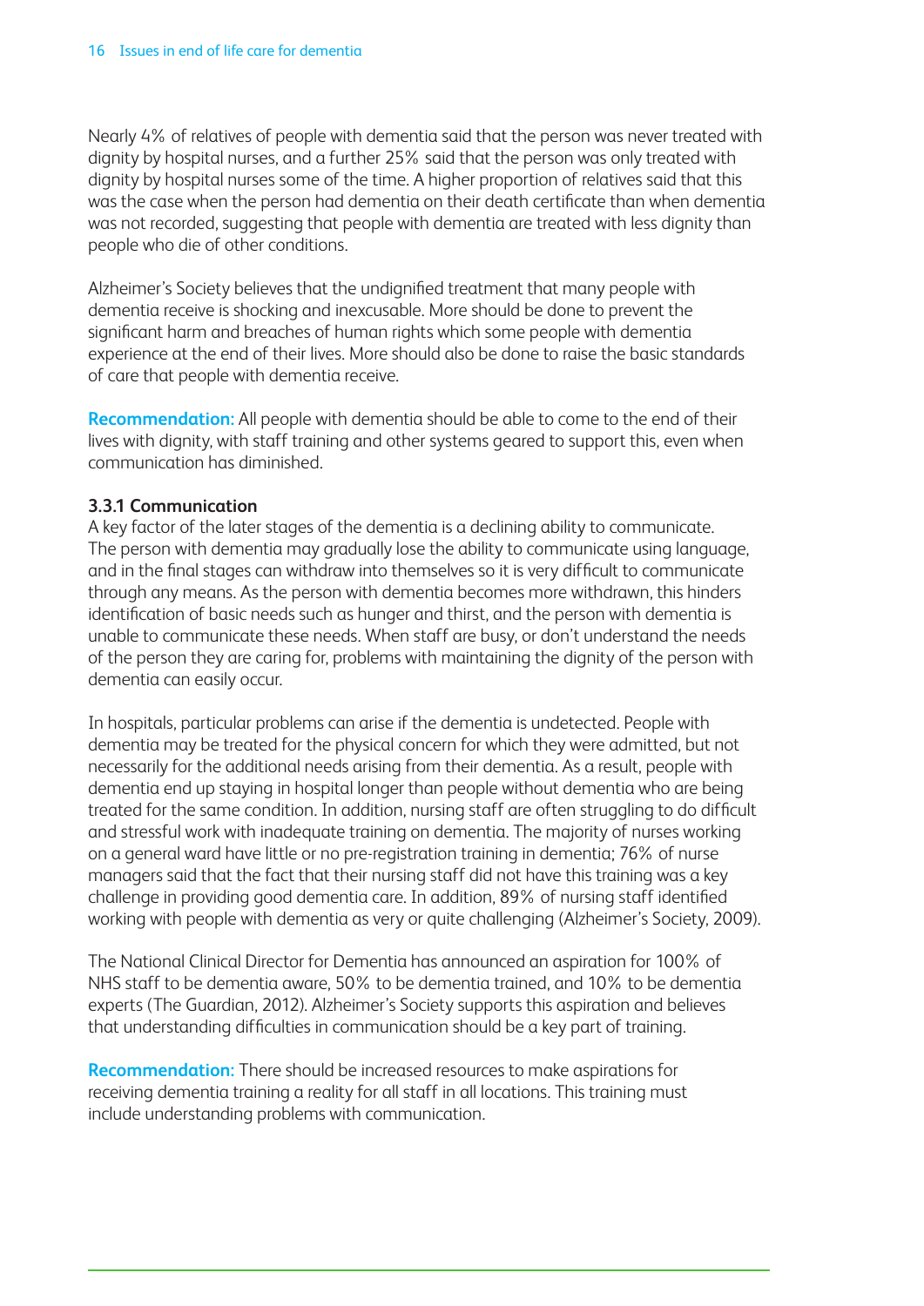Nearly 4% of relatives of people with dementia said that the person was never treated with dignity by hospital nurses, and a further 25% said that the person was only treated with dignity by hospital nurses some of the time. A higher proportion of relatives said that this was the case when the person had dementia on their death certificate than when dementia was not recorded, suggesting that people with dementia are treated with less dignity than people who die of other conditions.

Alzheimer's Society believes that the undignified treatment that many people with dementia receive is shocking and inexcusable. More should be done to prevent the significant harm and breaches of human rights which some people with dementia experience at the end of their lives. More should also be done to raise the basic standards of care that people with dementia receive.

**Recommendation:** All people with dementia should be able to come to the end of their lives with dignity, with staff training and other systems geared to support this, even when communication has diminished.

### 3.3.1 Communication

A key factor of the later stages of the dementia is a declining ability to communicate. The person with dementia may gradually lose the ability to communicate using language, and in the final stages can withdraw into themselves so it is very difficult to communicate through any means. As the person with dementia becomes more withdrawn, this hinders identification of basic needs such as hunger and thirst, and the person with dementia is unable to communicate these needs. When staff are busy, or don't understand the needs of the person they are caring for, problems with maintaining the dignity of the person with dementia can easily occur.

In hospitals, particular problems can arise if the dementia is undetected. People with dementia may be treated for the physical concern for which they were admitted, but not necessarily for the additional needs arising from their dementia. As a result, people with dementia end up staying in hospital longer than people without dementia who are being treated for the same condition. In addition, nursing staff are often struggling to do difficult and stressful work with inadequate training on dementia. The majority of nurses working on a general ward have little or no pre-registration training in dementia; 76% of nurse managers said that the fact that their nursing staff did not have this training was a key challenge in providing good dementia care. In addition, 89% of nursing staff identified working with people with dementia as very or quite challenging (Alzheimer's Society, 2009).

The National Clinical Director for Dementia has announced an aspiration for 100% of NHS staff to be dementia aware, 50% to be dementia trained, and 10% to be dementia experts (The Guardian, 2012). Alzheimer's Society supports this aspiration and believes that understanding difficulties in communication should be a key part of training.

**Recommendation:** There should be increased resources to make aspirations for receiving dementia training a reality for all staff in all locations. This training must include understanding problems with communication.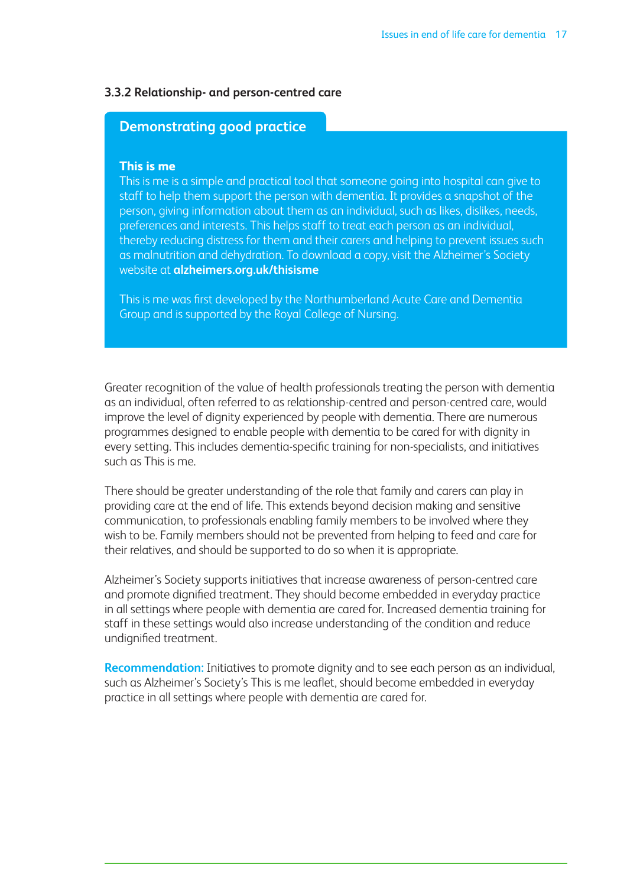### 3.3.2 Relationship- and person-centred care

**Demonstrating good practice**

**This is me**

This is me is a simple and practical tool that someone going into hospital can give to staff to help them support the person with dementia. It provides a snapshot of the person, giving information about them as an individual, such as likes, dislikes, needs, preferences and interests. This helps staff to treat each person as an individual, thereby reducing distress for them and their carers and helping to prevent issues such as malnutrition and dehydration. To download a copy, visit the Alzheimer's Society website at **alzheimers.org.uk/thisisme**

This is me was first developed by the Northumberland Acute Care and Dementia Group and is supported by the Royal College of Nursing.

Greater recognition of the value of health professionals treating the person with dementia as an individual, often referred to as relationship-centred and person-centred care, would improve the level of dignity experienced by people with dementia. There are numerous programmes designed to enable people with dementia to be cared for with dignity in every setting. This includes dementia-specific training for non-specialists, and initiatives such as This is me.

There should be greater understanding of the role that family and carers can play in providing care at the end of life. This extends beyond decision making and sensitive communication, to professionals enabling family members to be involved where they wish to be. Family members should not be prevented from helping to feed and care for their relatives, and should be supported to do so when it is appropriate.

Alzheimer's Society supports initiatives that increase awareness of person-centred care and promote dignified treatment. They should become embedded in everyday practice in all settings where people with dementia are cared for. Increased dementia training for staff in these settings would also increase understanding of the condition and reduce undignified treatment.

**Recommendation:** Initiatives to promote dignity and to see each person as an individual, such as Alzheimer's Society's This is me leaflet, should become embedded in everyday practice in all settings where people with dementia are cared for.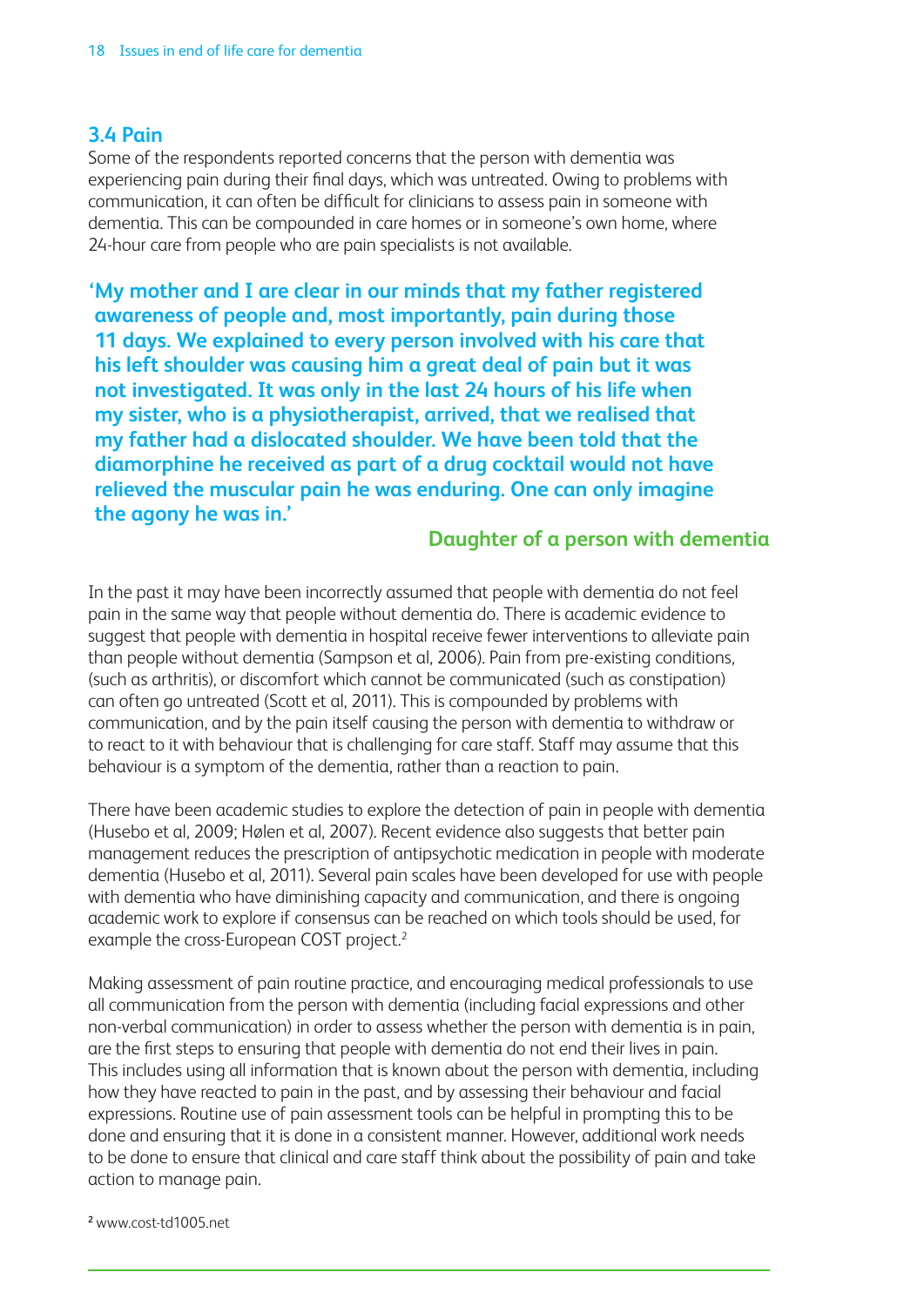### 3.4 Pain

Some of the respondents reported concerns that the person with dementia was experiencing pain during their final days, which was untreated. Owing to problems with communication, it can often be difficult for clinicians to assess pain in someone with dementia. This can be compounded in care homes or in someone's own home, where 24-hour care from people who are pain specialists is not available.

> **'My mother and I are clear in our minds that my father registered awareness of people and, most importantly, pain during those 11 days. We explained to every person involved with his care that his left shoulder was causing him a great deal of pain but it was not investigated. It was only in the last 24 hours of his life when my sister, who is a physiotherapist, arrived, that we realised that my father had a dislocated shoulder. We have been told that the diamorphine he received as part of a drug cocktail would not have relieved the muscular pain he was enduring. One can only imagine the agony he was in.'**
>
> **Daughter of a person with dementia**

In the past it may have been incorrectly assumed that people with dementia do not feel pain in the same way that people without dementia do. There is academic evidence to suggest that people with dementia in hospital receive fewer interventions to alleviate pain than people without dementia (Sampson et al, 2006). Pain from pre-existing conditions, (such as arthritis), or discomfort which cannot be communicated (such as constipation) can often go untreated (Scott et al, 2011). This is compounded by problems with communication, and by the pain itself causing the person with dementia to withdraw or to react to it with behaviour that is challenging for care staff. Staff may assume that this behaviour is a symptom of the dementia, rather than a reaction to pain.

There have been academic studies to explore the detection of pain in people with dementia (Husebo et al, 2009; Hølen et al, 2007). Recent evidence also suggests that better pain management reduces the prescription of antipsychotic medication in people with moderate dementia (Husebo et al, 2011). Several pain scales have been developed for use with people with dementia who have diminishing capacity and communication, and there is ongoing academic work to explore if consensus can be reached on which tools should be used, for example the cross-European COST project.[2]

Making assessment of pain routine practice, and encouraging medical professionals to use all communication from the person with dementia (including facial expressions and other non-verbal communication) in order to assess whether the person with dementia is in pain, are the first steps to ensuring that people with dementia do not end their lives in pain. This includes using all information that is known about the person with dementia, including how they have reacted to pain in the past, and by assessing their behaviour and facial expressions. Routine use of pain assessment tools can be helpful in prompting this to be done and ensuring that it is done in a consistent manner. However, additional work needs to be done to ensure that clinical and care staff think about the possibility of pain and take action to manage pain.

[2] www.cost-td1005.net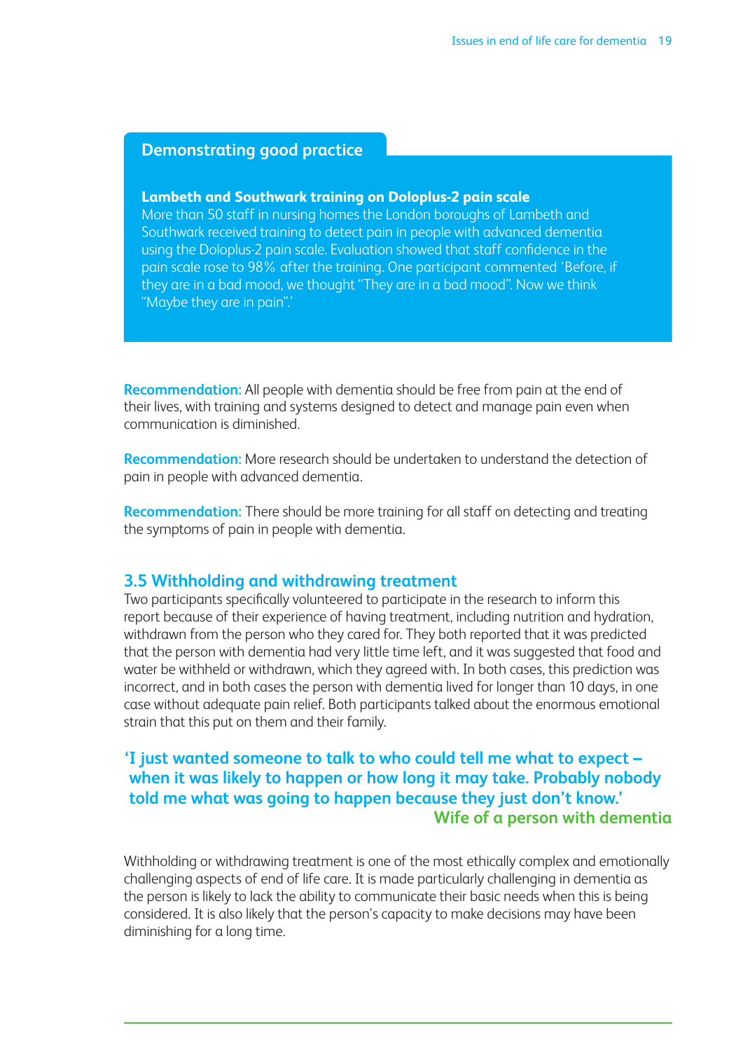### Demonstrating good practice

**Lambeth and Southwark training on Doloplus-2 pain scale**
More than 50 staff in nursing homes the London boroughs of Lambeth and Southwark received training to detect pain in people with advanced dementia using the Doloplus-2 pain scale. Evaluation showed that staff confidence in the pain scale rose to 98% after the training. One participant commented 'Before, if they are in a bad mood, we thought "They are in a bad mood". Now we think "Maybe they are in pain".'

**Recommendation:** All people with dementia should be free from pain at the end of their lives, with training and systems designed to detect and manage pain even when communication is diminished.

**Recommendation:** More research should be undertaken to understand the detection of pain in people with advanced dementia.

**Recommendation:** There should be more training for all staff on detecting and treating the symptoms of pain in people with dementia.

## 3.5 Withholding and withdrawing treatment

Two participants specifically volunteered to participate in the research to inform this report because of their experience of having treatment, including nutrition and hydration, withdrawn from the person who they cared for. They both reported that it was predicted that the person with dementia had very little time left, and it was suggested that food and water be withheld or withdrawn, which they agreed with. In both cases, this prediction was incorrect, and in both cases the person with dementia lived for longer than 10 days, in one case without adequate pain relief. Both participants talked about the enormous emotional strain that this put on them and their family.

> **'I just wanted someone to talk to who could tell me what to expect – when it was likely to happen or how long it may take. Probably nobody told me what was going to happen because they just don't know.'**
>
> **Wife of a person with dementia**

Withholding or withdrawing treatment is one of the most ethically complex and emotionally challenging aspects of end of life care. It is made particularly challenging in dementia as the person is likely to lack the ability to communicate their basic needs when this is being considered. It is also likely that the person's capacity to make decisions may have been diminishing for a long time.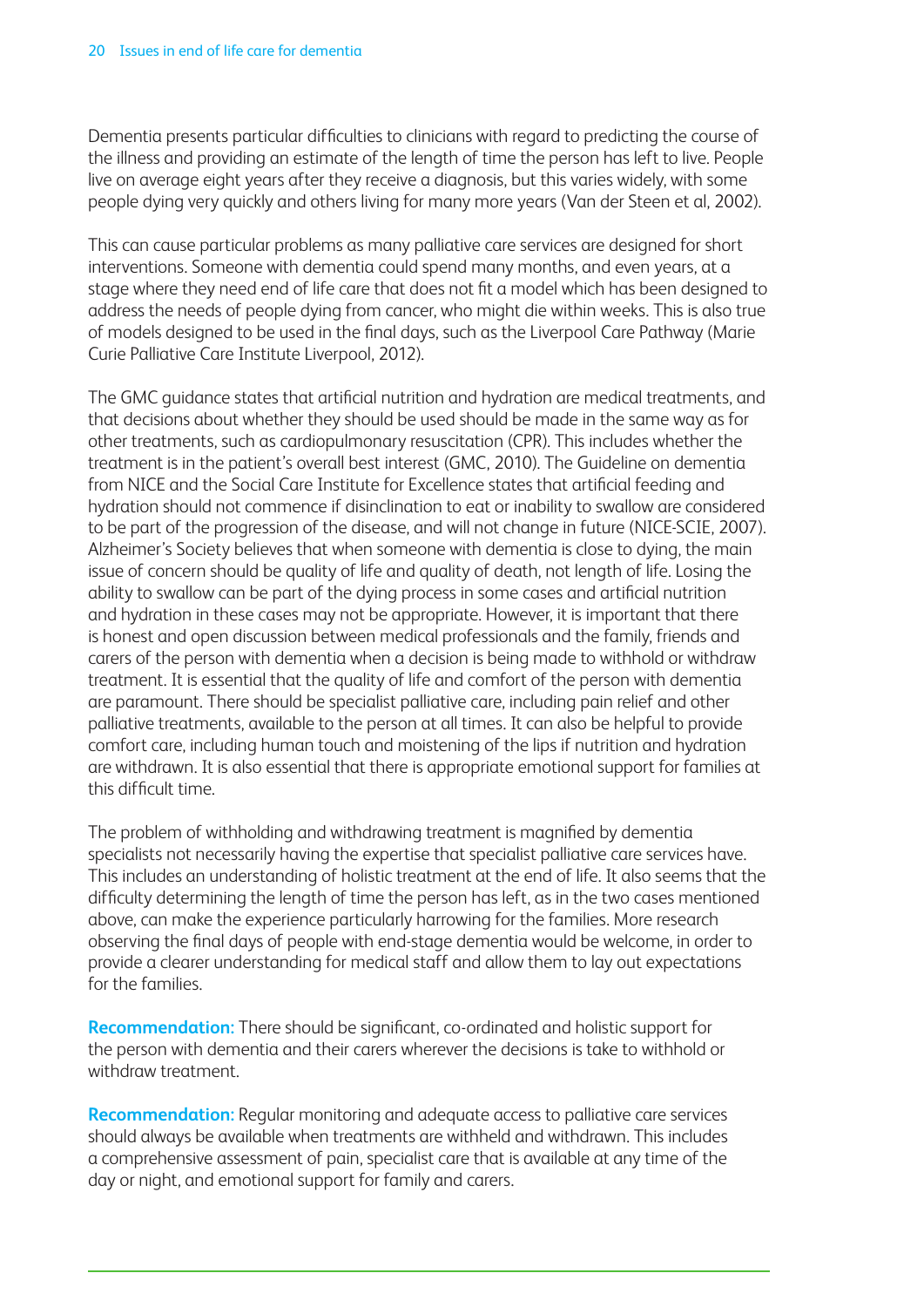Dementia presents particular difficulties to clinicians with regard to predicting the course of the illness and providing an estimate of the length of time the person has left to live. People live on average eight years after they receive a diagnosis, but this varies widely, with some people dying very quickly and others living for many more years (Van der Steen et al, 2002).

This can cause particular problems as many palliative care services are designed for short interventions. Someone with dementia could spend many months, and even years, at a stage where they need end of life care that does not fit a model which has been designed to address the needs of people dying from cancer, who might die within weeks. This is also true of models designed to be used in the final days, such as the Liverpool Care Pathway (Marie Curie Palliative Care Institute Liverpool, 2012).

The GMC guidance states that artificial nutrition and hydration are medical treatments, and that decisions about whether they should be used should be made in the same way as for other treatments, such as cardiopulmonary resuscitation (CPR). This includes whether the treatment is in the patient's overall best interest (GMC, 2010). The Guideline on dementia from NICE and the Social Care Institute for Excellence states that artificial feeding and hydration should not commence if disinclination to eat or inability to swallow are considered to be part of the progression of the disease, and will not change in future (NICE-SCIE, 2007). Alzheimer's Society believes that when someone with dementia is close to dying, the main issue of concern should be quality of life and quality of death, not length of life. Losing the ability to swallow can be part of the dying process in some cases and artificial nutrition and hydration in these cases may not be appropriate. However, it is important that there is honest and open discussion between medical professionals and the family, friends and carers of the person with dementia when a decision is being made to withhold or withdraw treatment. It is essential that the quality of life and comfort of the person with dementia are paramount. There should be specialist palliative care, including pain relief and other palliative treatments, available to the person at all times. It can also be helpful to provide comfort care, including human touch and moistening of the lips if nutrition and hydration are withdrawn. It is also essential that there is appropriate emotional support for families at this difficult time.

The problem of withholding and withdrawing treatment is magnified by dementia specialists not necessarily having the expertise that specialist palliative care services have. This includes an understanding of holistic treatment at the end of life. It also seems that the difficulty determining the length of time the person has left, as in the two cases mentioned above, can make the experience particularly harrowing for the families. More research observing the final days of people with end-stage dementia would be welcome, in order to provide a clearer understanding for medical staff and allow them to lay out expectations for the families.

**Recommendation:** There should be significant, co-ordinated and holistic support for the person with dementia and their carers wherever the decisions is take to withhold or withdraw treatment.

**Recommendation:** Regular monitoring and adequate access to palliative care services should always be available when treatments are withheld and withdrawn. This includes a comprehensive assessment of pain, specialist care that is available at any time of the day or night, and emotional support for family and carers.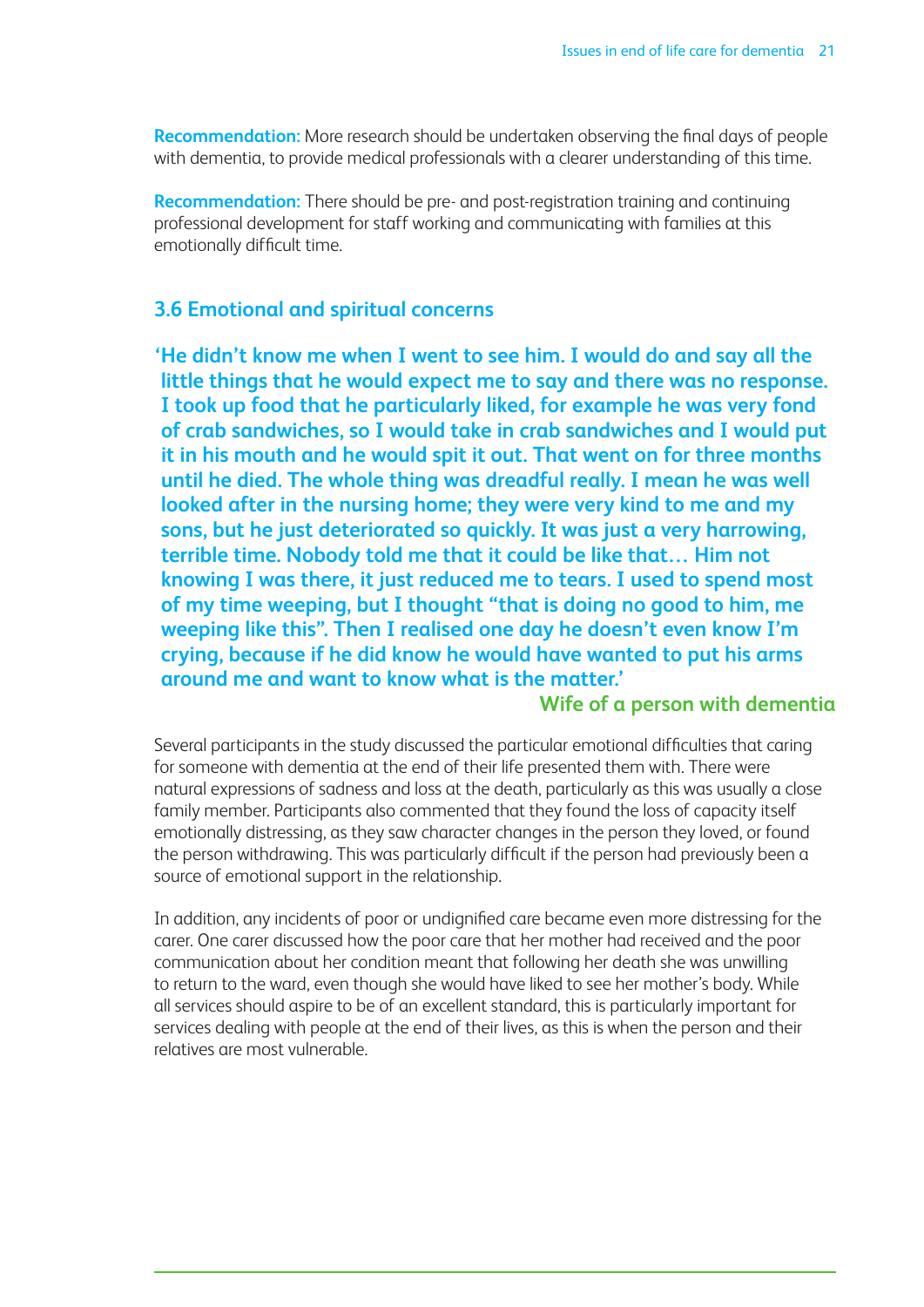**Recommendation:** More research should be undertaken observing the final days of people with dementia, to provide medical professionals with a clearer understanding of this time.

**Recommendation:** There should be pre- and post-registration training and continuing professional development for staff working and communicating with families at this emotionally difficult time.

### 3.6 Emotional and spiritual concerns

**'He didn't know me when I went to see him. I would do and say all the little things that he would expect me to say and there was no response. I took up food that he particularly liked, for example he was very fond of crab sandwiches, so I would take in crab sandwiches and I would put it in his mouth and he would spit it out. That went on for three months until he died. The whole thing was dreadful really. I mean he was well looked after in the nursing home; they were very kind to me and my sons, but he just deteriorated so quickly. It was just a very harrowing, terrible time. Nobody told me that it could be like that… Him not knowing I was there, it just reduced me to tears. I used to spend most of my time weeping, but I thought "that is doing no good to him, me weeping like this". Then I realised one day he doesn't even know I'm crying, because if he did know he would have wanted to put his arms around me and want to know what is the matter.'**

**Wife of a person with dementia**

Several participants in the study discussed the particular emotional difficulties that caring for someone with dementia at the end of their life presented them with. There were natural expressions of sadness and loss at the death, particularly as this was usually a close family member. Participants also commented that they found the loss of capacity itself emotionally distressing, as they saw character changes in the person they loved, or found the person withdrawing. This was particularly difficult if the person had previously been a source of emotional support in the relationship.

In addition, any incidents of poor or undignified care became even more distressing for the carer. One carer discussed how the poor care that her mother had received and the poor communication about her condition meant that following her death she was unwilling to return to the ward, even though she would have liked to see her mother's body. While all services should aspire to be of an excellent standard, this is particularly important for services dealing with people at the end of their lives, as this is when the person and their relatives are most vulnerable.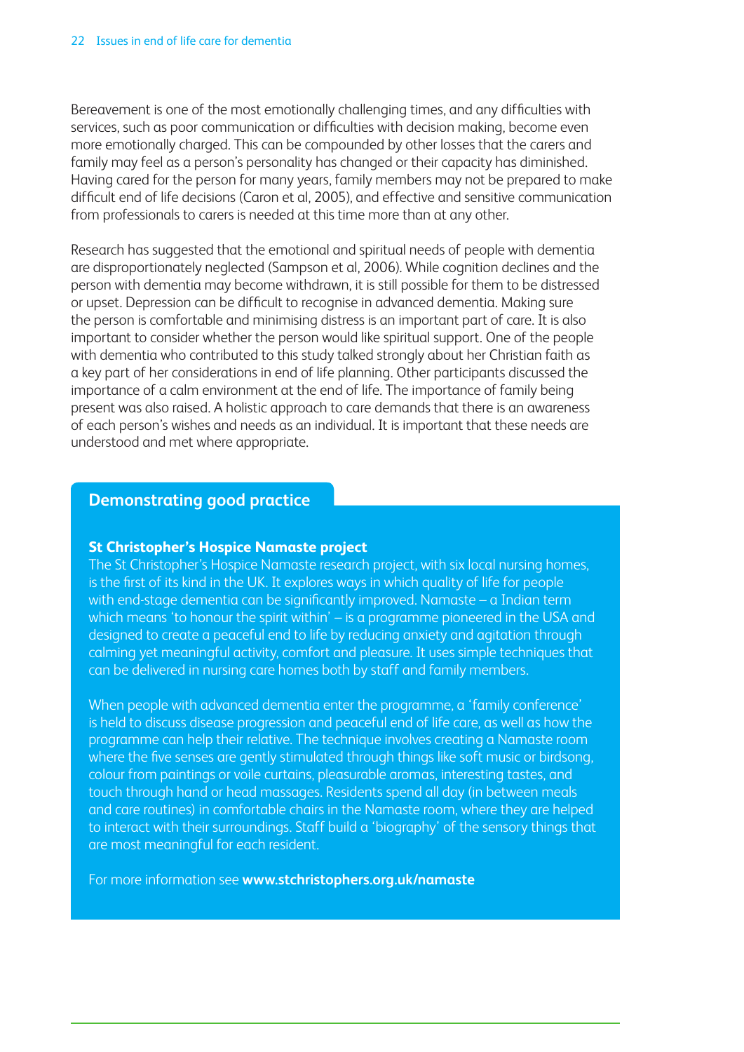Bereavement is one of the most emotionally challenging times, and any difficulties with services, such as poor communication or difficulties with decision making, become even more emotionally charged. This can be compounded by other losses that the carers and family may feel as a person's personality has changed or their capacity has diminished. Having cared for the person for many years, family members may not be prepared to make difficult end of life decisions (Caron et al, 2005), and effective and sensitive communication from professionals to carers is needed at this time more than at any other.

Research has suggested that the emotional and spiritual needs of people with dementia are disproportionately neglected (Sampson et al, 2006). While cognition declines and the person with dementia may become withdrawn, it is still possible for them to be distressed or upset. Depression can be difficult to recognise in advanced dementia. Making sure the person is comfortable and minimising distress is an important part of care. It is also important to consider whether the person would like spiritual support. One of the people with dementia who contributed to this study talked strongly about her Christian faith as a key part of her considerations in end of life planning. Other participants discussed the importance of a calm environment at the end of life. The importance of family being present was also raised. A holistic approach to care demands that there is an awareness of each person's wishes and needs as an individual. It is important that these needs are understood and met where appropriate.

## Demonstrating good practice

**St Christopher's Hospice Namaste project**

The St Christopher's Hospice Namaste research project, with six local nursing homes, is the first of its kind in the UK. It explores ways in which quality of life for people with end-stage dementia can be significantly improved. Namaste – a Indian term which means 'to honour the spirit within' – is a programme pioneered in the USA and designed to create a peaceful end to life by reducing anxiety and agitation through calming yet meaningful activity, comfort and pleasure. It uses simple techniques that can be delivered in nursing care homes both by staff and family members.

When people with advanced dementia enter the programme, a 'family conference' is held to discuss disease progression and peaceful end of life care, as well as how the programme can help their relative. The technique involves creating a Namaste room where the five senses are gently stimulated through things like soft music or birdsong, colour from paintings or voile curtains, pleasurable aromas, interesting tastes, and touch through hand or head massages. Residents spend all day (in between meals and care routines) in comfortable chairs in the Namaste room, where they are helped to interact with their surroundings. Staff build a 'biography' of the sensory things that are most meaningful for each resident.

For more information see **www.stchristophers.org.uk/namaste**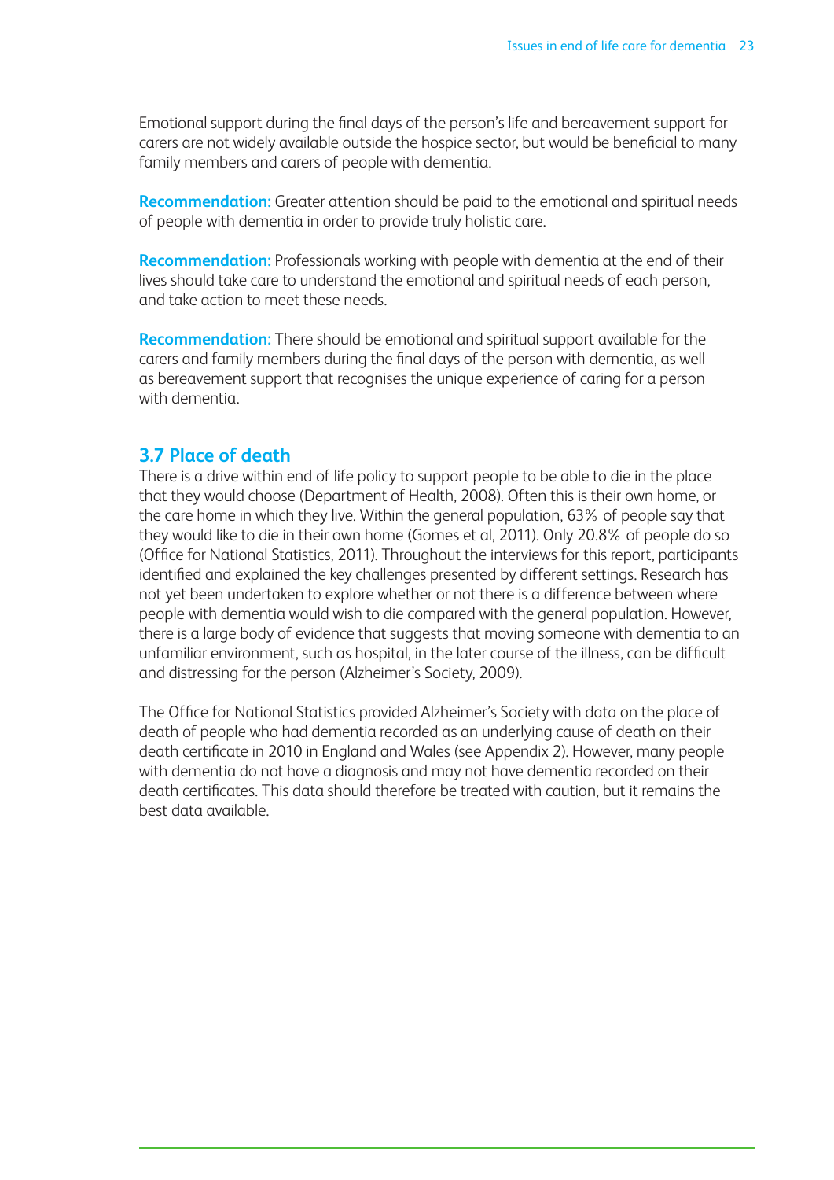Emotional support during the final days of the person's life and bereavement support for carers are not widely available outside the hospice sector, but would be beneficial to many family members and carers of people with dementia.

**Recommendation:** Greater attention should be paid to the emotional and spiritual needs of people with dementia in order to provide truly holistic care.

**Recommendation:** Professionals working with people with dementia at the end of their lives should take care to understand the emotional and spiritual needs of each person, and take action to meet these needs.

**Recommendation:** There should be emotional and spiritual support available for the carers and family members during the final days of the person with dementia, as well as bereavement support that recognises the unique experience of caring for a person with dementia.

## 3.7 Place of death

There is a drive within end of life policy to support people to be able to die in the place that they would choose (Department of Health, 2008). Often this is their own home, or the care home in which they live. Within the general population, 63% of people say that they would like to die in their own home (Gomes et al, 2011). Only 20.8% of people do so (Office for National Statistics, 2011). Throughout the interviews for this report, participants identified and explained the key challenges presented by different settings. Research has not yet been undertaken to explore whether or not there is a difference between where people with dementia would wish to die compared with the general population. However, there is a large body of evidence that suggests that moving someone with dementia to an unfamiliar environment, such as hospital, in the later course of the illness, can be difficult and distressing for the person (Alzheimer's Society, 2009).

The Office for National Statistics provided Alzheimer's Society with data on the place of death of people who had dementia recorded as an underlying cause of death on their death certificate in 2010 in England and Wales (see Appendix 2). However, many people with dementia do not have a diagnosis and may not have dementia recorded on their death certificates. This data should therefore be treated with caution, but it remains the best data available.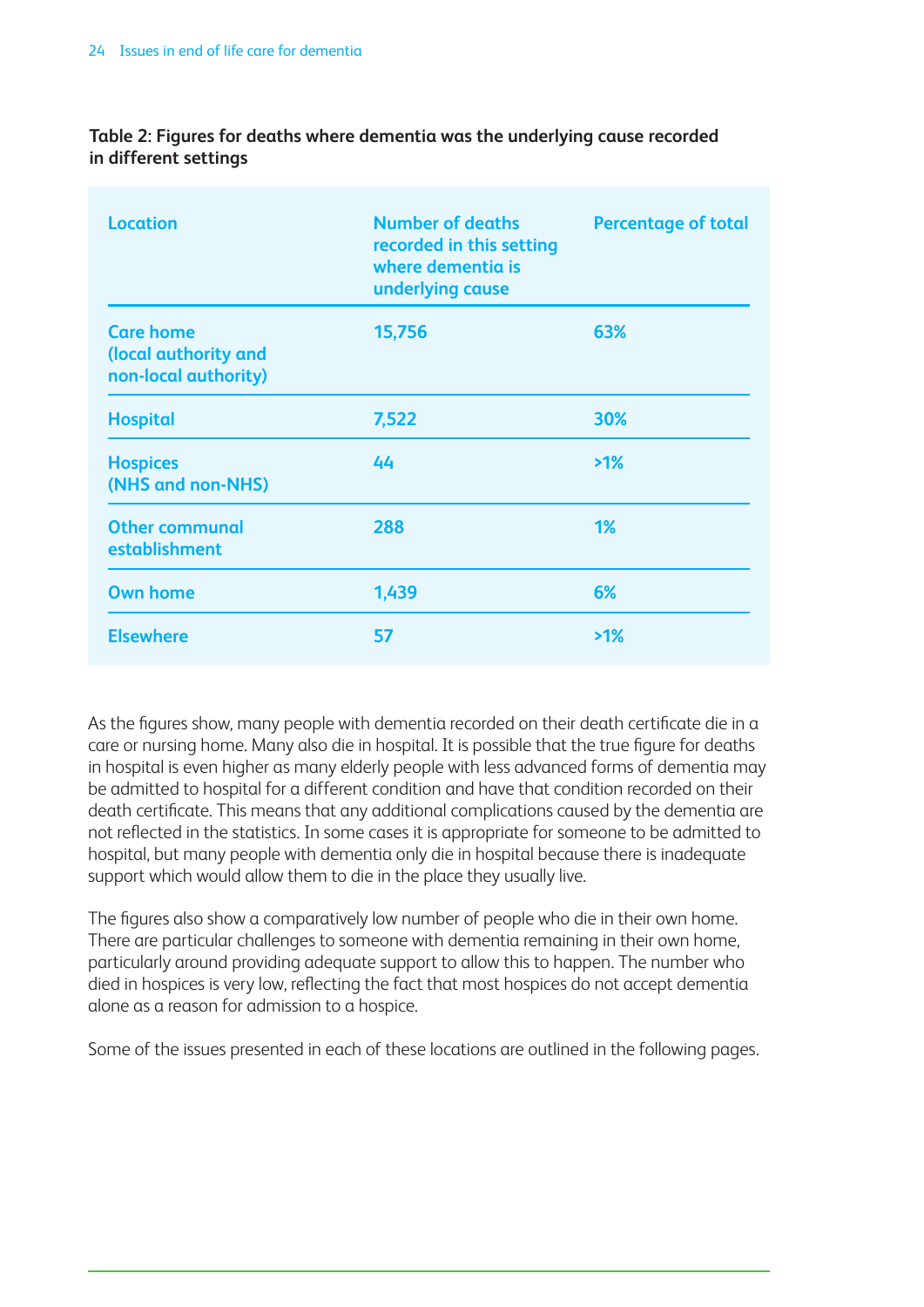**Table 2: Figures for deaths where dementia was the underlying cause recorded in different settings**

| Location | Number of deaths recorded in this setting where dementia is underlying cause | Percentage of total |
|---|---|---|
| Care home (local authority and non-local authority) | 15,756 | 63% |
| Hospital | 7,522 | 30% |
| Hospices (NHS and non-NHS) | 44 | >1% |
| Other communal establishment | 288 | 1% |
| Own home | 1,439 | 6% |
| Elsewhere | 57 | >1% |

As the figures show, many people with dementia recorded on their death certificate die in a care or nursing home. Many also die in hospital. It is possible that the true figure for deaths in hospital is even higher as many elderly people with less advanced forms of dementia may be admitted to hospital for a different condition and have that condition recorded on their death certificate. This means that any additional complications caused by the dementia are not reflected in the statistics. In some cases it is appropriate for someone to be admitted to hospital, but many people with dementia only die in hospital because there is inadequate support which would allow them to die in the place they usually live.

The figures also show a comparatively low number of people who die in their own home. There are particular challenges to someone with dementia remaining in their own home, particularly around providing adequate support to allow this to happen. The number who died in hospices is very low, reflecting the fact that most hospices do not accept dementia alone as a reason for admission to a hospice.

Some of the issues presented in each of these locations are outlined in the following pages.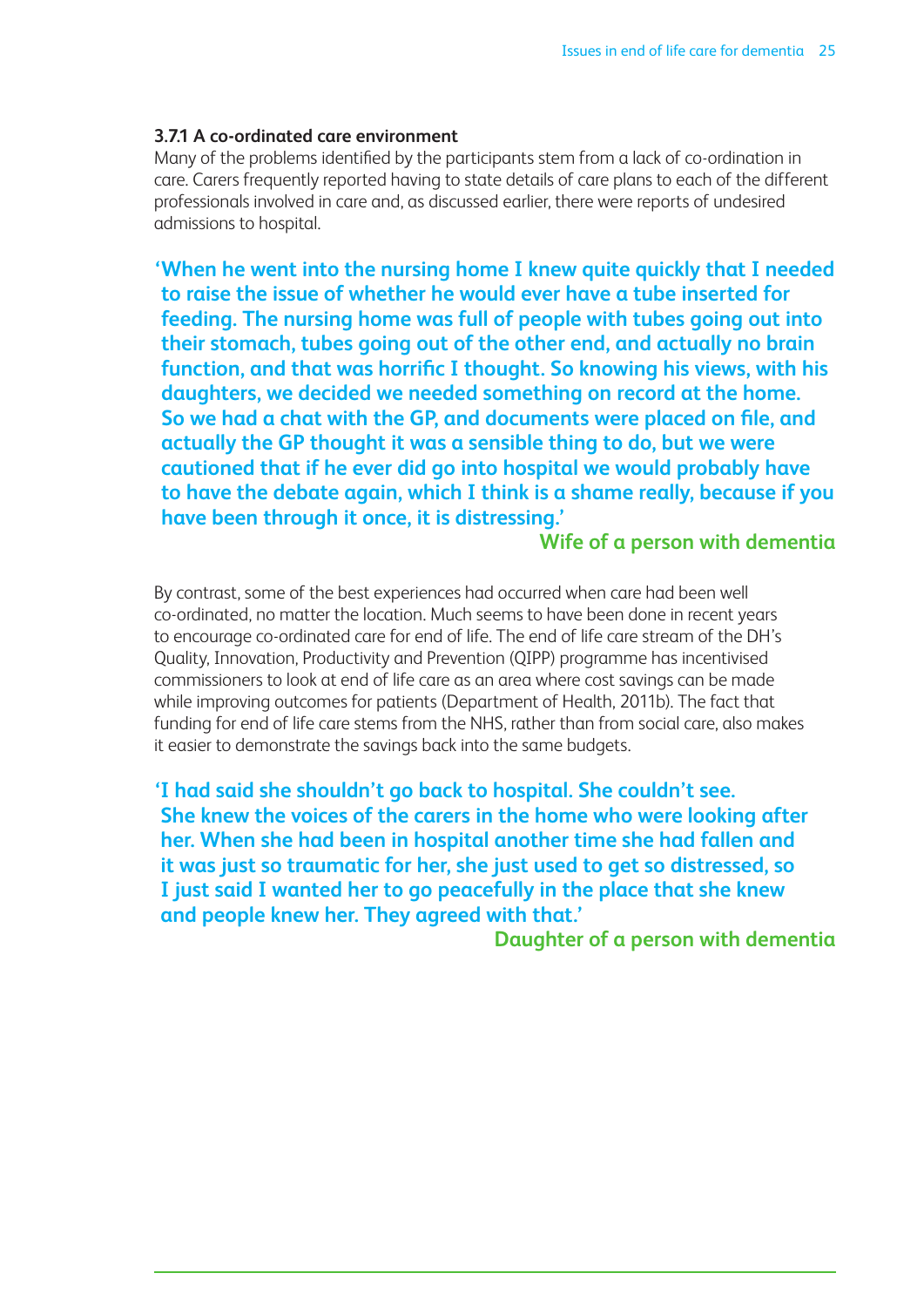#### 3.7.1 A co-ordinated care environment

Many of the problems identified by the participants stem from a lack of co-ordination in care. Carers frequently reported having to state details of care plans to each of the different professionals involved in care and, as discussed earlier, there were reports of undesired admissions to hospital.

> **'When he went into the nursing home I knew quite quickly that I needed to raise the issue of whether he would ever have a tube inserted for feeding. The nursing home was full of people with tubes going out into their stomach, tubes going out of the other end, and actually no brain function, and that was horrific I thought. So knowing his views, with his daughters, we decided we needed something on record at the home. So we had a chat with the GP, and documents were placed on file, and actually the GP thought it was a sensible thing to do, but we were cautioned that if he ever did go into hospital we would probably have to have the debate again, which I think is a shame really, because if you have been through it once, it is distressing.'**
>
> **Wife of a person with dementia**

By contrast, some of the best experiences had occurred when care had been well co-ordinated, no matter the location. Much seems to have been done in recent years to encourage co-ordinated care for end of life. The end of life care stream of the DH's Quality, Innovation, Productivity and Prevention (QIPP) programme has incentivised commissioners to look at end of life care as an area where cost savings can be made while improving outcomes for patients (Department of Health, 2011b). The fact that funding for end of life care stems from the NHS, rather than from social care, also makes it easier to demonstrate the savings back into the same budgets.

> **'I had said she shouldn't go back to hospital. She couldn't see. She knew the voices of the carers in the home who were looking after her. When she had been in hospital another time she had fallen and it was just so traumatic for her, she just used to get so distressed, so I just said I wanted her to go peacefully in the place that she knew and people knew her. They agreed with that.'**
>
> **Daughter of a person with dementia**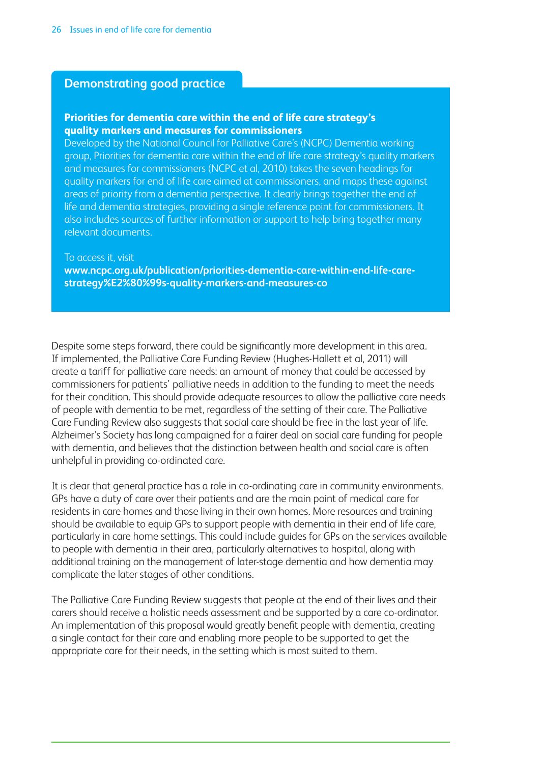## Demonstrating good practice

**Priorities for dementia care within the end of life care strategy's quality markers and measures for commissioners**

Developed by the National Council for Palliative Care's (NCPC) Dementia working group, Priorities for dementia care within the end of life care strategy's quality markers and measures for commissioners (NCPC et al, 2010) takes the seven headings for quality markers for end of life care aimed at commissioners, and maps these against areas of priority from a dementia perspective. It clearly brings together the end of life and dementia strategies, providing a single reference point for commissioners. It also includes sources of further information or support to help bring together many relevant documents.

To access it, visit
**www.ncpc.org.uk/publication/priorities-dementia-care-within-end-life-care-strategy%E2%80%99s-quality-markers-and-measures-co**

Despite some steps forward, there could be significantly more development in this area. If implemented, the Palliative Care Funding Review (Hughes-Hallett et al, 2011) will create a tariff for palliative care needs: an amount of money that could be accessed by commissioners for patients' palliative needs in addition to the funding to meet the needs for their condition. This should provide adequate resources to allow the palliative care needs of people with dementia to be met, regardless of the setting of their care. The Palliative Care Funding Review also suggests that social care should be free in the last year of life. Alzheimer's Society has long campaigned for a fairer deal on social care funding for people with dementia, and believes that the distinction between health and social care is often unhelpful in providing co-ordinated care.

It is clear that general practice has a role in co-ordinating care in community environments. GPs have a duty of care over their patients and are the main point of medical care for residents in care homes and those living in their own homes. More resources and training should be available to equip GPs to support people with dementia in their end of life care, particularly in care home settings. This could include guides for GPs on the services available to people with dementia in their area, particularly alternatives to hospital, along with additional training on the management of later-stage dementia and how dementia may complicate the later stages of other conditions.

The Palliative Care Funding Review suggests that people at the end of their lives and their carers should receive a holistic needs assessment and be supported by a care co-ordinator. An implementation of this proposal would greatly benefit people with dementia, creating a single contact for their care and enabling more people to be supported to get the appropriate care for their needs, in the setting which is most suited to them.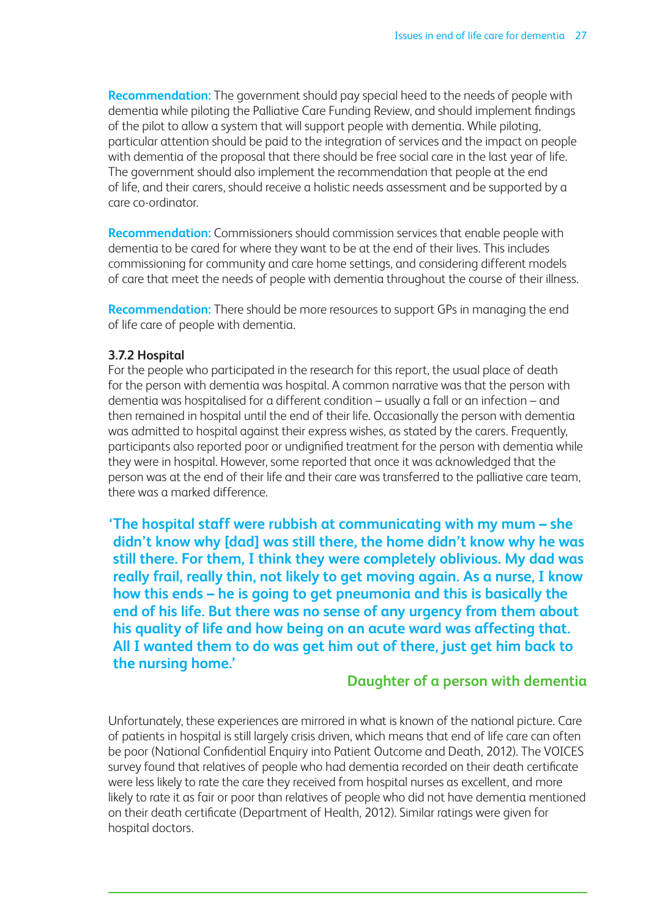**Recommendation:** The government should pay special heed to the needs of people with dementia while piloting the Palliative Care Funding Review, and should implement findings of the pilot to allow a system that will support people with dementia. While piloting, particular attention should be paid to the integration of services and the impact on people with dementia of the proposal that there should be free social care in the last year of life. The government should also implement the recommendation that people at the end of life, and their carers, should receive a holistic needs assessment and be supported by a care co-ordinator.

**Recommendation:** Commissioners should commission services that enable people with dementia to be cared for where they want to be at the end of their lives. This includes commissioning for community and care home settings, and considering different models of care that meet the needs of people with dementia throughout the course of their illness.

**Recommendation:** There should be more resources to support GPs in managing the end of life care of people with dementia.

#### 3.7.2 Hospital

For the people who participated in the research for this report, the usual place of death for the person with dementia was hospital. A common narrative was that the person with dementia was hospitalised for a different condition – usually a fall or an infection – and then remained in hospital until the end of their life. Occasionally the person with dementia was admitted to hospital against their express wishes, as stated by the carers. Frequently, participants also reported poor or undignified treatment for the person with dementia while they were in hospital. However, some reported that once it was acknowledged that the person was at the end of their life and their care was transferred to the palliative care team, there was a marked difference.

> **'The hospital staff were rubbish at communicating with my mum – she didn't know why [dad] was still there, the home didn't know why he was still there. For them, I think they were completely oblivious. My dad was really frail, really thin, not likely to get moving again. As a nurse, I know how this ends – he is going to get pneumonia and this is basically the end of his life. But there was no sense of any urgency from them about his quality of life and how being on an acute ward was affecting that. All I wanted them to do was get him out of there, just get him back to the nursing home.'**
>
> **Daughter of a person with dementia**

Unfortunately, these experiences are mirrored in what is known of the national picture. Care of patients in hospital is still largely crisis driven, which means that end of life care can often be poor (National Confidential Enquiry into Patient Outcome and Death, 2012). The VOICES survey found that relatives of people who had dementia recorded on their death certificate were less likely to rate the care they received from hospital nurses as excellent, and more likely to rate it as fair or poor than relatives of people who did not have dementia mentioned on their death certificate (Department of Health, 2012). Similar ratings were given for hospital doctors.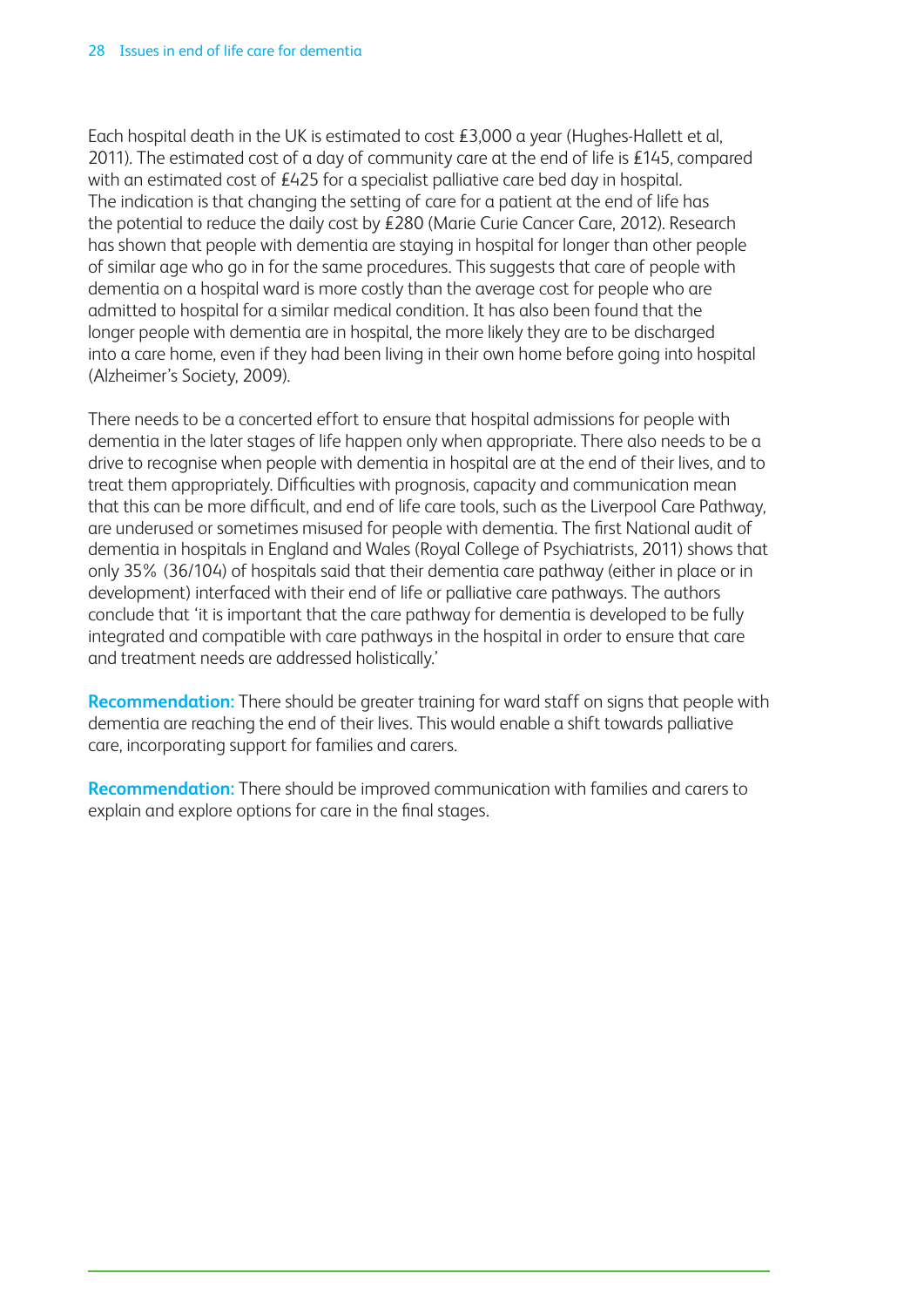Each hospital death in the UK is estimated to cost £3,000 a year (Hughes-Hallett et al, 2011). The estimated cost of a day of community care at the end of life is £145, compared with an estimated cost of £425 for a specialist palliative care bed day in hospital. The indication is that changing the setting of care for a patient at the end of life has the potential to reduce the daily cost by £280 (Marie Curie Cancer Care, 2012). Research has shown that people with dementia are staying in hospital for longer than other people of similar age who go in for the same procedures. This suggests that care of people with dementia on a hospital ward is more costly than the average cost for people who are admitted to hospital for a similar medical condition. It has also been found that the longer people with dementia are in hospital, the more likely they are to be discharged into a care home, even if they had been living in their own home before going into hospital (Alzheimer's Society, 2009).

There needs to be a concerted effort to ensure that hospital admissions for people with dementia in the later stages of life happen only when appropriate. There also needs to be a drive to recognise when people with dementia in hospital are at the end of their lives, and to treat them appropriately. Difficulties with prognosis, capacity and communication mean that this can be more difficult, and end of life care tools, such as the Liverpool Care Pathway, are underused or sometimes misused for people with dementia. The first National audit of dementia in hospitals in England and Wales (Royal College of Psychiatrists, 2011) shows that only 35% (36/104) of hospitals said that their dementia care pathway (either in place or in development) interfaced with their end of life or palliative care pathways. The authors conclude that 'it is important that the care pathway for dementia is developed to be fully integrated and compatible with care pathways in the hospital in order to ensure that care and treatment needs are addressed holistically.'

**Recommendation:** There should be greater training for ward staff on signs that people with dementia are reaching the end of their lives. This would enable a shift towards palliative care, incorporating support for families and carers.

**Recommendation:** There should be improved communication with families and carers to explain and explore options for care in the final stages.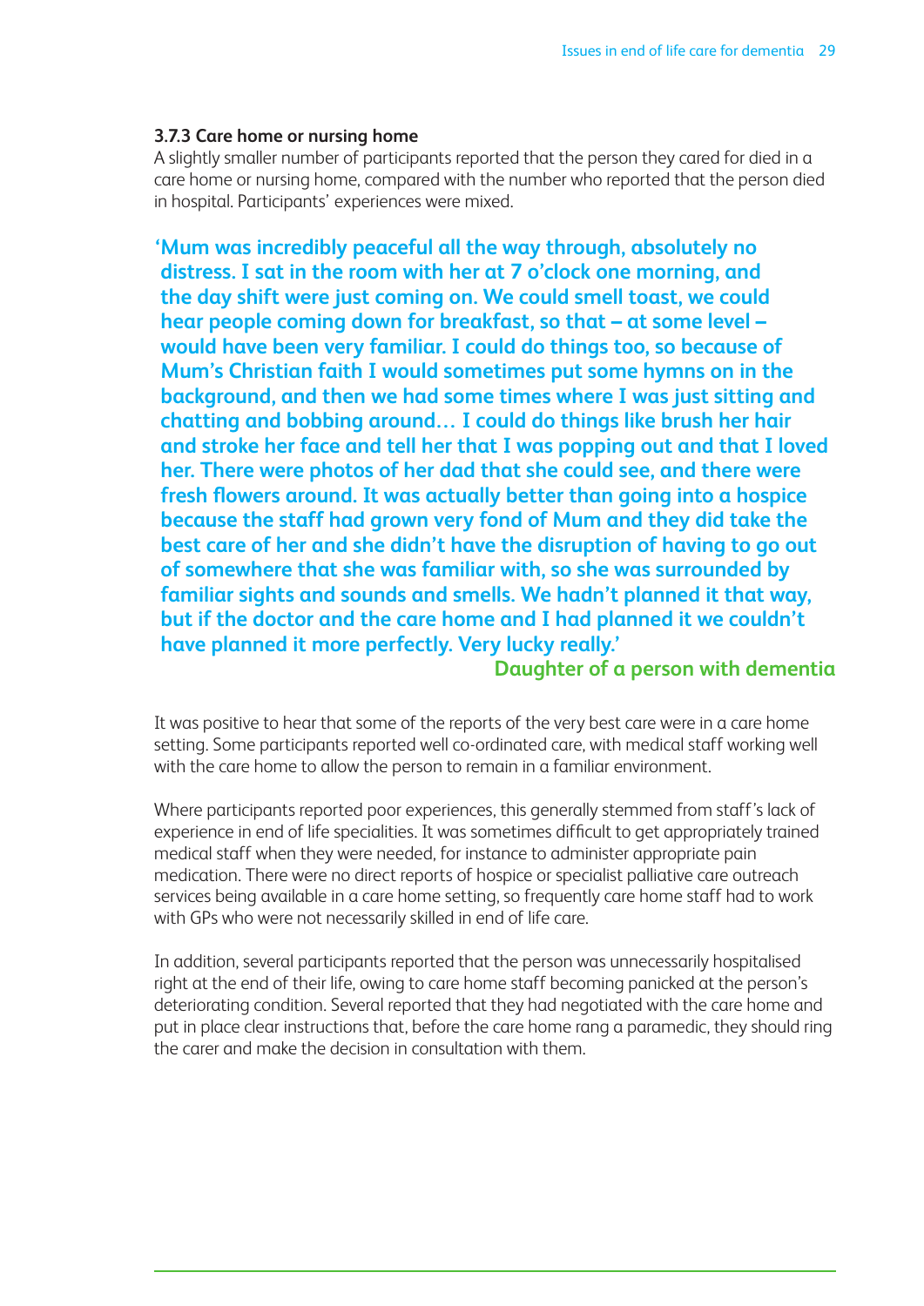#### 3.7.3 Care home or nursing home

A slightly smaller number of participants reported that the person they cared for died in a care home or nursing home, compared with the number who reported that the person died in hospital. Participants' experiences were mixed.

> **'Mum was incredibly peaceful all the way through, absolutely no distress. I sat in the room with her at 7 o'clock one morning, and the day shift were just coming on. We could smell toast, we could hear people coming down for breakfast, so that – at some level – would have been very familiar. I could do things too, so because of Mum's Christian faith I would sometimes put some hymns on in the background, and then we had some times where I was just sitting and chatting and bobbing around… I could do things like brush her hair and stroke her face and tell her that I was popping out and that I loved her. There were photos of her dad that she could see, and there were fresh flowers around. It was actually better than going into a hospice because the staff had grown very fond of Mum and they did take the best care of her and she didn't have the disruption of having to go out of somewhere that she was familiar with, so she was surrounded by familiar sights and sounds and smells. We hadn't planned it that way, but if the doctor and the care home and I had planned it we couldn't have planned it more perfectly. Very lucky really.'**
>
> **Daughter of a person with dementia**

It was positive to hear that some of the reports of the very best care were in a care home setting. Some participants reported well co-ordinated care, with medical staff working well with the care home to allow the person to remain in a familiar environment.

Where participants reported poor experiences, this generally stemmed from staff's lack of experience in end of life specialities. It was sometimes difficult to get appropriately trained medical staff when they were needed, for instance to administer appropriate pain medication. There were no direct reports of hospice or specialist palliative care outreach services being available in a care home setting, so frequently care home staff had to work with GPs who were not necessarily skilled in end of life care.

In addition, several participants reported that the person was unnecessarily hospitalised right at the end of their life, owing to care home staff becoming panicked at the person's deteriorating condition. Several reported that they had negotiated with the care home and put in place clear instructions that, before the care home rang a paramedic, they should ring the carer and make the decision in consultation with them.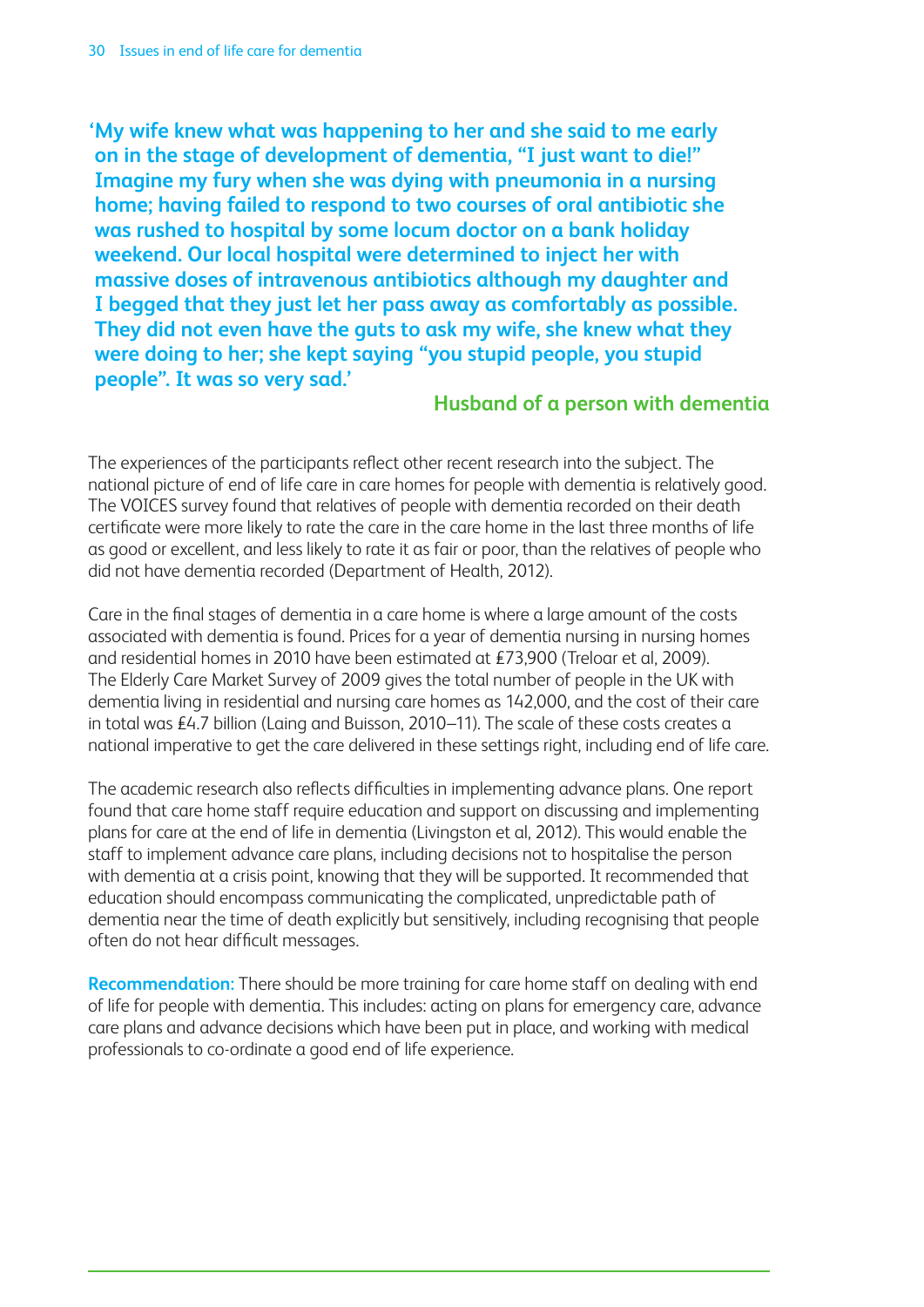**'My wife knew what was happening to her and she said to me early on in the stage of development of dementia, "I just want to die!" Imagine my fury when she was dying with pneumonia in a nursing home; having failed to respond to two courses of oral antibiotic she was rushed to hospital by some locum doctor on a bank holiday weekend. Our local hospital were determined to inject her with massive doses of intravenous antibiotics although my daughter and I begged that they just let her pass away as comfortably as possible. They did not even have the guts to ask my wife, she knew what they were doing to her; she kept saying "you stupid people, you stupid people". It was so very sad.'**

**Husband of a person with dementia**

The experiences of the participants reflect other recent research into the subject. The national picture of end of life care in care homes for people with dementia is relatively good. The VOICES survey found that relatives of people with dementia recorded on their death certificate were more likely to rate the care in the care home in the last three months of life as good or excellent, and less likely to rate it as fair or poor, than the relatives of people who did not have dementia recorded (Department of Health, 2012).

Care in the final stages of dementia in a care home is where a large amount of the costs associated with dementia is found. Prices for a year of dementia nursing in nursing homes and residential homes in 2010 have been estimated at £73,900 (Treloar et al, 2009). The Elderly Care Market Survey of 2009 gives the total number of people in the UK with dementia living in residential and nursing care homes as 142,000, and the cost of their care in total was £4.7 billion (Laing and Buisson, 2010–11). The scale of these costs creates a national imperative to get the care delivered in these settings right, including end of life care.

The academic research also reflects difficulties in implementing advance plans. One report found that care home staff require education and support on discussing and implementing plans for care at the end of life in dementia (Livingston et al, 2012). This would enable the staff to implement advance care plans, including decisions not to hospitalise the person with dementia at a crisis point, knowing that they will be supported. It recommended that education should encompass communicating the complicated, unpredictable path of dementia near the time of death explicitly but sensitively, including recognising that people often do not hear difficult messages.

**Recommendation:** There should be more training for care home staff on dealing with end of life for people with dementia. This includes: acting on plans for emergency care, advance care plans and advance decisions which have been put in place, and working with medical professionals to co-ordinate a good end of life experience.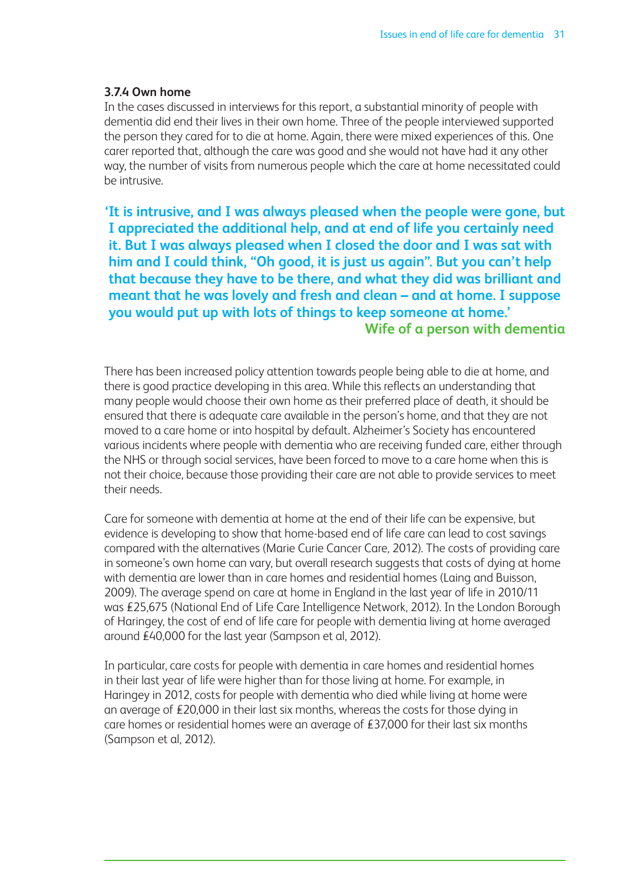### 3.7.4 Own home

In the cases discussed in interviews for this report, a substantial minority of people with dementia did end their lives in their own home. Three of the people interviewed supported the person they cared for to die at home. Again, there were mixed experiences of this. One carer reported that, although the care was good and she would not have had it any other way, the number of visits from numerous people which the care at home necessitated could be intrusive.

> **'It is intrusive, and I was always pleased when the people were gone, but I appreciated the additional help, and at end of life you certainly need it. But I was always pleased when I closed the door and I was sat with him and I could think, "Oh good, it is just us again". But you can't help that because they have to be there, and what they did was brilliant and meant that he was lovely and fresh and clean – and at home. I suppose you would put up with lots of things to keep someone at home.'**
>
> **Wife of a person with dementia**

There has been increased policy attention towards people being able to die at home, and there is good practice developing in this area. While this reflects an understanding that many people would choose their own home as their preferred place of death, it should be ensured that there is adequate care available in the person's home, and that they are not moved to a care home or into hospital by default. Alzheimer's Society has encountered various incidents where people with dementia who are receiving funded care, either through the NHS or through social services, have been forced to move to a care home when this is not their choice, because those providing their care are not able to provide services to meet their needs.

Care for someone with dementia at home at the end of their life can be expensive, but evidence is developing to show that home-based end of life care can lead to cost savings compared with the alternatives (Marie Curie Cancer Care, 2012). The costs of providing care in someone's own home can vary, but overall research suggests that costs of dying at home with dementia are lower than in care homes and residential homes (Laing and Buisson, 2009). The average spend on care at home in England in the last year of life in 2010/11 was £25,675 (National End of Life Care Intelligence Network, 2012). In the London Borough of Haringey, the cost of end of life care for people with dementia living at home averaged around £40,000 for the last year (Sampson et al, 2012).

In particular, care costs for people with dementia in care homes and residential homes in their last year of life were higher than for those living at home. For example, in Haringey in 2012, costs for people with dementia who died while living at home were an average of £20,000 in their last six months, whereas the costs for those dying in care homes or residential homes were an average of £37,000 for their last six months (Sampson et al, 2012).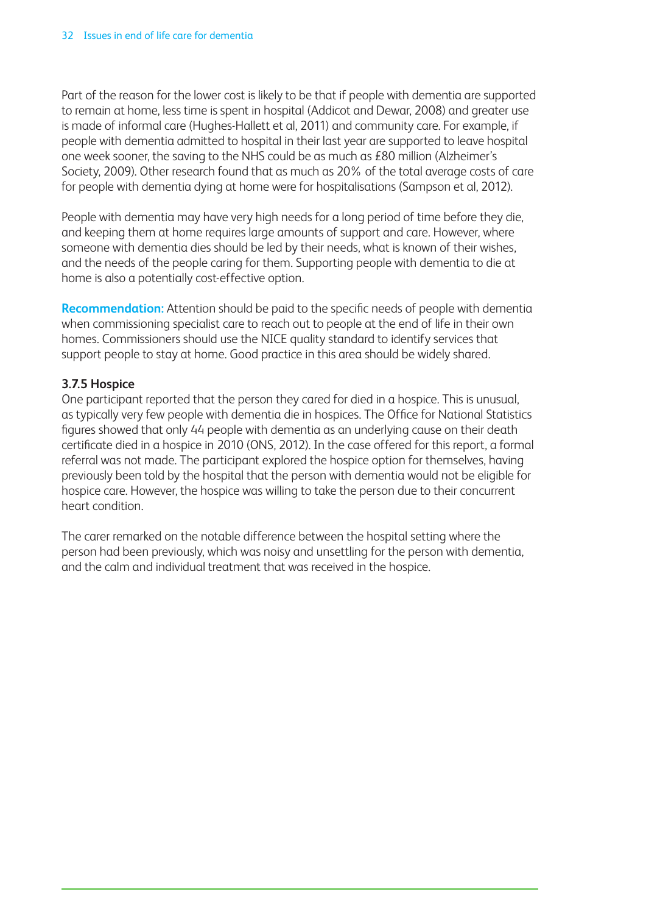Part of the reason for the lower cost is likely to be that if people with dementia are supported to remain at home, less time is spent in hospital (Addicot and Dewar, 2008) and greater use is made of informal care (Hughes-Hallett et al, 2011) and community care. For example, if people with dementia admitted to hospital in their last year are supported to leave hospital one week sooner, the saving to the NHS could be as much as £80 million (Alzheimer's Society, 2009). Other research found that as much as 20% of the total average costs of care for people with dementia dying at home were for hospitalisations (Sampson et al, 2012).

People with dementia may have very high needs for a long period of time before they die, and keeping them at home requires large amounts of support and care. However, where someone with dementia dies should be led by their needs, what is known of their wishes, and the needs of the people caring for them. Supporting people with dementia to die at home is also a potentially cost-effective option.

**Recommendation:** Attention should be paid to the specific needs of people with dementia when commissioning specialist care to reach out to people at the end of life in their own homes. Commissioners should use the NICE quality standard to identify services that support people to stay at home. Good practice in this area should be widely shared.

### 3.7.5 Hospice

One participant reported that the person they cared for died in a hospice. This is unusual, as typically very few people with dementia die in hospices. The Office for National Statistics figures showed that only 44 people with dementia as an underlying cause on their death certificate died in a hospice in 2010 (ONS, 2012). In the case offered for this report, a formal referral was not made. The participant explored the hospice option for themselves, having previously been told by the hospital that the person with dementia would not be eligible for hospice care. However, the hospice was willing to take the person due to their concurrent heart condition.

The carer remarked on the notable difference between the hospital setting where the person had been previously, which was noisy and unsettling for the person with dementia, and the calm and individual treatment that was received in the hospice.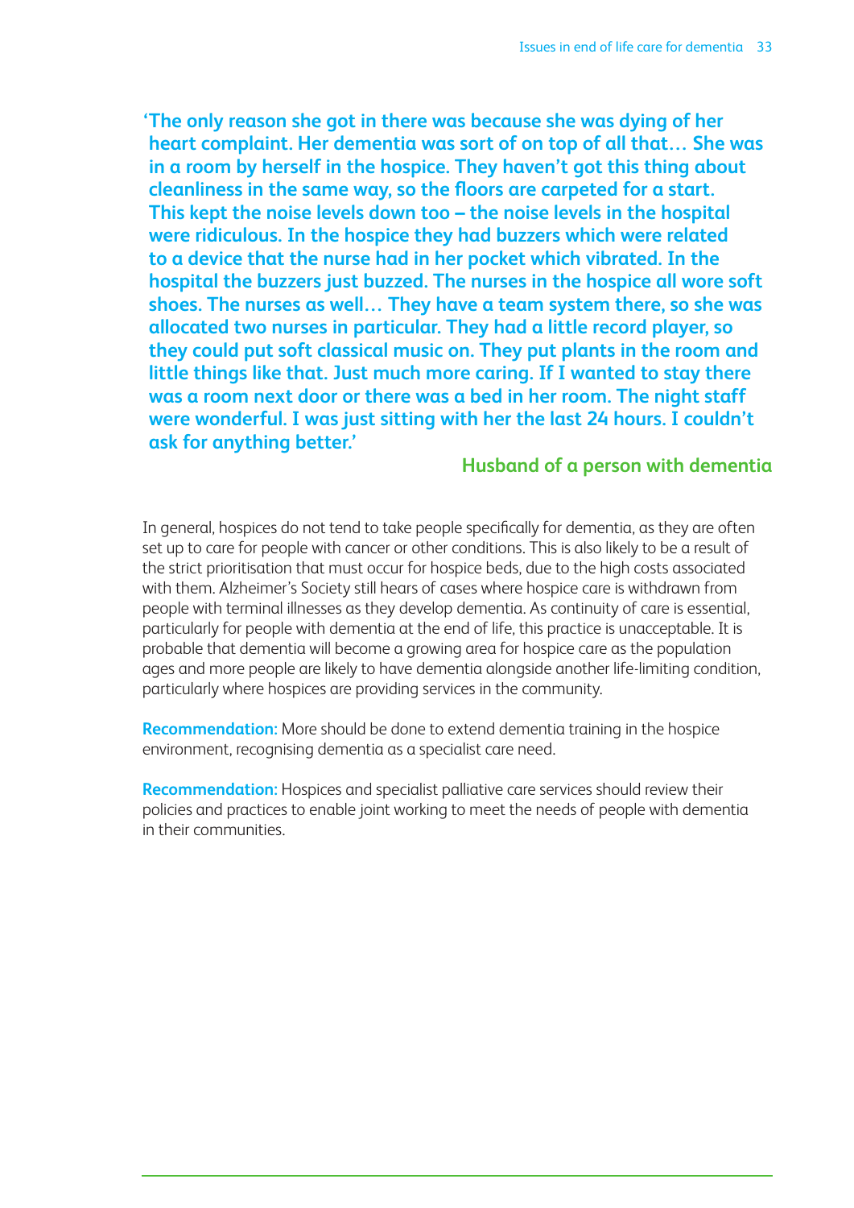**'The only reason she got in there was because she was dying of her heart complaint. Her dementia was sort of on top of all that… She was in a room by herself in the hospice. They haven't got this thing about cleanliness in the same way, so the floors are carpeted for a start. This kept the noise levels down too – the noise levels in the hospital were ridiculous. In the hospice they had buzzers which were related to a device that the nurse had in her pocket which vibrated. In the hospital the buzzers just buzzed. The nurses in the hospice all wore soft shoes. The nurses as well… They have a team system there, so she was allocated two nurses in particular. They had a little record player, so they could put soft classical music on. They put plants in the room and little things like that. Just much more caring. If I wanted to stay there was a room next door or there was a bed in her room. The night staff were wonderful. I was just sitting with her the last 24 hours. I couldn't ask for anything better.'**

**Husband of a person with dementia**

In general, hospices do not tend to take people specifically for dementia, as they are often set up to care for people with cancer or other conditions. This is also likely to be a result of the strict prioritisation that must occur for hospice beds, due to the high costs associated with them. Alzheimer's Society still hears of cases where hospice care is withdrawn from people with terminal illnesses as they develop dementia. As continuity of care is essential, particularly for people with dementia at the end of life, this practice is unacceptable. It is probable that dementia will become a growing area for hospice care as the population ages and more people are likely to have dementia alongside another life-limiting condition, particularly where hospices are providing services in the community.

**Recommendation:** More should be done to extend dementia training in the hospice environment, recognising dementia as a specialist care need.

**Recommendation:** Hospices and specialist palliative care services should review their policies and practices to enable joint working to meet the needs of people with dementia in their communities.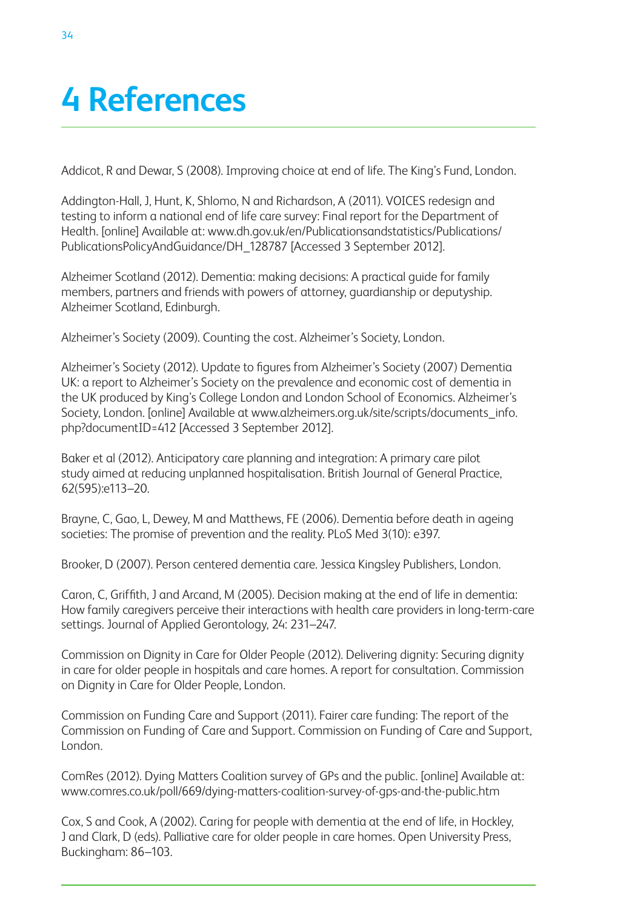# 4 References

Addicot, R and Dewar, S (2008). Improving choice at end of life. The King's Fund, London.

Addington-Hall, J, Hunt, K, Shlomo, N and Richardson, A (2011). VOICES redesign and testing to inform a national end of life care survey: Final report for the Department of Health. [online] Available at: www.dh.gov.uk/en/Publicationsandstatistics/Publications/PublicationsPolicyAndGuidance/DH_128787 [Accessed 3 September 2012].

Alzheimer Scotland (2012). Dementia: making decisions: A practical guide for family members, partners and friends with powers of attorney, guardianship or deputyship. Alzheimer Scotland, Edinburgh.

Alzheimer's Society (2009). Counting the cost. Alzheimer's Society, London.

Alzheimer's Society (2012). Update to figures from Alzheimer's Society (2007) Dementia UK: a report to Alzheimer's Society on the prevalence and economic cost of dementia in the UK produced by King's College London and London School of Economics. Alzheimer's Society, London. [online] Available at www.alzheimers.org.uk/site/scripts/documents_info.php?documentID=412 [Accessed 3 September 2012].

Baker et al (2012). Anticipatory care planning and integration: A primary care pilot study aimed at reducing unplanned hospitalisation. British Journal of General Practice, 62(595):e113–20.

Brayne, C, Gao, L, Dewey, M and Matthews, FE (2006). Dementia before death in ageing societies: The promise of prevention and the reality. PLoS Med 3(10): e397.

Brooker, D (2007). Person centered dementia care. Jessica Kingsley Publishers, London.

Caron, C, Griffith, J and Arcand, M (2005). Decision making at the end of life in dementia: How family caregivers perceive their interactions with health care providers in long-term-care settings. Journal of Applied Gerontology, 24: 231–247.

Commission on Dignity in Care for Older People (2012). Delivering dignity: Securing dignity in care for older people in hospitals and care homes. A report for consultation. Commission on Dignity in Care for Older People, London.

Commission on Funding Care and Support (2011). Fairer care funding: The report of the Commission on Funding of Care and Support. Commission on Funding of Care and Support, London.

ComRes (2012). Dying Matters Coalition survey of GPs and the public. [online] Available at: www.comres.co.uk/poll/669/dying-matters-coalition-survey-of-gps-and-the-public.htm

Cox, S and Cook, A (2002). Caring for people with dementia at the end of life, in Hockley, J and Clark, D (eds). Palliative care for older people in care homes. Open University Press, Buckingham: 86–103.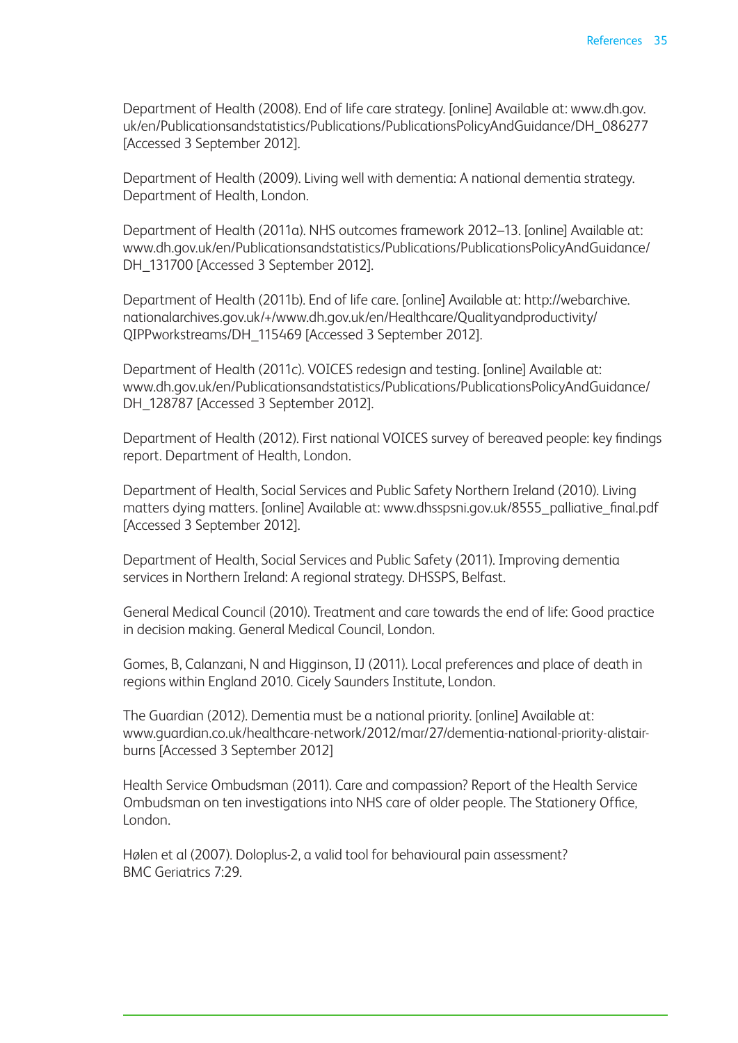Department of Health (2008). End of life care strategy. [online] Available at: www.dh.gov.uk/en/Publicationsandstatistics/Publications/PublicationsPolicyAndGuidance/DH_086277 [Accessed 3 September 2012].

Department of Health (2009). Living well with dementia: A national dementia strategy. Department of Health, London.

Department of Health (2011a). NHS outcomes framework 2012–13. [online] Available at: www.dh.gov.uk/en/Publicationsandstatistics/Publications/PublicationsPolicyAndGuidance/DH_131700 [Accessed 3 September 2012].

Department of Health (2011b). End of life care. [online] Available at: http://webarchive.nationalarchives.gov.uk/+/www.dh.gov.uk/en/Healthcare/Qualityandproductivity/QIPPworkstreams/DH_115469 [Accessed 3 September 2012].

Department of Health (2011c). VOICES redesign and testing. [online] Available at: www.dh.gov.uk/en/Publicationsandstatistics/Publications/PublicationsPolicyAndGuidance/DH_128787 [Accessed 3 September 2012].

Department of Health (2012). First national VOICES survey of bereaved people: key findings report. Department of Health, London.

Department of Health, Social Services and Public Safety Northern Ireland (2010). Living matters dying matters. [online] Available at: www.dhsspsni.gov.uk/8555_palliative_final.pdf [Accessed 3 September 2012].

Department of Health, Social Services and Public Safety (2011). Improving dementia services in Northern Ireland: A regional strategy. DHSSPS, Belfast.

General Medical Council (2010). Treatment and care towards the end of life: Good practice in decision making. General Medical Council, London.

Gomes, B, Calanzani, N and Higginson, IJ (2011). Local preferences and place of death in regions within England 2010. Cicely Saunders Institute, London.

The Guardian (2012). Dementia must be a national priority. [online] Available at: www.guardian.co.uk/healthcare-network/2012/mar/27/dementia-national-priority-alistair-burns [Accessed 3 September 2012]

Health Service Ombudsman (2011). Care and compassion? Report of the Health Service Ombudsman on ten investigations into NHS care of older people. The Stationery Office, London.

Hølen et al (2007). Doloplus-2, a valid tool for behavioural pain assessment? BMC Geriatrics 7:29.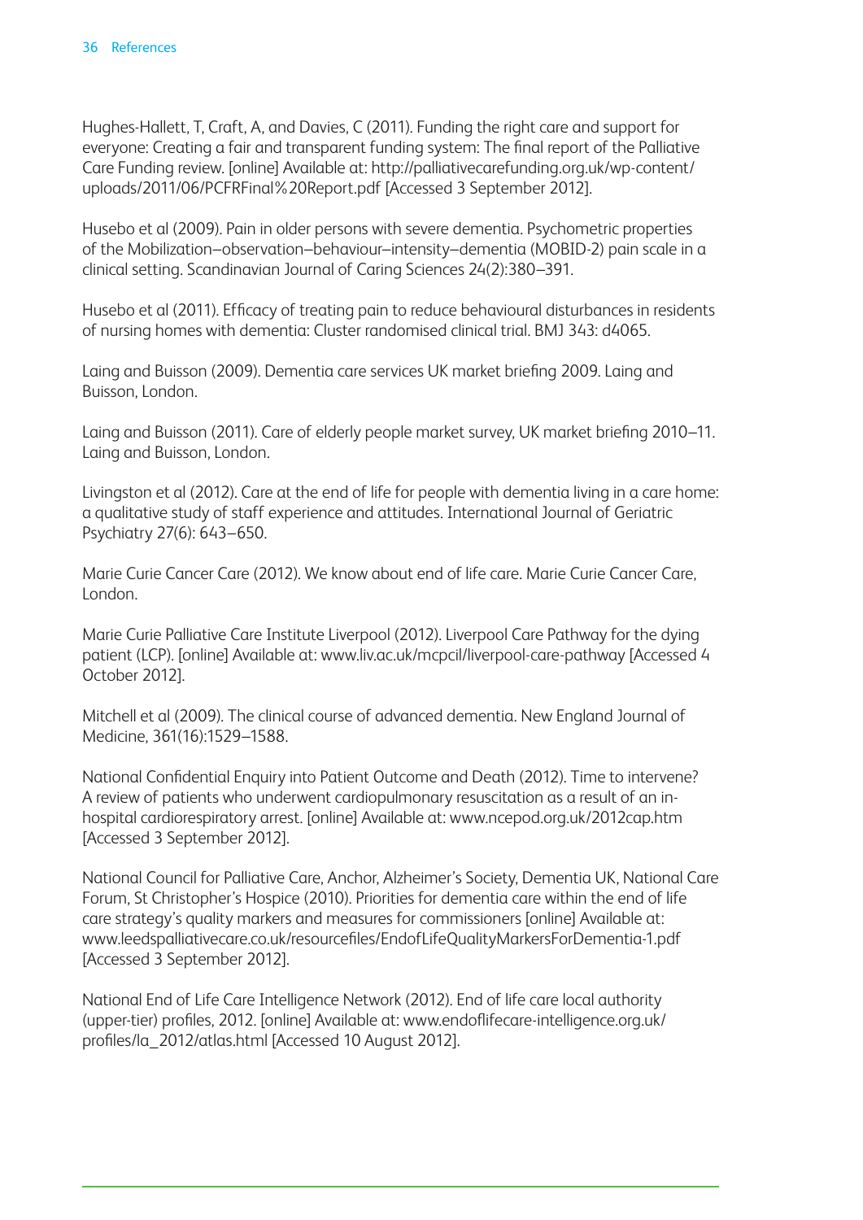Hughes-Hallett, T, Craft, A, and Davies, C (2011). Funding the right care and support for everyone: Creating a fair and transparent funding system: The final report of the Palliative Care Funding review. [online] Available at: http://palliativecarefunding.org.uk/wp-content/uploads/2011/06/PCFRFinal%20Report.pdf [Accessed 3 September 2012].

Husebo et al (2009). Pain in older persons with severe dementia. Psychometric properties of the Mobilization–observation–behaviour–intensity–dementia (MOBID-2) pain scale in a clinical setting. Scandinavian Journal of Caring Sciences 24(2):380–391.

Husebo et al (2011). Efficacy of treating pain to reduce behavioural disturbances in residents of nursing homes with dementia: Cluster randomised clinical trial. BMJ 343: d4065.

Laing and Buisson (2009). Dementia care services UK market briefing 2009. Laing and Buisson, London.

Laing and Buisson (2011). Care of elderly people market survey, UK market briefing 2010–11. Laing and Buisson, London.

Livingston et al (2012). Care at the end of life for people with dementia living in a care home: a qualitative study of staff experience and attitudes. International Journal of Geriatric Psychiatry 27(6): 643–650.

Marie Curie Cancer Care (2012). We know about end of life care. Marie Curie Cancer Care, London.

Marie Curie Palliative Care Institute Liverpool (2012). Liverpool Care Pathway for the dying patient (LCP). [online] Available at: www.liv.ac.uk/mcpcil/liverpool-care-pathway [Accessed 4 October 2012].

Mitchell et al (2009). The clinical course of advanced dementia. New England Journal of Medicine, 361(16):1529–1588.

National Confidential Enquiry into Patient Outcome and Death (2012). Time to intervene? A review of patients who underwent cardiopulmonary resuscitation as a result of an in-hospital cardiorespiratory arrest. [online] Available at: www.ncepod.org.uk/2012cap.htm [Accessed 3 September 2012].

National Council for Palliative Care, Anchor, Alzheimer's Society, Dementia UK, National Care Forum, St Christopher's Hospice (2010). Priorities for dementia care within the end of life care strategy's quality markers and measures for commissioners [online] Available at: www.leedspalliativecare.co.uk/resourcefiles/EndofLifeQualityMarkersForDementia-1.pdf [Accessed 3 September 2012].

National End of Life Care Intelligence Network (2012). End of life care local authority (upper-tier) profiles, 2012. [online] Available at: www.endoflifecare-intelligence.org.uk/profiles/la_2012/atlas.html [Accessed 10 August 2012].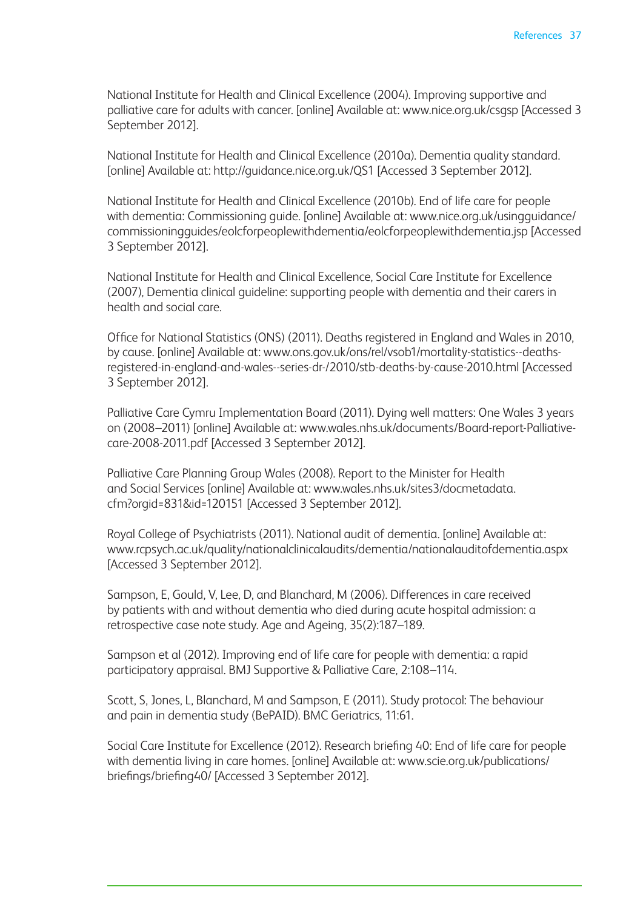National Institute for Health and Clinical Excellence (2004). Improving supportive and palliative care for adults with cancer. [online] Available at: www.nice.org.uk/csgsp [Accessed 3 September 2012].

National Institute for Health and Clinical Excellence (2010a). Dementia quality standard. [online] Available at: http://guidance.nice.org.uk/QS1 [Accessed 3 September 2012].

National Institute for Health and Clinical Excellence (2010b). End of life care for people with dementia: Commissioning guide. [online] Available at: www.nice.org.uk/usingguidance/commissioningguides/eolcforpeoplewithdementia/eolcforpeoplewithdementia.jsp [Accessed 3 September 2012].

National Institute for Health and Clinical Excellence, Social Care Institute for Excellence (2007), Dementia clinical guideline: supporting people with dementia and their carers in health and social care.

Office for National Statistics (ONS) (2011). Deaths registered in England and Wales in 2010, by cause. [online] Available at: www.ons.gov.uk/ons/rel/vsob1/mortality-statistics--deaths-registered-in-england-and-wales--series-dr-/2010/stb-deaths-by-cause-2010.html [Accessed 3 September 2012].

Palliative Care Cymru Implementation Board (2011). Dying well matters: One Wales 3 years on (2008–2011) [online] Available at: www.wales.nhs.uk/documents/Board-report-Palliative-care-2008-2011.pdf [Accessed 3 September 2012].

Palliative Care Planning Group Wales (2008). Report to the Minister for Health and Social Services [online] Available at: www.wales.nhs.uk/sites3/docmetadata.cfm?orgid=831&id=120151 [Accessed 3 September 2012].

Royal College of Psychiatrists (2011). National audit of dementia. [online] Available at: www.rcpsych.ac.uk/quality/nationalclinicalaudits/dementia/nationalauditofdementia.aspx [Accessed 3 September 2012].

Sampson, E, Gould, V, Lee, D, and Blanchard, M (2006). Differences in care received by patients with and without dementia who died during acute hospital admission: a retrospective case note study. Age and Ageing, 35(2):187–189.

Sampson et al (2012). Improving end of life care for people with dementia: a rapid participatory appraisal. BMJ Supportive & Palliative Care, 2:108–114.

Scott, S, Jones, L, Blanchard, M and Sampson, E (2011). Study protocol: The behaviour and pain in dementia study (BePAID). BMC Geriatrics, 11:61.

Social Care Institute for Excellence (2012). Research briefing 40: End of life care for people with dementia living in care homes. [online] Available at: www.scie.org.uk/publications/briefings/briefing40/ [Accessed 3 September 2012].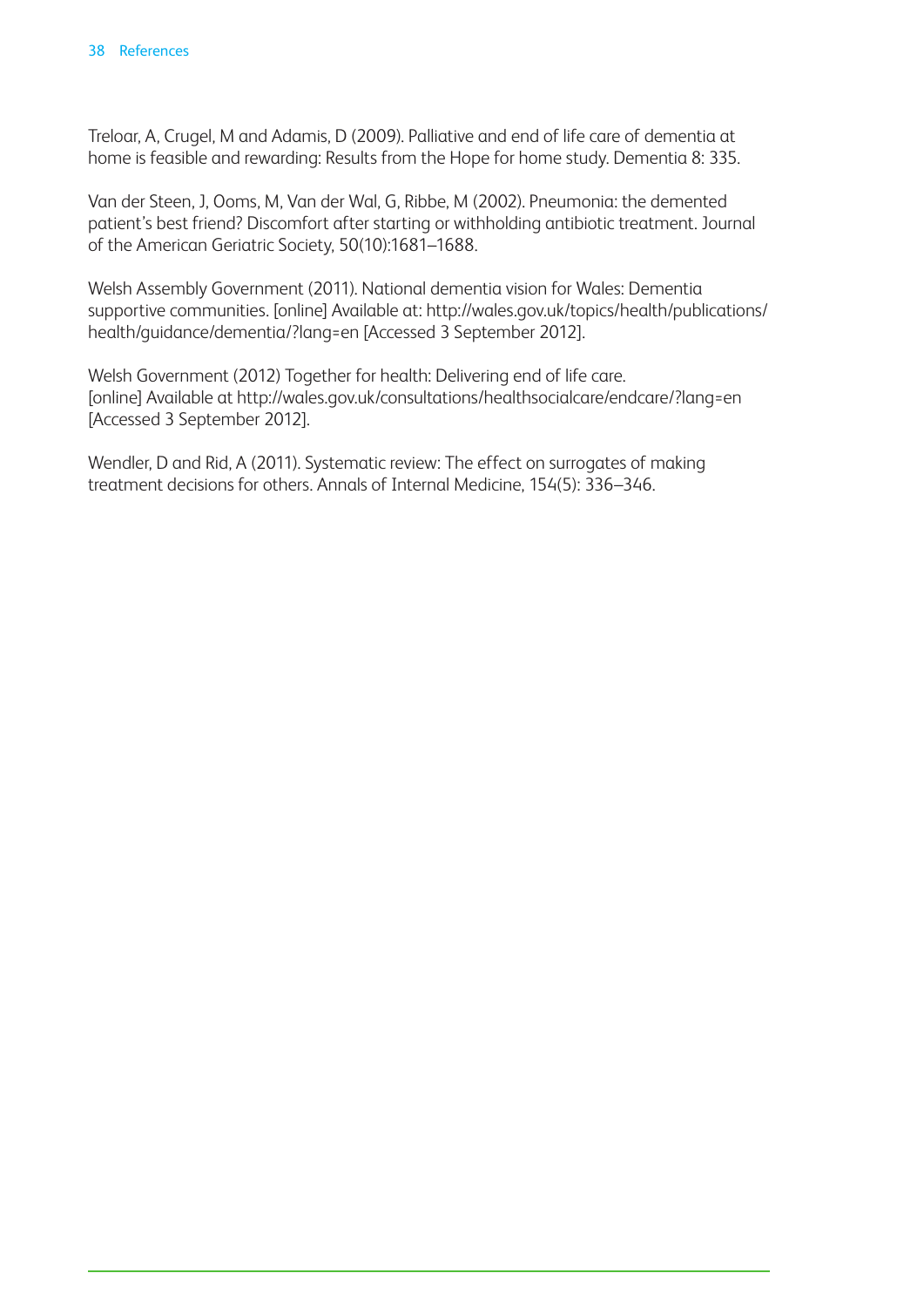Treloar, A, Crugel, M and Adamis, D (2009). Palliative and end of life care of dementia at home is feasible and rewarding: Results from the Hope for home study. Dementia 8: 335.

Van der Steen, J, Ooms, M, Van der Wal, G, Ribbe, M (2002). Pneumonia: the demented patient's best friend? Discomfort after starting or withholding antibiotic treatment. Journal of the American Geriatric Society, 50(10):1681–1688.

Welsh Assembly Government (2011). National dementia vision for Wales: Dementia supportive communities. [online] Available at: http://wales.gov.uk/topics/health/publications/health/guidance/dementia/?lang=en [Accessed 3 September 2012].

Welsh Government (2012) Together for health: Delivering end of life care. [online] Available at http://wales.gov.uk/consultations/healthsocialcare/endcare/?lang=en [Accessed 3 September 2012].

Wendler, D and Rid, A (2011). Systematic review: The effect on surrogates of making treatment decisions for others. Annals of Internal Medicine, 154(5): 336–346.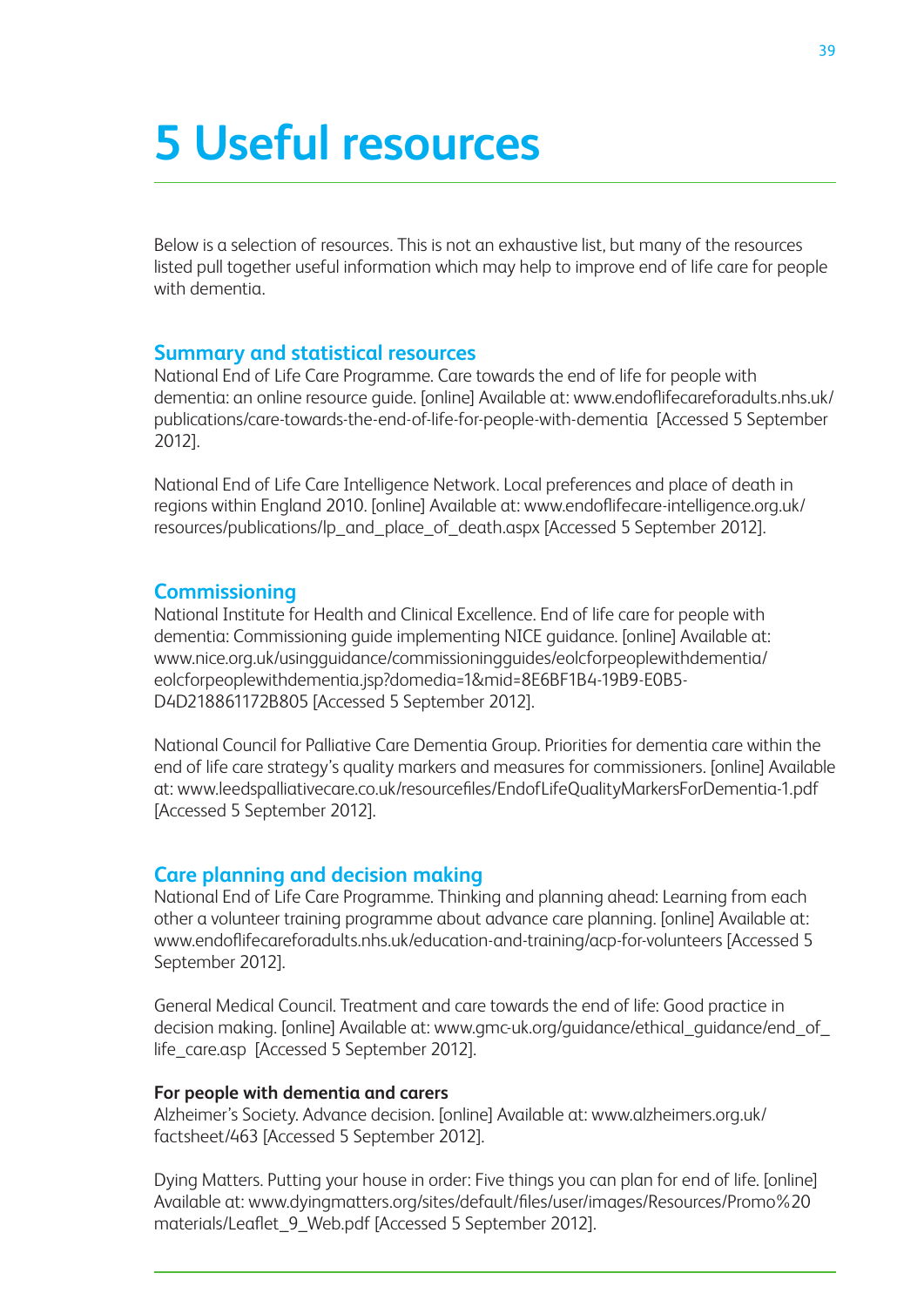# 5 Useful resources

Below is a selection of resources. This is not an exhaustive list, but many of the resources listed pull together useful information which may help to improve end of life care for people with dementia.

## Summary and statistical resources

National End of Life Care Programme. Care towards the end of life for people with dementia: an online resource guide. [online] Available at: www.endoflifecareforadults.nhs.uk/publications/care-towards-the-end-of-life-for-people-with-dementia [Accessed 5 September 2012].

National End of Life Care Intelligence Network. Local preferences and place of death in regions within England 2010. [online] Available at: www.endoflifecare-intelligence.org.uk/resources/publications/lp_and_place_of_death.aspx [Accessed 5 September 2012].

## Commissioning

National Institute for Health and Clinical Excellence. End of life care for people with dementia: Commissioning guide implementing NICE guidance. [online] Available at: www.nice.org.uk/usingguidance/commissioningguides/eolcforpeoplewithdementia/eolcforpeoplewithdementia.jsp?domedia=1&mid=8E6BF1B4-19B9-E0B5-D4D218861172B805 [Accessed 5 September 2012].

National Council for Palliative Care Dementia Group. Priorities for dementia care within the end of life care strategy's quality markers and measures for commissioners. [online] Available at: www.leedspalliativecare.co.uk/resourcefiles/EndofLifeQualityMarkersForDementia-1.pdf [Accessed 5 September 2012].

## Care planning and decision making

National End of Life Care Programme. Thinking and planning ahead: Learning from each other a volunteer training programme about advance care planning. [online] Available at: www.endoflifecareforadults.nhs.uk/education-and-training/acp-for-volunteers [Accessed 5 September 2012].

General Medical Council. Treatment and care towards the end of life: Good practice in decision making. [online] Available at: www.gmc-uk.org/guidance/ethical_guidance/end_of_life_care.asp [Accessed 5 September 2012].

**For people with dementia and carers**

Alzheimer's Society. Advance decision. [online] Available at: www.alzheimers.org.uk/factsheet/463 [Accessed 5 September 2012].

Dying Matters. Putting your house in order: Five things you can plan for end of life. [online] Available at: www.dyingmatters.org/sites/default/files/user/images/Resources/Promo%20materials/Leaflet_9_Web.pdf [Accessed 5 September 2012].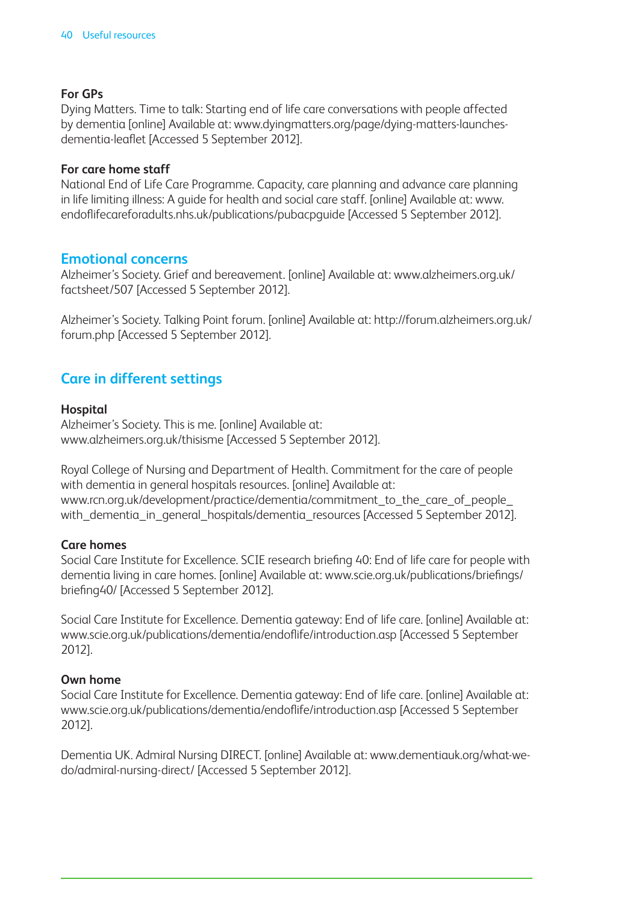#### For GPs

Dying Matters. Time to talk: Starting end of life care conversations with people affected by dementia [online] Available at: www.dyingmatters.org/page/dying-matters-launches-dementia-leaflet [Accessed 5 September 2012].

#### For care home staff

National End of Life Care Programme. Capacity, care planning and advance care planning in life limiting illness: A guide for health and social care staff. [online] Available at: www.endoflifecareforadults.nhs.uk/publications/pubacpguide [Accessed 5 September 2012].

## Emotional concerns

Alzheimer's Society. Grief and bereavement. [online] Available at: www.alzheimers.org.uk/factsheet/507 [Accessed 5 September 2012].

Alzheimer's Society. Talking Point forum. [online] Available at: http://forum.alzheimers.org.uk/forum.php [Accessed 5 September 2012].

## Care in different settings

#### Hospital

Alzheimer's Society. This is me. [online] Available at: www.alzheimers.org.uk/thisisme [Accessed 5 September 2012].

Royal College of Nursing and Department of Health. Commitment for the care of people with dementia in general hospitals resources. [online] Available at: www.rcn.org.uk/development/practice/dementia/commitment_to_the_care_of_people_with_dementia_in_general_hospitals/dementia_resources [Accessed 5 September 2012].

#### Care homes

Social Care Institute for Excellence. SCIE research briefing 40: End of life care for people with dementia living in care homes. [online] Available at: www.scie.org.uk/publications/briefings/briefing40/ [Accessed 5 September 2012].

Social Care Institute for Excellence. Dementia gateway: End of life care. [online] Available at: www.scie.org.uk/publications/dementia/endoflife/introduction.asp [Accessed 5 September 2012].

#### Own home

Social Care Institute for Excellence. Dementia gateway: End of life care. [online] Available at: www.scie.org.uk/publications/dementia/endoflife/introduction.asp [Accessed 5 September 2012].

Dementia UK. Admiral Nursing DIRECT. [online] Available at: www.dementiauk.org/what-we-do/admiral-nursing-direct/ [Accessed 5 September 2012].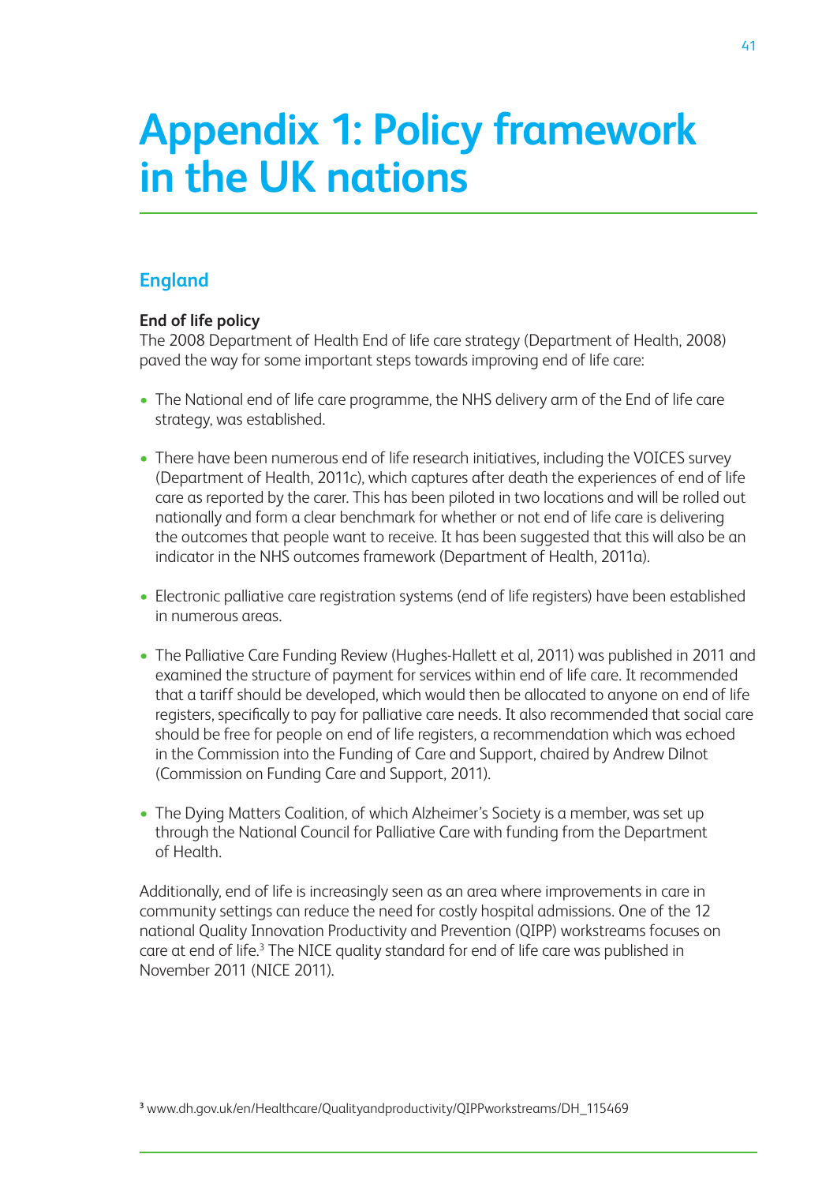# Appendix 1: Policy framework in the UK nations

## England

### End of life policy

The 2008 Department of Health End of life care strategy (Department of Health, 2008) paved the way for some important steps towards improving end of life care:

- The National end of life care programme, the NHS delivery arm of the End of life care strategy, was established.
- There have been numerous end of life research initiatives, including the VOICES survey (Department of Health, 2011c), which captures after death the experiences of end of life care as reported by the carer. This has been piloted in two locations and will be rolled out nationally and form a clear benchmark for whether or not end of life care is delivering the outcomes that people want to receive. It has been suggested that this will also be an indicator in the NHS outcomes framework (Department of Health, 2011a).
- Electronic palliative care registration systems (end of life registers) have been established in numerous areas.
- The Palliative Care Funding Review (Hughes-Hallett et al, 2011) was published in 2011 and examined the structure of payment for services within end of life care. It recommended that a tariff should be developed, which would then be allocated to anyone on end of life registers, specifically to pay for palliative care needs. It also recommended that social care should be free for people on end of life registers, a recommendation which was echoed in the Commission into the Funding of Care and Support, chaired by Andrew Dilnot (Commission on Funding Care and Support, 2011).
- The Dying Matters Coalition, of which Alzheimer's Society is a member, was set up through the National Council for Palliative Care with funding from the Department of Health.

Additionally, end of life is increasingly seen as an area where improvements in care in community settings can reduce the need for costly hospital admissions. One of the 12 national Quality Innovation Productivity and Prevention (QIPP) workstreams focuses on care at end of life.[3] The NICE quality standard for end of life care was published in November 2011 (NICE 2011).

[3] www.dh.gov.uk/en/Healthcare/Qualityandproductivity/QIPPworkstreams/DH_115469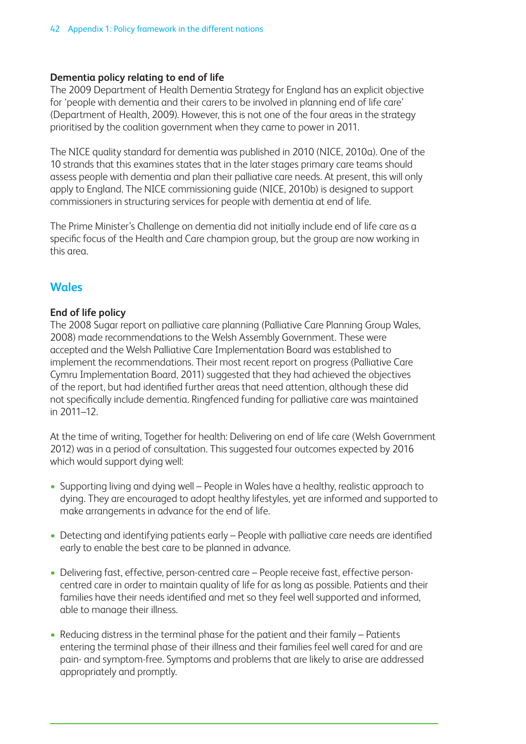**Dementia policy relating to end of life**

The 2009 Department of Health Dementia Strategy for England has an explicit objective for 'people with dementia and their carers to be involved in planning end of life care' (Department of Health, 2009). However, this is not one of the four areas in the strategy prioritised by the coalition government when they came to power in 2011.

The NICE quality standard for dementia was published in 2010 (NICE, 2010a). One of the 10 strands that this examines states that in the later stages primary care teams should assess people with dementia and plan their palliative care needs. At present, this will only apply to England. The NICE commissioning guide (NICE, 2010b) is designed to support commissioners in structuring services for people with dementia at end of life.

The Prime Minister's Challenge on dementia did not initially include end of life care as a specific focus of the Health and Care champion group, but the group are now working in this area.

## Wales

**End of life policy**

The 2008 Sugar report on palliative care planning (Palliative Care Planning Group Wales, 2008) made recommendations to the Welsh Assembly Government. These were accepted and the Welsh Palliative Care Implementation Board was established to implement the recommendations. Their most recent report on progress (Palliative Care Cymru Implementation Board, 2011) suggested that they had achieved the objectives of the report, but had identified further areas that need attention, although these did not specifically include dementia. Ringfenced funding for palliative care was maintained in 2011–12.

At the time of writing, Together for health: Delivering on end of life care (Welsh Government 2012) was in a period of consultation. This suggested four outcomes expected by 2016 which would support dying well:

- Supporting living and dying well – People in Wales have a healthy, realistic approach to dying. They are encouraged to adopt healthy lifestyles, yet are informed and supported to make arrangements in advance for the end of life.
- Detecting and identifying patients early – People with palliative care needs are identified early to enable the best care to be planned in advance.
- Delivering fast, effective, person-centred care – People receive fast, effective person-centred care in order to maintain quality of life for as long as possible. Patients and their families have their needs identified and met so they feel well supported and informed, able to manage their illness.
- Reducing distress in the terminal phase for the patient and their family – Patients entering the terminal phase of their illness and their families feel well cared for and are pain- and symptom-free. Symptoms and problems that are likely to arise are addressed appropriately and promptly.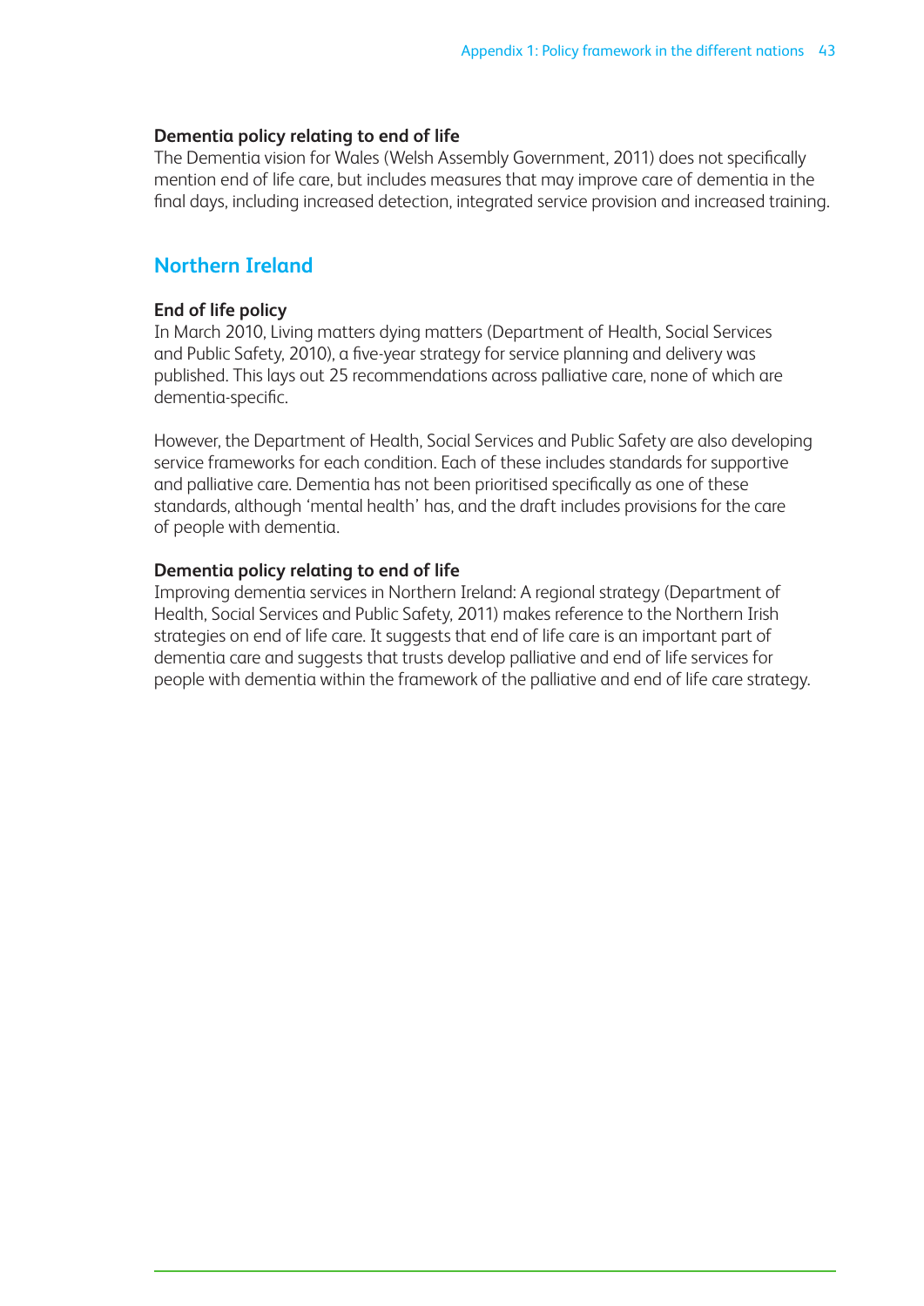#### Dementia policy relating to end of life

The Dementia vision for Wales (Welsh Assembly Government, 2011) does not specifically mention end of life care, but includes measures that may improve care of dementia in the final days, including increased detection, integrated service provision and increased training.

## Northern Ireland

#### End of life policy

In March 2010, Living matters dying matters (Department of Health, Social Services and Public Safety, 2010), a five-year strategy for service planning and delivery was published. This lays out 25 recommendations across palliative care, none of which are dementia-specific.

However, the Department of Health, Social Services and Public Safety are also developing service frameworks for each condition. Each of these includes standards for supportive and palliative care. Dementia has not been prioritised specifically as one of these standards, although 'mental health' has, and the draft includes provisions for the care of people with dementia.

#### Dementia policy relating to end of life

Improving dementia services in Northern Ireland: A regional strategy (Department of Health, Social Services and Public Safety, 2011) makes reference to the Northern Irish strategies on end of life care. It suggests that end of life care is an important part of dementia care and suggests that trusts develop palliative and end of life services for people with dementia within the framework of the palliative and end of life care strategy.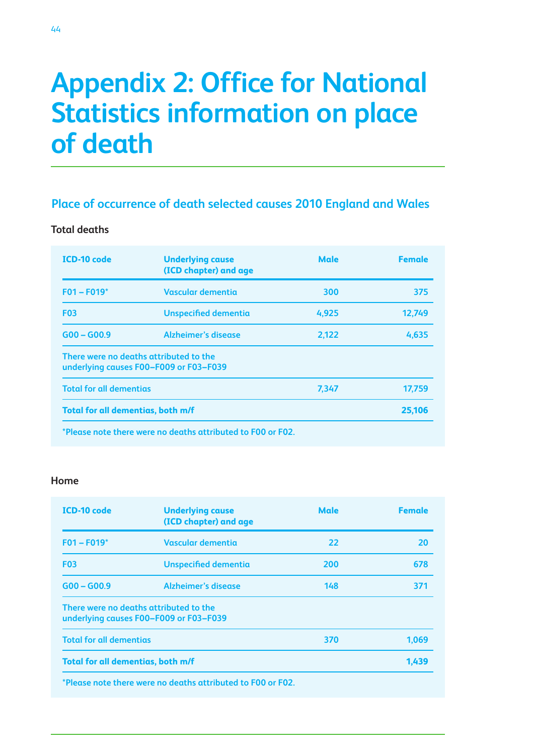# Appendix 2: Office for National Statistics information on place of death

## Place of occurrence of death selected causes 2010 England and Wales

### Total deaths

| ICD-10 code | Underlying cause (ICD chapter) and age | Male | Female |
|---|---|---|---|
| F01 – F019* | Vascular dementia | 300 | 375 |
| F03 | Unspecified dementia | 4,925 | 12,749 |
| G00 – G00.9 | Alzheimer's disease | 2,122 | 4,635 |
| There were no deaths attributed to the underlying causes F00–F009 or F03–F039 | | | |
| Total for all dementias | | 7,347 | 17,759 |
| Total for all dementias, both m/f | | | 25,106 |

*Please note there were no deaths attributed to F00 or F02.

### Home

| ICD-10 code | Underlying cause (ICD chapter) and age | Male | Female |
|---|---|---|---|
| F01 – F019* | Vascular dementia | 22 | 20 |
| F03 | Unspecified dementia | 200 | 678 |
| G00 – G00.9 | Alzheimer's disease | 148 | 371 |
| There were no deaths attributed to the underlying causes F00–F009 or F03–F039 | | | |
| Total for all dementias | | 370 | 1,069 |
| Total for all dementias, both m/f | | | 1,439 |

*Please note there were no deaths attributed to F00 or F02.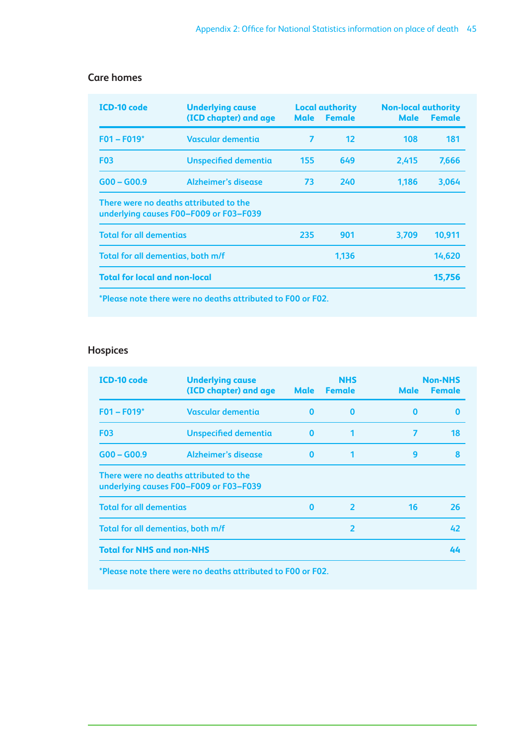### Care homes

| ICD-10 code | Underlying cause (ICD chapter) and age | Local authority Male | Local authority Female | Non-local authority Male | Non-local authority Female |
|---|---|---|---|---|---|
| F01 – F019* | Vascular dementia | 7 | 12 | 108 | 181 |
| F03 | Unspecified dementia | 155 | 649 | 2,415 | 7,666 |
| G00 – G00.9 | Alzheimer's disease | 73 | 240 | 1,186 | 3,064 |
| There were no deaths attributed to the underlying causes F00–F009 or F03–F039 | | | | | |
| Total for all dementias | | 235 | 901 | 3,709 | 10,911 |
| Total for all dementias, both m/f | | | 1,136 | | 14,620 |
| **Total for local and non-local** | | | | | **15,756** |

*Please note there were no deaths attributed to F00 or F02.

### Hospices

| ICD-10 code | Underlying cause (ICD chapter) and age | NHS Male | NHS Female | Non-NHS Male | Non-NHS Female |
|---|---|---|---|---|---|
| F01 – F019* | Vascular dementia | 0 | 0 | 0 | 0 |
| F03 | Unspecified dementia | 0 | 1 | 7 | 18 |
| G00 – G00.9 | Alzheimer's disease | 0 | 1 | 9 | 8 |
| There were no deaths attributed to the underlying causes F00–F009 or F03–F039 | | | | | |
| Total for all dementias | | 0 | 2 | 16 | 26 |
| Total for all dementias, both m/f | | | 2 | | 42 |
| **Total for NHS and non-NHS** | | | | | **44** |

*Please note there were no deaths attributed to F00 or F02.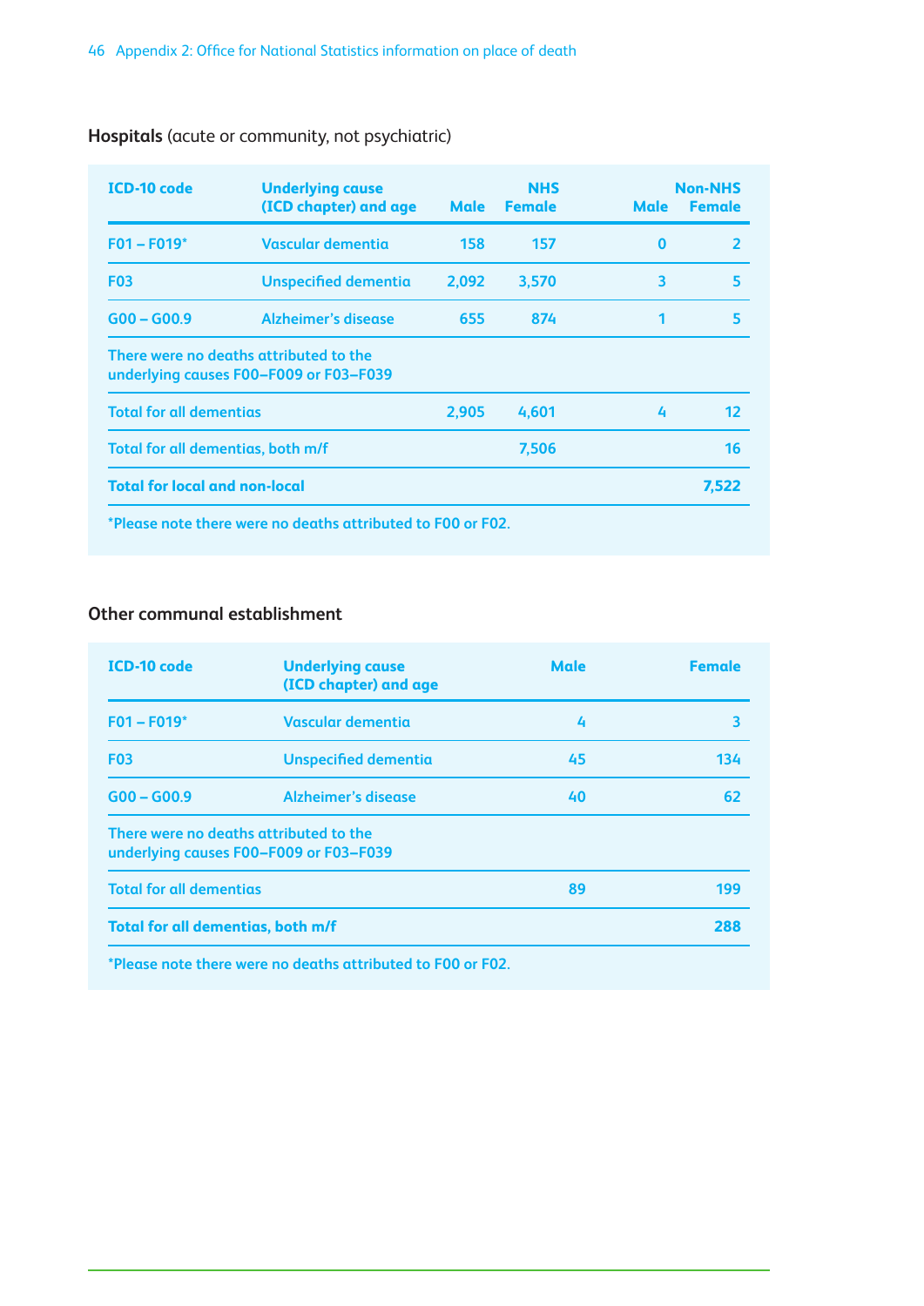**Hospitals** (acute or community, not psychiatric)

| ICD-10 code | Underlying cause (ICD chapter) and age | NHS Male | NHS Female | Non-NHS Male | Non-NHS Female |
|---|---|---|---|---|---|
| F01 – F019* | Vascular dementia | 158 | 157 | 0 | 2 |
| F03 | Unspecified dementia | 2,092 | 3,570 | 3 | 5 |
| G00 – G00.9 | Alzheimer's disease | 655 | 874 | 1 | 5 |
| There were no deaths attributed to the underlying causes F00–F009 or F03–F039 | | | | | |
| Total for all dementias | | 2,905 | 4,601 | 4 | 12 |
| Total for all dementias, both m/f | | | 7,506 | | 16 |
| **Total for local and non-local** | | | | | **7,522** |

*Please note there were no deaths attributed to F00 or F02.

**Other communal establishment**

| ICD-10 code | Underlying cause (ICD chapter) and age | Male | Female |
|---|---|---|---|
| F01 – F019* | Vascular dementia | 4 | 3 |
| F03 | Unspecified dementia | 45 | 134 |
| G00 – G00.9 | Alzheimer's disease | 40 | 62 |
| There were no deaths attributed to the underlying causes F00–F009 or F03–F039 | | | |
| Total for all dementias | | 89 | 199 |
| **Total for all dementias, both m/f** | | | **288** |

*Please note there were no deaths attributed to F00 or F02.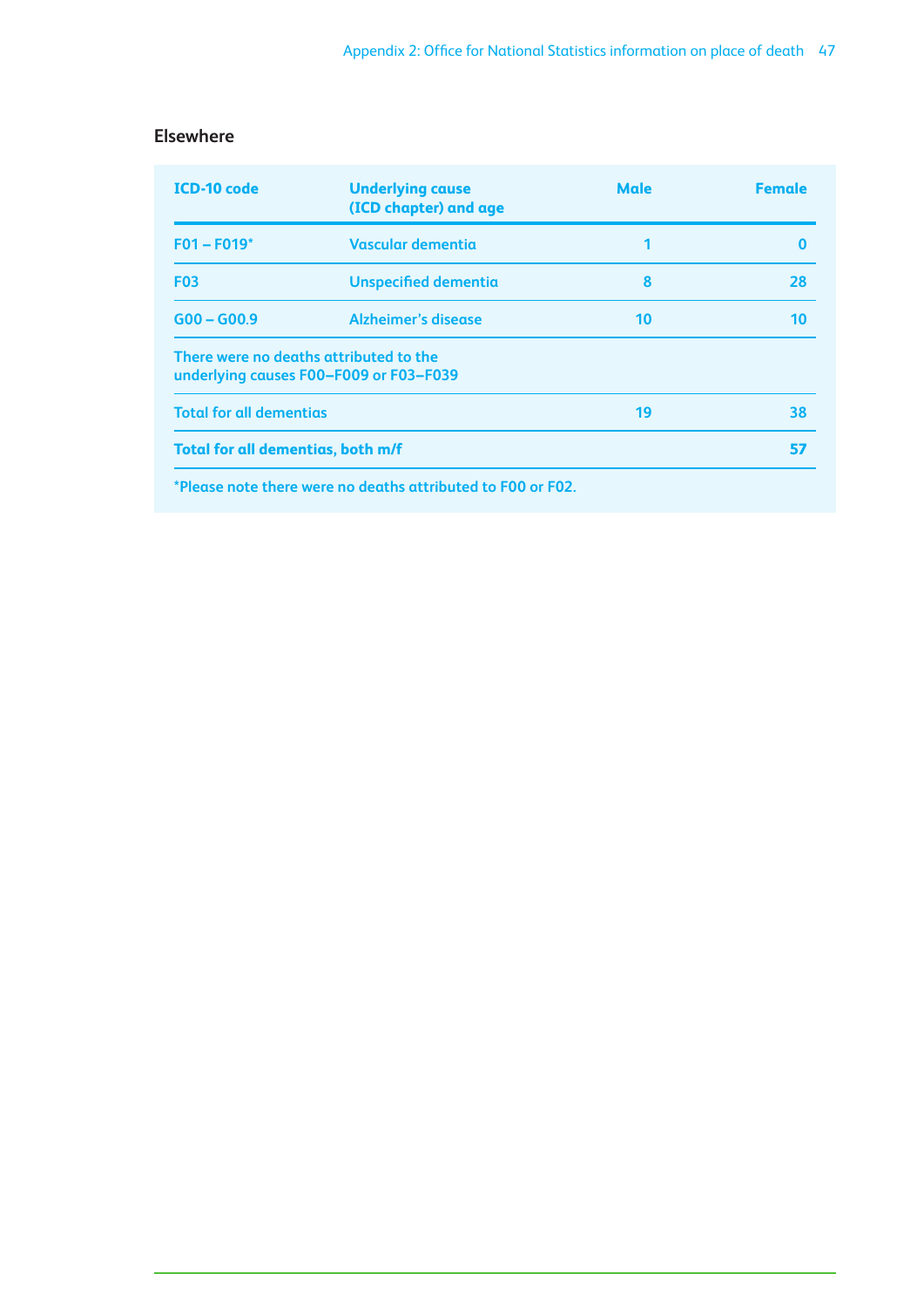## Elsewhere

| ICD-10 code | Underlying cause (ICD chapter) and age | Male | Female |
|---|---|---|---|
| F01 – F019* | Vascular dementia | 1 | 0 |
| F03 | Unspecified dementia | 8 | 28 |
| G00 – G00.9 | Alzheimer's disease | 10 | 10 |
| There were no deaths attributed to the underlying causes F00–F009 or F03–F039 | | | |
| Total for all dementias | | 19 | 38 |
| Total for all dementias, both m/f | | | 57 |

*Please note there were no deaths attributed to F00 or F02.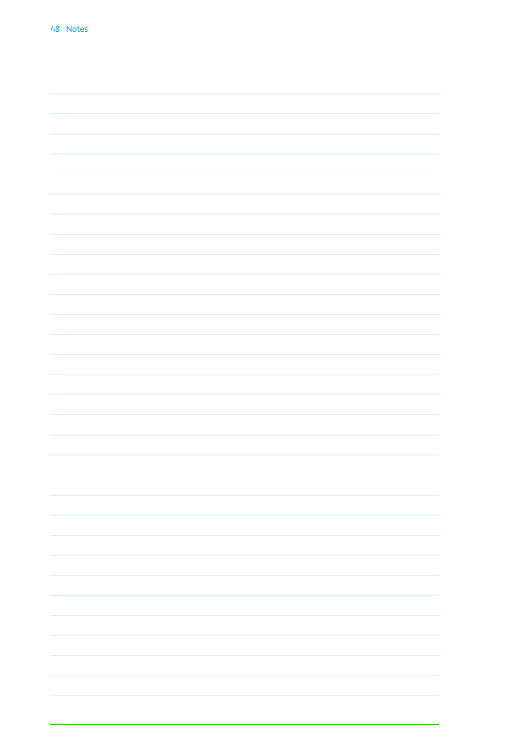Notes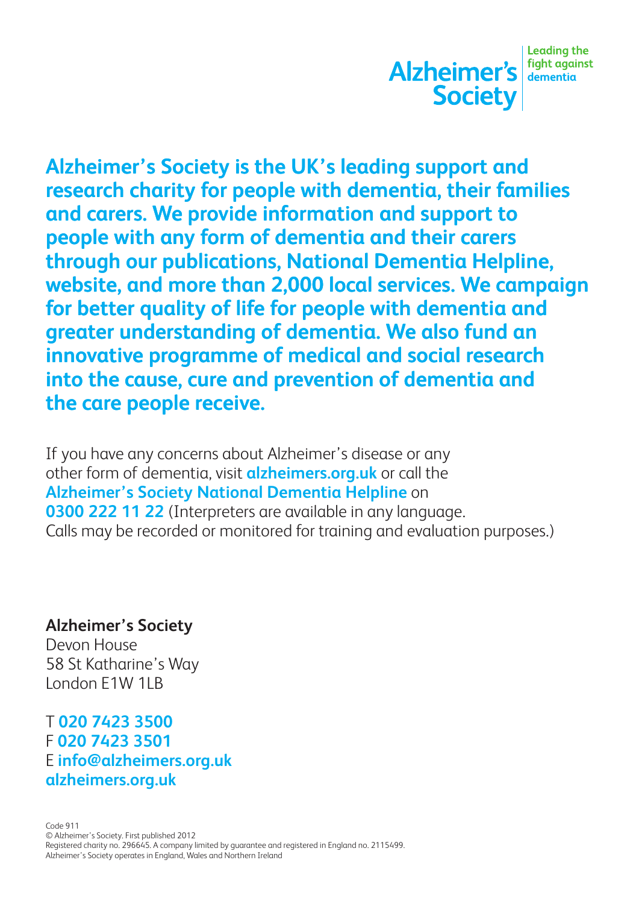Alzheimer's Society

Leading the fight against dementia

**Alzheimer's Society is the UK's leading support and research charity for people with dementia, their families and carers. We provide information and support to people with any form of dementia and their carers through our publications, National Dementia Helpline, website, and more than 2,000 local services. We campaign for better quality of life for people with dementia and greater understanding of dementia. We also fund an innovative programme of medical and social research into the cause, cure and prevention of dementia and the care people receive.**

If you have any concerns about Alzheimer's disease or any other form of dementia, visit **alzheimers.org.uk** or call the **Alzheimer's Society National Dementia Helpline** on **0300 222 11 22** (Interpreters are available in any language. Calls may be recorded or monitored for training and evaluation purposes.)

**Alzheimer's Society**
Devon House
58 St Katharine's Way
London E1W 1LB

T **020 7423 3500**
F **020 7423 3501**
E **info@alzheimers.org.uk**
**alzheimers.org.uk**

Code 911
© Alzheimer's Society. First published 2012
Registered charity no. 296645. A company limited by guarantee and registered in England no. 2115499.
Alzheimer's Society operates in England, Wales and Northern Ireland